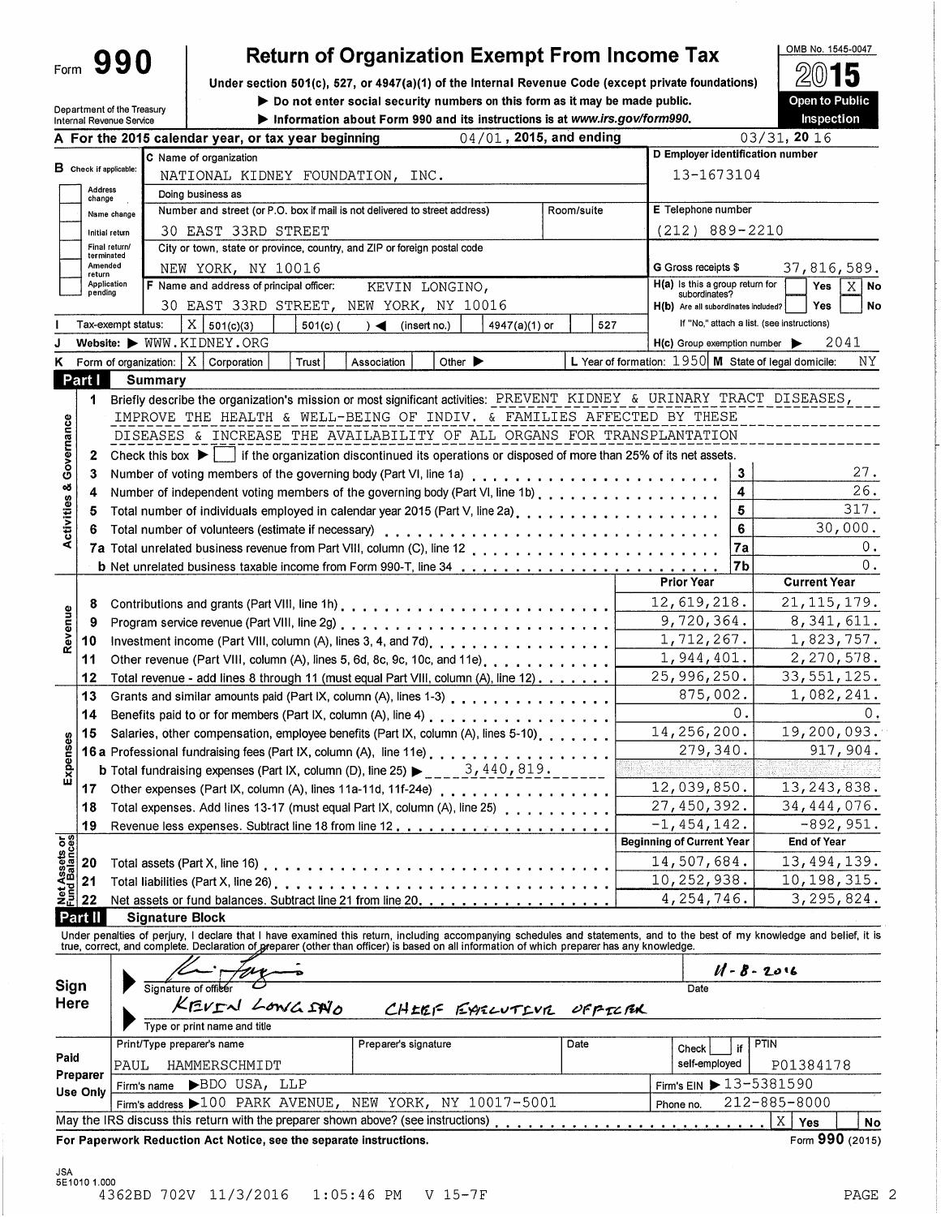Form **990**

# Return of Organization Exempt From Income Tax

Under section 501(c), 527, or 4947(a)(1) of the Internal Revenue Code (except private foundations)

▶ Do not enter social security numbers on this form as it may be made public.

▶ Information about Form 990 and its instructions is at www.irs.gov/form990.

OMB No. 1545-0047

**2015**

**Open to Public Inspection**

Department of the Treasury
Internal Revenue Service

**A For the 2015 calendar year, or tax year beginning** 04/01, 2015, and ending 03/31, 20 16

**B** Check if applicable:
- [ ] Address change
- [ ] Name change
- [ ] Initial return
- [ ] Final return/terminated
- [ ] Amended return
- [ ] Application pending

**C** Name of organization: NATIONAL KIDNEY FOUNDATION, INC.

Doing business as

Number and street (or P.O. box if mail is not delivered to street address): 30 EAST 33RD STREET — Room/suite

City or town, state or province, country, and ZIP or foreign postal code: NEW YORK, NY 10016

**D** Employer identification number: 13-1673104

**E** Telephone number: (212) 889-2210

**G** Gross receipts $ 37,816,589.

**F** Name and address of principal officer: KEVIN LONGINO, 30 EAST 33RD STREET, NEW YORK, NY 10016

**H(a)** Is this a group return for subordinates? [ ] Yes [X] No

**H(b)** Are all subordinates included? [ ] Yes [ ] No
If "No," attach a list. (see instructions)

**I** Tax-exempt status: [X] 501(c)(3) [ ] 501(c) ( ) ◀ (insert no.) [ ] 4947(a)(1) or [ ] 527

**J** Website: ▶ WWW.KIDNEY.ORG

**H(c)** Group exemption number ▶ 2041

**K** Form of organization: [X] Corporation [ ] Trust [ ] Association [ ] Other ▶

**L** Year of formation: 1950 **M** State of legal domicile: NY

## Part I Summary

### Activities & Governance

1 Briefly describe the organization's mission or most significant activities: PREVENT KIDNEY & URINARY TRACT DISEASES, IMPROVE THE HEALTH & WELL-BEING OF INDIV. & FAMILIES AFFECTED BY THESE DISEASES & INCREASE THE AVAILABILITY OF ALL ORGANS FOR TRANSPLANTATION

2 Check this box ▶ [ ] if the organization discontinued its operations or disposed of more than 25% of its net assets.

| | | | |
|---|---|---|---|
| 3 | Number of voting members of the governing body (Part VI, line 1a) | 3 | 27. |
| 4 | Number of independent voting members of the governing body (Part VI, line 1b) | 4 | 26. |
| 5 | Total number of individuals employed in calendar year 2015 (Part V, line 2a) | 5 | 317. |
| 6 | Total number of volunteers (estimate if necessary) | 6 | 30,000. |
| 7a | Total unrelated business revenue from Part VIII, column (C), line 12 | 7a | 0. |
| b | Net unrelated business taxable income from Form 990-T, line 34 | 7b | 0. |

### Revenue / Expenses

| | | Prior Year | Current Year |
|---|---|---|---|
| 8 | Contributions and grants (Part VIII, line 1h) | 12,619,218. | 21,115,179. |
| 9 | Program service revenue (Part VIII, line 2g) | 9,720,364. | 8,341,611. |
| 10 | Investment income (Part VIII, column (A), lines 3, 4, and 7d) | 1,712,267. | 1,823,757. |
| 11 | Other revenue (Part VIII, column (A), lines 5, 6d, 8c, 9c, 10c, and 11e) | 1,944,401. | 2,270,578. |
| 12 | Total revenue - add lines 8 through 11 (must equal Part VIII, column (A), line 12) | 25,996,250. | 33,551,125. |
| 13 | Grants and similar amounts paid (Part IX, column (A), lines 1-3) | 875,002. | 1,082,241. |
| 14 | Benefits paid to or for members (Part IX, column (A), line 4) | 0. | 0. |
| 15 | Salaries, other compensation, employee benefits (Part IX, column (A), lines 5-10) | 14,256,200. | 19,200,093. |
| 16a | Professional fundraising fees (Part IX, column (A), line 11e) | 279,340. | 917,904. |
| b | Total fundraising expenses (Part IX, column (D), line 25) ▶ 3,440,819. | | |
| 17 | Other expenses (Part IX, column (A), lines 11a-11d, 11f-24e) | 12,039,850. | 13,243,838. |
| 18 | Total expenses. Add lines 13-17 (must equal Part IX, column (A), line 25) | 27,450,392. | 34,444,076. |
| 19 | Revenue less expenses. Subtract line 18 from line 12 | -1,454,142. | -892,951. |

### Net Assets or Fund Balances

| | | Beginning of Current Year | End of Year |
|---|---|---|---|
| 20 | Total assets (Part X, line 16) | 14,507,684. | 13,494,139. |
| 21 | Total liabilities (Part X, line 26) | 10,252,938. | 10,198,315. |
| 22 | Net assets or fund balances. Subtract line 21 from line 20 | 4,254,746. | 3,295,824. |

## Part II Signature Block

Under penalties of perjury, I declare that I have examined this return, including accompanying schedules and statements, and to the best of my knowledge and belief, it is true, correct, and complete. Declaration of preparer (other than officer) is based on all information of which preparer has any knowledge.

**Sign Here**

Signature of officer — Date: 11-8-2016

KEVIN LONGINO CHIEF EXECUTIVE OFFICER
Type or print name and title

**Paid Preparer Use Only**

| Print/Type preparer's name | Preparer's signature | Date | Check [ ] if self-employed | PTIN |
|---|---|---|---|---|
| PAUL HAMMERSCHMIDT | | | | P01384178 |

Firm's name ▶ BDO USA, LLP — Firm's EIN ▶ 13-5381590

Firm's address ▶ 100 PARK AVENUE, NEW YORK, NY 10017-5001 — Phone no. 212-885-8000

May the IRS discuss this return with the preparer shown above? (see instructions) [X] Yes [ ] No

For Paperwork Reduction Act Notice, see the separate instructions. Form **990** (2015)

JSA
5E1010 1.000
4362BD 702V 11/3/2016 1:05:46 PM V 15-7F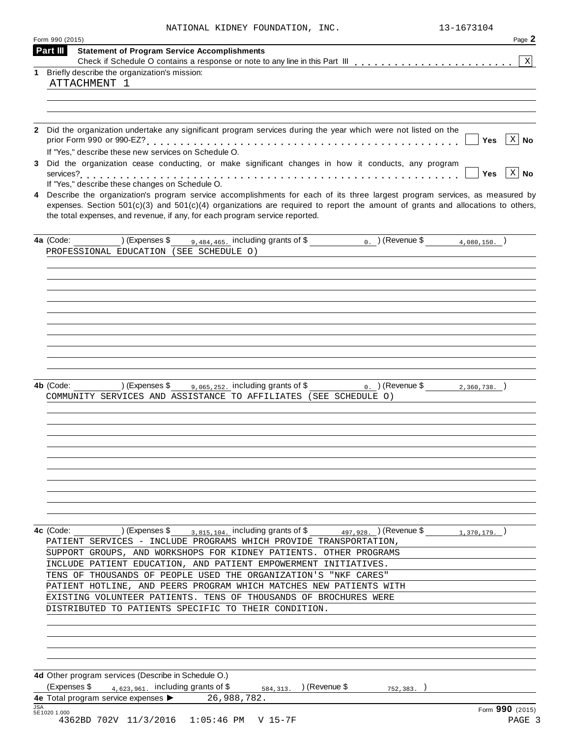NATIONAL KIDNEY FOUNDATION, INC. 13-1673104

Form 990 (2015)

## Part III Statement of Program Service Accomplishments

Check if Schedule O contains a response or note to any line in this Part III . . . . . . . . . . . . . . . . . . . . . . . . [X]

**1** Briefly describe the organization's mission:

ATTACHMENT 1

**2** Did the organization undertake any significant program services during the year which were not listed on the prior Form 990 or 990-EZ? . . . . . . . . . . . . . . . . . . . . . . . . . . . . . . . . . . . . . . . . . . . . . . [ ] Yes [X] No

If "Yes," describe these new services on Schedule O.

**3** Did the organization cease conducting, or make significant changes in how it conducts, any program services? . . . . . . . . . . . . . . . . . . . . . . . . . . . . . . . . . . . . . . . . . . . . . . . . . . . . . . [ ] Yes [X] No

If "Yes," describe these changes on Schedule O.

**4** Describe the organization's program service accomplishments for each of its three largest program services, as measured by expenses. Section 501(c)(3) and 501(c)(4) organizations are required to report the amount of grants and allocations to others, the total expenses, and revenue, if any, for each program service reported.

**4a** (Code: ) (Expenses $ 9,484,465. including grants of $ 0. ) (Revenue $ 4,080,150. )

PROFESSIONAL EDUCATION (SEE SCHEDULE O)

**4b** (Code: ) (Expenses $ 9,065,252. including grants of $ 0. ) (Revenue $ 2,360,738. )

COMMUNITY SERVICES AND ASSISTANCE TO AFFILIATES (SEE SCHEDULE O)

**4c** (Code: ) (Expenses $ 3,815,104. including grants of $ 497,928. ) (Revenue $ 1,370,179. )

PATIENT SERVICES - INCLUDE PROGRAMS WHICH PROVIDE TRANSPORTATION, SUPPORT GROUPS, AND WORKSHOPS FOR KIDNEY PATIENTS. OTHER PROGRAMS INCLUDE PATIENT EDUCATION, AND PATIENT EMPOWERMENT INITIATIVES. TENS OF THOUSANDS OF PEOPLE USED THE ORGANIZATION'S "NKF CARES" PATIENT HOTLINE, AND PEERS PROGRAM WHICH MATCHES NEW PATIENTS WITH EXISTING VOLUNTEER PATIENTS. TENS OF THOUSANDS OF BROCHURES WERE DISTRIBUTED TO PATIENTS SPECIFIC TO THEIR CONDITION.

**4d** Other program services (Describe in Schedule O.)

(Expenses $ 4,623,961. including grants of $ 584,313. ) (Revenue $ 752,383. )

**4e** Total program service expenses ► 26,988,782.

Form **990** (2015)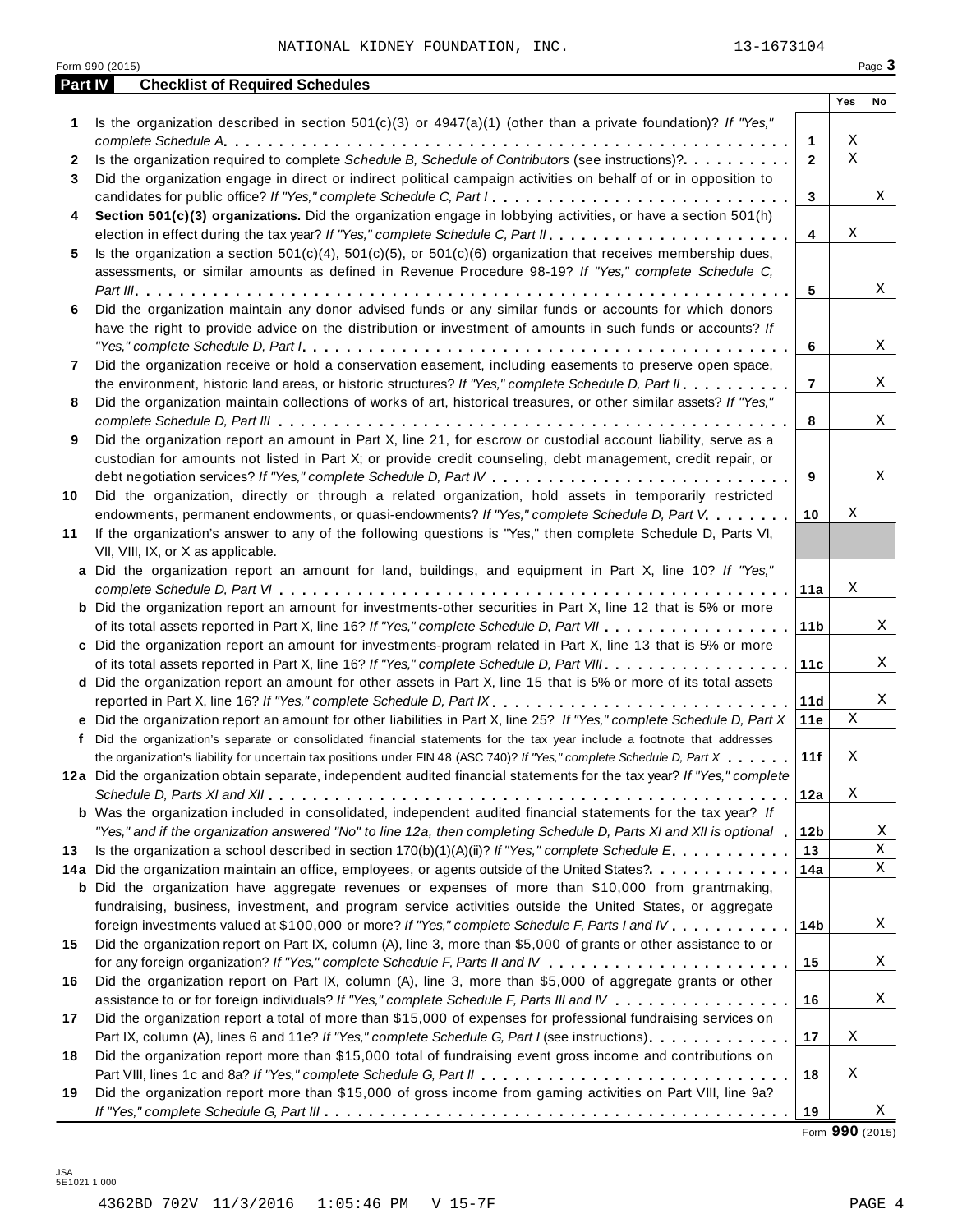NATIONAL KIDNEY FOUNDATION, INC. 13-1673104

Form 990 (2015)

## Part IV Checklist of Required Schedules

| | | | Yes | No |
|---|---|---|---|---|
| **1** | Is the organization described in section 501(c)(3) or 4947(a)(1) (other than a private foundation)? *If "Yes," complete Schedule A* | **1** | X | |
| **2** | Is the organization required to complete *Schedule B, Schedule of Contributors* (see instructions)? | **2** | X | |
| **3** | Did the organization engage in direct or indirect political campaign activities on behalf of or in opposition to candidates for public office? *If "Yes," complete Schedule C, Part I* | **3** | | X |
| **4** | **Section 501(c)(3) organizations.** Did the organization engage in lobbying activities, or have a section 501(h) election in effect during the tax year? *If "Yes," complete Schedule C, Part II* | **4** | X | |
| **5** | Is the organization a section 501(c)(4), 501(c)(5), or 501(c)(6) organization that receives membership dues, assessments, or similar amounts as defined in Revenue Procedure 98-19? *If "Yes," complete Schedule C, Part III* | **5** | | X |
| **6** | Did the organization maintain any donor advised funds or any similar funds or accounts for which donors have the right to provide advice on the distribution or investment of amounts in such funds or accounts? *If "Yes," complete Schedule D, Part I* | **6** | | X |
| **7** | Did the organization receive or hold a conservation easement, including easements to preserve open space, the environment, historic land areas, or historic structures? *If "Yes," complete Schedule D, Part II* | **7** | | X |
| **8** | Did the organization maintain collections of works of art, historical treasures, or other similar assets? *If "Yes," complete Schedule D, Part III* | **8** | | X |
| **9** | Did the organization report an amount in Part X, line 21, for escrow or custodial account liability, serve as a custodian for amounts not listed in Part X; or provide credit counseling, debt management, credit repair, or debt negotiation services? *If "Yes," complete Schedule D, Part IV* | **9** | | X |
| **10** | Did the organization, directly or through a related organization, hold assets in temporarily restricted endowments, permanent endowments, or quasi-endowments? *If "Yes," complete Schedule D, Part V* | **10** | X | |
| **11** | If the organization's answer to any of the following questions is "Yes," then complete Schedule D, Parts VI, VII, VIII, IX, or X as applicable. | | | |
| **a** | Did the organization report an amount for land, buildings, and equipment in Part X, line 10? *If "Yes," complete Schedule D, Part VI* | **11a** | X | |
| **b** | Did the organization report an amount for investments-other securities in Part X, line 12 that is 5% or more of its total assets reported in Part X, line 16? *If "Yes," complete Schedule D, Part VII* | **11b** | | X |
| **c** | Did the organization report an amount for investments-program related in Part X, line 13 that is 5% or more of its total assets reported in Part X, line 16? *If "Yes," complete Schedule D, Part VIII* | **11c** | | X |
| **d** | Did the organization report an amount for other assets in Part X, line 15 that is 5% or more of its total assets reported in Part X, line 16? *If "Yes," complete Schedule D, Part IX* | **11d** | | X |
| **e** | Did the organization report an amount for other liabilities in Part X, line 25? *If "Yes," complete Schedule D, Part X* | **11e** | X | |
| **f** | Did the organization's separate or consolidated financial statements for the tax year include a footnote that addresses the organization's liability for uncertain tax positions under FIN 48 (ASC 740)? *If "Yes," complete Schedule D, Part X* | **11f** | X | |
| **12a** | Did the organization obtain separate, independent audited financial statements for the tax year? *If "Yes," complete Schedule D, Parts XI and XII* | **12a** | X | |
| **b** | Was the organization included in consolidated, independent audited financial statements for the tax year? *If "Yes," and if the organization answered "No" to line 12a, then completing Schedule D, Parts XI and XII is optional* | **12b** | | X |
| **13** | Is the organization a school described in section 170(b)(1)(A)(ii)? *If "Yes," complete Schedule E* | **13** | | X |
| **14a** | Did the organization maintain an office, employees, or agents outside of the United States? | **14a** | | X |
| **b** | Did the organization have aggregate revenues or expenses of more than $10,000 from grantmaking, fundraising, business, investment, and program service activities outside the United States, or aggregate foreign investments valued at $100,000 or more? *If "Yes," complete Schedule F, Parts I and IV* | **14b** | | X |
| **15** | Did the organization report on Part IX, column (A), line 3, more than $5,000 of grants or other assistance to or for any foreign organization? *If "Yes," complete Schedule F, Parts II and IV* | **15** | | X |
| **16** | Did the organization report on Part IX, column (A), line 3, more than $5,000 of aggregate grants or other assistance to or for foreign individuals? *If "Yes," complete Schedule F, Parts III and IV* | **16** | | X |
| **17** | Did the organization report a total of more than $15,000 of expenses for professional fundraising services on Part IX, column (A), lines 6 and 11e? *If "Yes," complete Schedule G, Part I* (see instructions) | **17** | X | |
| **18** | Did the organization report more than $15,000 total of fundraising event gross income and contributions on Part VIII, lines 1c and 8a? *If "Yes," complete Schedule G, Part II* | **18** | X | |
| **19** | Did the organization report more than $15,000 of gross income from gaming activities on Part VIII, line 9a? *If "Yes," complete Schedule G, Part III* | **19** | | X |

Form **990** (2015)

JSA 5E1021 1.000

4362BD 702V 11/3/2016 1:05:46 PM V 15-7F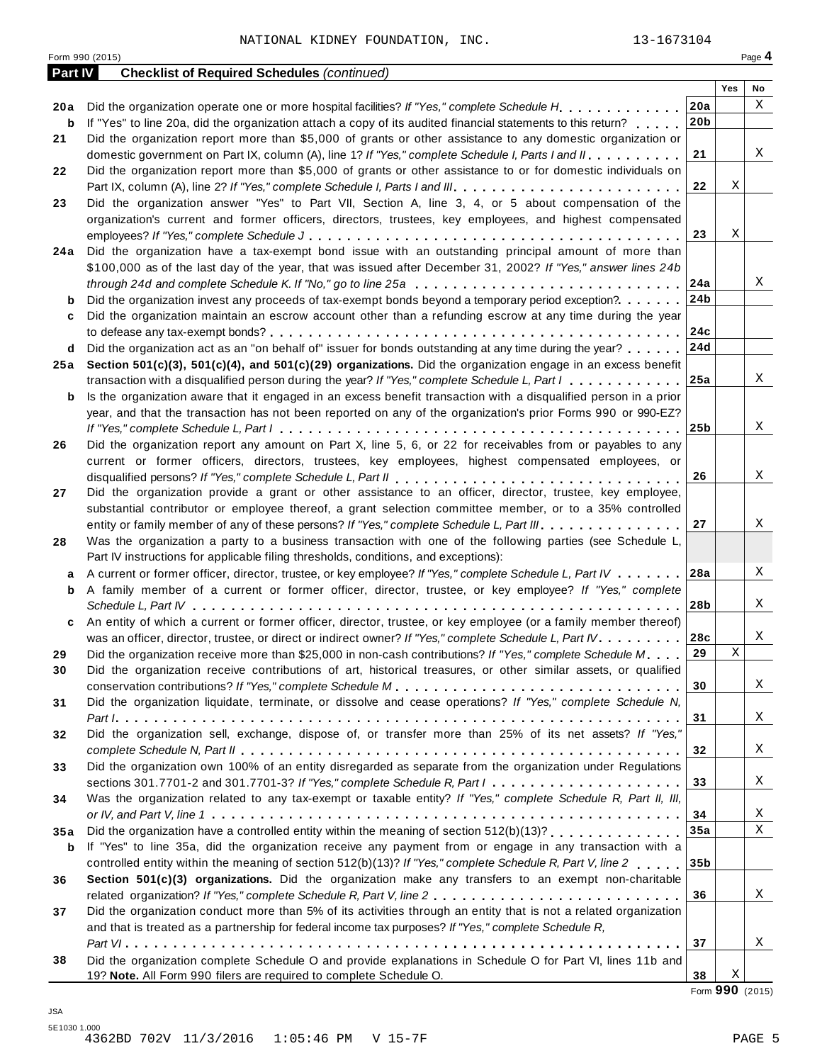NATIONAL KIDNEY FOUNDATION, INC. 13-1673104

Form 990 (2015) Page **4**

**Part IV Checklist of Required Schedules** *(continued)*

| | | | Yes | No |
|---|---|---|---|---|
| **20a** | Did the organization operate one or more hospital facilities? *If "Yes," complete Schedule H* | **20a** | | X |
| **b** | If "Yes" to line 20a, did the organization attach a copy of its audited financial statements to this return? | **20b** | | |
| **21** | Did the organization report more than $5,000 of grants or other assistance to any domestic organization or domestic government on Part IX, column (A), line 1? *If "Yes," complete Schedule I, Parts I and II* | **21** | | X |
| **22** | Did the organization report more than $5,000 of grants or other assistance to or for domestic individuals on Part IX, column (A), line 2? *If "Yes," complete Schedule I, Parts I and III* | **22** | X | |
| **23** | Did the organization answer "Yes" to Part VII, Section A, line 3, 4, or 5 about compensation of the organization's current and former officers, directors, trustees, key employees, and highest compensated employees? *If "Yes," complete Schedule J* | **23** | X | |
| **24a** | Did the organization have a tax-exempt bond issue with an outstanding principal amount of more than $100,000 as of the last day of the year, that was issued after December 31, 2002? *If "Yes," answer lines 24b through 24d and complete Schedule K. If "No," go to line 25a* | **24a** | | X |
| **b** | Did the organization invest any proceeds of tax-exempt bonds beyond a temporary period exception? | **24b** | | |
| **c** | Did the organization maintain an escrow account other than a refunding escrow at any time during the year to defease any tax-exempt bonds? | **24c** | | |
| **d** | Did the organization act as an "on behalf of" issuer for bonds outstanding at any time during the year? | **24d** | | |
| **25a** | **Section 501(c)(3), 501(c)(4), and 501(c)(29) organizations.** Did the organization engage in an excess benefit transaction with a disqualified person during the year? *If "Yes," complete Schedule L, Part I* | **25a** | | X |
| **b** | Is the organization aware that it engaged in an excess benefit transaction with a disqualified person in a prior year, and that the transaction has not been reported on any of the organization's prior Forms 990 or 990-EZ? *If "Yes," complete Schedule L, Part I* | **25b** | | X |
| **26** | Did the organization report any amount on Part X, line 5, 6, or 22 for receivables from or payables to any current or former officers, directors, trustees, key employees, highest compensated employees, or disqualified persons? *If "Yes," complete Schedule L, Part II* | **26** | | X |
| **27** | Did the organization provide a grant or other assistance to an officer, director, trustee, key employee, substantial contributor or employee thereof, a grant selection committee member, or to a 35% controlled entity or family member of any of these persons? *If "Yes," complete Schedule L, Part III* | **27** | | X |
| **28** | Was the organization a party to a business transaction with one of the following parties (see Schedule L, Part IV instructions for applicable filing thresholds, conditions, and exceptions): | | | |
| **a** | A current or former officer, director, trustee, or key employee? *If "Yes," complete Schedule L, Part IV* | **28a** | | X |
| **b** | A family member of a current or former officer, director, trustee, or key employee? *If "Yes," complete Schedule L, Part IV* | **28b** | | X |
| **c** | An entity of which a current or former officer, director, trustee, or key employee (or a family member thereof) was an officer, director, trustee, or direct or indirect owner? *If "Yes," complete Schedule L, Part IV* | **28c** | | X |
| **29** | Did the organization receive more than $25,000 in non-cash contributions? *If "Yes," complete Schedule M* | **29** | X | |
| **30** | Did the organization receive contributions of art, historical treasures, or other similar assets, or qualified conservation contributions? *If "Yes," complete Schedule M* | **30** | | X |
| **31** | Did the organization liquidate, terminate, or dissolve and cease operations? *If "Yes," complete Schedule N, Part I* | **31** | | X |
| **32** | Did the organization sell, exchange, dispose of, or transfer more than 25% of its net assets? *If "Yes," complete Schedule N, Part II* | **32** | | X |
| **33** | Did the organization own 100% of an entity disregarded as separate from the organization under Regulations sections 301.7701-2 and 301.7701-3? *If "Yes," complete Schedule R, Part I* | **33** | | X |
| **34** | Was the organization related to any tax-exempt or taxable entity? *If "Yes," complete Schedule R, Part II, III, or IV, and Part V, line 1* | **34** | | X |
| **35a** | Did the organization have a controlled entity within the meaning of section 512(b)(13)? | **35a** | | X |
| **b** | If "Yes" to line 35a, did the organization receive any payment from or engage in any transaction with a controlled entity within the meaning of section 512(b)(13)? *If "Yes," complete Schedule R, Part V, line 2* | **35b** | | |
| **36** | **Section 501(c)(3) organizations.** Did the organization make any transfers to an exempt non-charitable related organization? *If "Yes," complete Schedule R, Part V, line 2* | **36** | | X |
| **37** | Did the organization conduct more than 5% of its activities through an entity that is not a related organization and that is treated as a partnership for federal income tax purposes? *If "Yes," complete Schedule R, Part VI* | **37** | | X |
| **38** | Did the organization complete Schedule O and provide explanations in Schedule O for Part VI, lines 11b and 19? **Note.** All Form 990 filers are required to complete Schedule O. | **38** | X | |

Form **990** (2015)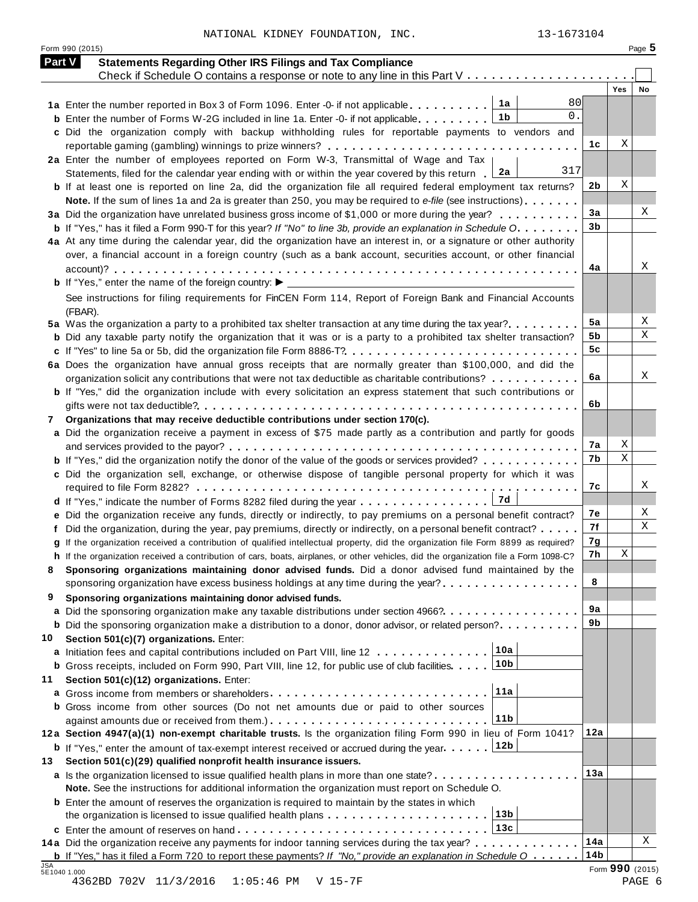NATIONAL KIDNEY FOUNDATION, INC. 13-1673104

Form 990 (2015) Page **5**

## Part V Statements Regarding Other IRS Filings and Tax Compliance

Check if Schedule O contains a response or note to any line in this Part V . . . . . . . . . . . . . . . . . . . . . . ☐

| | | | | Yes | No |
|---|---|---|---|---|---|
| **1a** | Enter the number reported in Box 3 of Form 1096. Enter -0- if not applicable | 1a | 80 | | |
| **b** | Enter the number of Forms W-2G included in line 1a. Enter -0- if not applicable | 1b | 0. | | |
| **c** | Did the organization comply with backup withholding rules for reportable payments to vendors and reportable gaming (gambling) winnings to prize winners? | | 1c | X | |
| **2a** | Enter the number of employees reported on Form W-3, Transmittal of Wage and Tax Statements, filed for the calendar year ending with or within the year covered by this return | 2a | 317 | | |
| **b** | If at least one is reported on line 2a, did the organization file all required federal employment tax returns? | | 2b | X | |
| | **Note.** If the sum of lines 1a and 2a is greater than 250, you may be required to *e-file* (see instructions) | | | | |
| **3a** | Did the organization have unrelated business gross income of $1,000 or more during the year? | | 3a | | X |
| **b** | If "Yes," has it filed a Form 990-T for this year? *If "No" to line 3b, provide an explanation in Schedule O* | | 3b | | |
| **4a** | At any time during the calendar year, did the organization have an interest in, or a signature or other authority over, a financial account in a foreign country (such as a bank account, securities account, or other financial account)? | | 4a | | X |
| **b** | If "Yes," enter the name of the foreign country: ► | | | | |
| | See instructions for filing requirements for FinCEN Form 114, Report of Foreign Bank and Financial Accounts (FBAR). | | | | |
| **5a** | Was the organization a party to a prohibited tax shelter transaction at any time during the tax year? | | 5a | | X |
| **b** | Did any taxable party notify the organization that it was or is a party to a prohibited tax shelter transaction? | | 5b | | X |
| **c** | If "Yes" to line 5a or 5b, did the organization file Form 8886-T? | | 5c | | |
| **6a** | Does the organization have annual gross receipts that are normally greater than $100,000, and did the organization solicit any contributions that were not tax deductible as charitable contributions? | | 6a | | X |
| **b** | If "Yes," did the organization include with every solicitation an express statement that such contributions or gifts were not tax deductible? | | 6b | | |
| **7** | **Organizations that may receive deductible contributions under section 170(c).** | | | | |
| **a** | Did the organization receive a payment in excess of $75 made partly as a contribution and partly for goods and services provided to the payor? | | 7a | X | |
| **b** | If "Yes," did the organization notify the donor of the value of the goods or services provided? | | 7b | X | |
| **c** | Did the organization sell, exchange, or otherwise dispose of tangible personal property for which it was required to file Form 8282? | | 7c | | X |
| **d** | If "Yes," indicate the number of Forms 8282 filed during the year | 7d | | | |
| **e** | Did the organization receive any funds, directly or indirectly, to pay premiums on a personal benefit contract? | | 7e | | X |
| **f** | Did the organization, during the year, pay premiums, directly or indirectly, on a personal benefit contract? | | 7f | | X |
| **g** | If the organization received a contribution of qualified intellectual property, did the organization file Form 8899 as required? | | 7g | | |
| **h** | If the organization received a contribution of cars, boats, airplanes, or other vehicles, did the organization file a Form 1098-C? | | 7h | X | |
| **8** | **Sponsoring organizations maintaining donor advised funds.** Did a donor advised fund maintained by the sponsoring organization have excess business holdings at any time during the year? | | 8 | | |
| **9** | **Sponsoring organizations maintaining donor advised funds.** | | | | |
| **a** | Did the sponsoring organization make any taxable distributions under section 4966? | | 9a | | |
| **b** | Did the sponsoring organization make a distribution to a donor, donor advisor, or related person? | | 9b | | |
| **10** | **Section 501(c)(7) organizations.** Enter: | | | | |
| **a** | Initiation fees and capital contributions included on Part VIII, line 12 | 10a | | | |
| **b** | Gross receipts, included on Form 990, Part VIII, line 12, for public use of club facilities | 10b | | | |
| **11** | **Section 501(c)(12) organizations.** Enter: | | | | |
| **a** | Gross income from members or shareholders | 11a | | | |
| **b** | Gross income from other sources (Do not net amounts due or paid to other sources against amounts due or received from them.) | 11b | | | |
| **12a** | **Section 4947(a)(1) non-exempt charitable trusts.** Is the organization filing Form 990 in lieu of Form 1041? | | 12a | | |
| **b** | If "Yes," enter the amount of tax-exempt interest received or accrued during the year | 12b | | | |
| **13** | **Section 501(c)(29) qualified nonprofit health insurance issuers.** | | | | |
| **a** | Is the organization licensed to issue qualified health plans in more than one state? | | 13a | | |
| | **Note.** See the instructions for additional information the organization must report on Schedule O. | | | | |
| **b** | Enter the amount of reserves the organization is required to maintain by the states in which the organization is licensed to issue qualified health plans | 13b | | | |
| **c** | Enter the amount of reserves on hand | 13c | | | |
| **14a** | Did the organization receive any payments for indoor tanning services during the tax year? | | 14a | | X |
| **b** | If "Yes," has it filed a Form 720 to report these payments? *If "No," provide an explanation in Schedule O* | | 14b | | |

Form **990** (2015)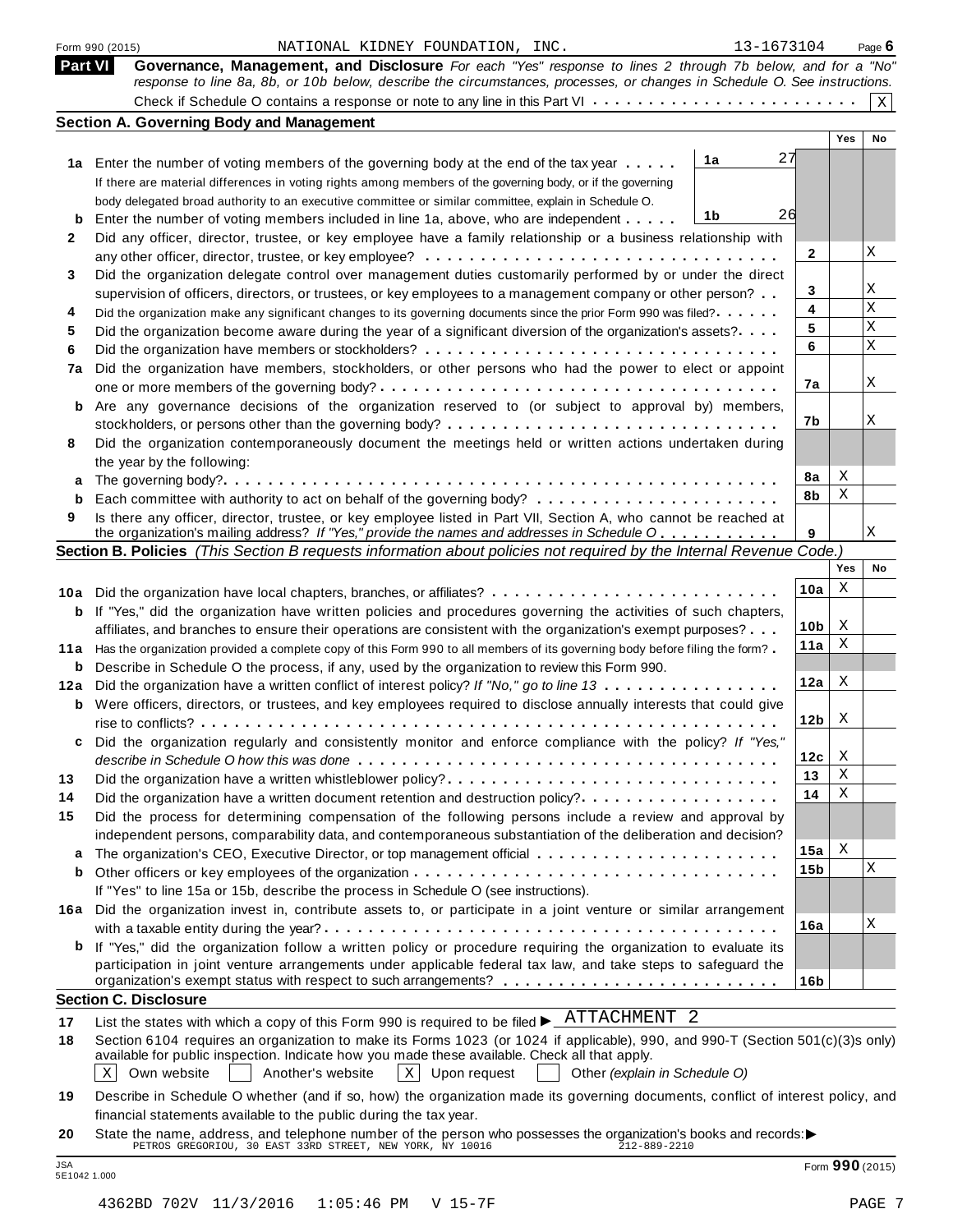Form 990 (2015) NATIONAL KIDNEY FOUNDATION, INC. 13-1673104

## Part VI Governance, Management, and Disclosure

*For each "Yes" response to lines 2 through 7b below, and for a "No" response to line 8a, 8b, or 10b below, describe the circumstances, processes, or changes in Schedule O. See instructions.*

Check if Schedule O contains a response or note to any line in this Part VI . . . . . . . . . . . . . . . . . . . . . . . [X]

### Section A. Governing Body and Management

| | | | Yes | No |
|---|---|---|---|---|
| **1a** | Enter the number of voting members of the governing body at the end of the tax year . . . . . **1a** 27<br>If there are material differences in voting rights among members of the governing body, or if the governing body delegated broad authority to an executive committee or similar committee, explain in Schedule O. | | | |
| **b** | Enter the number of voting members included in line 1a, above, who are independent . . . . . **1b** 26 | | | |
| **2** | Did any officer, director, trustee, or key employee have a family relationship or a business relationship with any other officer, director, trustee, or key employee? | **2** | | X |
| **3** | Did the organization delegate control over management duties customarily performed by or under the direct supervision of officers, directors, or trustees, or key employees to a management company or other person? | **3** | | X |
| **4** | Did the organization make any significant changes to its governing documents since the prior Form 990 was filed? | **4** | | X |
| **5** | Did the organization become aware during the year of a significant diversion of the organization's assets? | **5** | | X |
| **6** | Did the organization have members or stockholders? | **6** | | X |
| **7a** | Did the organization have members, stockholders, or other persons who had the power to elect or appoint one or more members of the governing body? | **7a** | | X |
| **b** | Are any governance decisions of the organization reserved to (or subject to approval by) members, stockholders, or persons other than the governing body? | **7b** | | X |
| **8** | Did the organization contemporaneously document the meetings held or written actions undertaken during the year by the following: | | | |
| **a** | The governing body? | **8a** | X | |
| **b** | Each committee with authority to act on behalf of the governing body? | **8b** | X | |
| **9** | Is there any officer, director, trustee, or key employee listed in Part VII, Section A, who cannot be reached at the organization's mailing address? *If "Yes," provide the names and addresses in Schedule O* | **9** | | X |

### Section B. Policies *(This Section B requests information about policies not required by the Internal Revenue Code.)*

| | | | Yes | No |
|---|---|---|---|---|
| **10a** | Did the organization have local chapters, branches, or affiliates? | **10a** | X | |
| **b** | If "Yes," did the organization have written policies and procedures governing the activities of such chapters, affiliates, and branches to ensure their operations are consistent with the organization's exempt purposes? | **10b** | X | |
| **11a** | Has the organization provided a complete copy of this Form 990 to all members of its governing body before filing the form? | **11a** | X | |
| **b** | Describe in Schedule O the process, if any, used by the organization to review this Form 990. | | | |
| **12a** | Did the organization have a written conflict of interest policy? *If "No," go to line 13* | **12a** | X | |
| **b** | Were officers, directors, or trustees, and key employees required to disclose annually interests that could give rise to conflicts? | **12b** | X | |
| **c** | Did the organization regularly and consistently monitor and enforce compliance with the policy? *If "Yes," describe in Schedule O how this was done* | **12c** | X | |
| **13** | Did the organization have a written whistleblower policy? | **13** | X | |
| **14** | Did the organization have a written document retention and destruction policy? | **14** | X | |
| **15** | Did the process for determining compensation of the following persons include a review and approval by independent persons, comparability data, and contemporaneous substantiation of the deliberation and decision? | | | |
| **a** | The organization's CEO, Executive Director, or top management official | **15a** | X | |
| **b** | Other officers or key employees of the organization<br>If "Yes" to line 15a or 15b, describe the process in Schedule O (see instructions). | **15b** | | X |
| **16a** | Did the organization invest in, contribute assets to, or participate in a joint venture or similar arrangement with a taxable entity during the year? | **16a** | | X |
| **b** | If "Yes," did the organization follow a written policy or procedure requiring the organization to evaluate its participation in joint venture arrangements under applicable federal tax law, and take steps to safeguard the organization's exempt status with respect to such arrangements? | **16b** | | |

### Section C. Disclosure

**17** List the states with which a copy of this Form 990 is required to be filed ▶ ATTACHMENT 2

**18** Section 6104 requires an organization to make its Forms 1023 (or 1024 if applicable), 990, and 990-T (Section 501(c)(3)s only) available for public inspection. Indicate how you made these available. Check all that apply.

[X] Own website [ ] Another's website [X] Upon request [ ] Other *(explain in Schedule O)*

**19** Describe in Schedule O whether (and if so, how) the organization made its governing documents, conflict of interest policy, and financial statements available to the public during the tax year.

**20** State the name, address, and telephone number of the person who possesses the organization's books and records: ▶
PETROS GREGORIOU, 30 EAST 33RD STREET, NEW YORK, NY 10016 212-889-2210

JSA 5E1042 1.000

Form **990** (2015)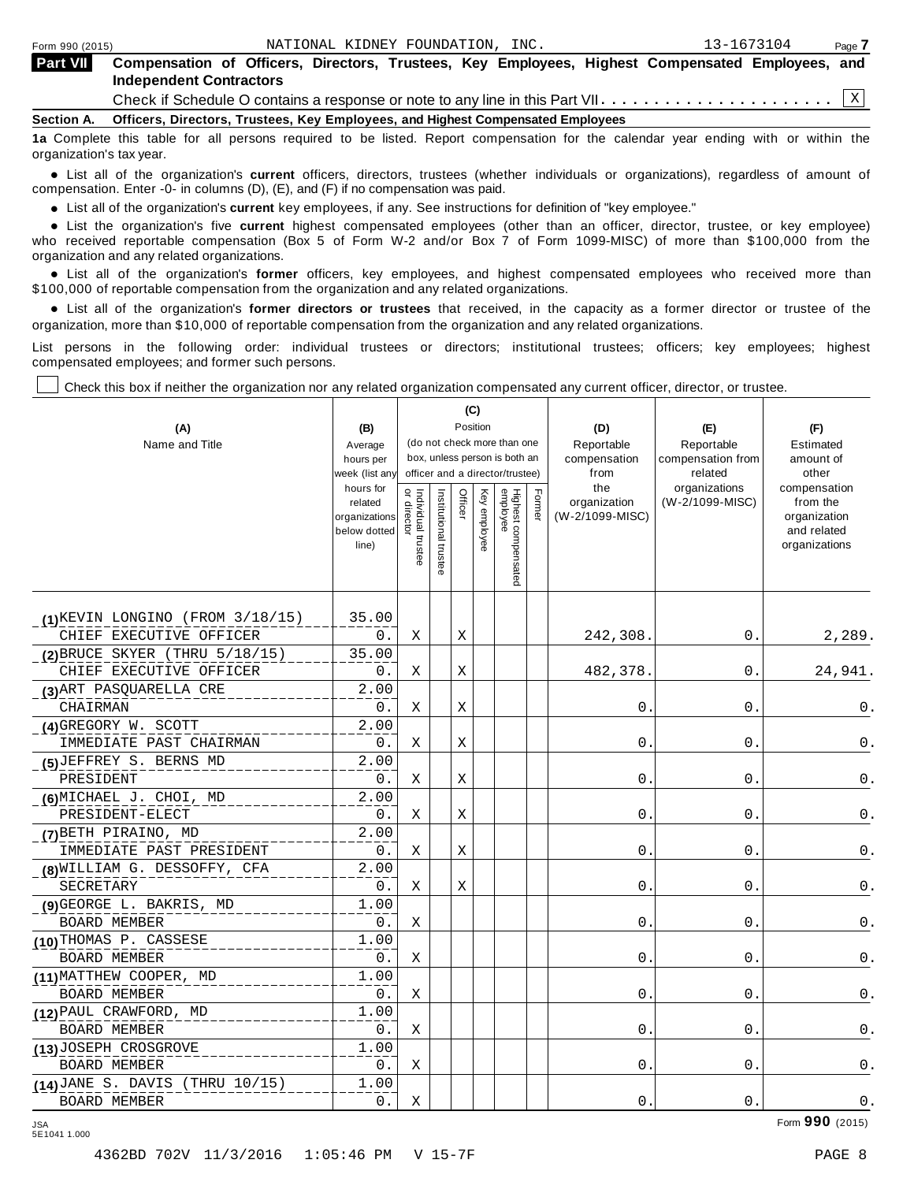Form 990 (2015) NATIONAL KIDNEY FOUNDATION, INC. 13-1673104 Page **7**

## Part VII Compensation of Officers, Directors, Trustees, Key Employees, Highest Compensated Employees, and Independent Contractors

Check if Schedule O contains a response or note to any line in this Part VII . . . . . . . . . . . . . . . . . . . . . . X

**Section A. Officers, Directors, Trustees, Key Employees, and Highest Compensated Employees**

**1a** Complete this table for all persons required to be listed. Report compensation for the calendar year ending with or within the organization's tax year.

- List all of the organization's **current** officers, directors, trustees (whether individuals or organizations), regardless of amount of compensation. Enter -0- in columns (D), (E), and (F) if no compensation was paid.
- List all of the organization's **current** key employees, if any. See instructions for definition of "key employee."
- List the organization's five **current** highest compensated employees (other than an officer, director, trustee, or key employee) who received reportable compensation (Box 5 of Form W-2 and/or Box 7 of Form 1099-MISC) of more than $100,000 from the organization and any related organizations.
- List all of the organization's **former** officers, key employees, and highest compensated employees who received more than $100,000 of reportable compensation from the organization and any related organizations.
- List all of the organization's **former directors or trustees** that received, in the capacity as a former director or trustee of the organization, more than $10,000 of reportable compensation from the organization and any related organizations.

List persons in the following order: individual trustees or directors; institutional trustees; officers; key employees; highest compensated employees; and former such persons.

☐ Check this box if neither the organization nor any related organization compensated any current officer, director, or trustee.

| (A) Name and Title | (B) Average hours per week (list any hours for related organizations below dotted line) | (C) Position (do not check more than one box, unless person is both an officer and a director/trustee) | | | | | | (D) Reportable compensation from the organization (W-2/1099-MISC) | (E) Reportable compensation from related organizations (W-2/1099-MISC) | (F) Estimated amount of other compensation from the organization and related organizations |
|---|---|---|---|---|---|---|---|---|---|---|
| | | Individual trustee or director | Institutional trustee | Officer | Key employee | Highest compensated employee | Former | | | |
| (1) KEVIN LONGINO (FROM 3/18/15)<br>CHIEF EXECUTIVE OFFICER | 35.00<br>0. | X | | X | | | | 242,308. | 0. | 2,289. |
| (2) BRUCE SKYER (THRU 5/18/15)<br>CHIEF EXECUTIVE OFFICER | 35.00<br>0. | X | | X | | | | 482,378. | 0. | 24,941. |
| (3) ART PASQUARELLA CRE<br>CHAIRMAN | 2.00<br>0. | X | | X | | | | 0. | 0. | 0. |
| (4) GREGORY W. SCOTT<br>IMMEDIATE PAST CHAIRMAN | 2.00<br>0. | X | | X | | | | 0. | 0. | 0. |
| (5) JEFFREY S. BERNS MD<br>PRESIDENT | 2.00<br>0. | X | | X | | | | 0. | 0. | 0. |
| (6) MICHAEL J. CHOI, MD<br>PRESIDENT-ELECT | 2.00<br>0. | X | | X | | | | 0. | 0. | 0. |
| (7) BETH PIRAINO, MD<br>IMMEDIATE PAST PRESIDENT | 2.00<br>0. | X | | X | | | | 0. | 0. | 0. |
| (8) WILLIAM G. DESSOFFY, CFA<br>SECRETARY | 2.00<br>0. | X | | X | | | | 0. | 0. | 0. |
| (9) GEORGE L. BAKRIS, MD<br>BOARD MEMBER | 1.00<br>0. | X | | | | | | 0. | 0. | 0. |
| (10) THOMAS P. CASSESE<br>BOARD MEMBER | 1.00<br>0. | X | | | | | | 0. | 0. | 0. |
| (11) MATTHEW COOPER, MD<br>BOARD MEMBER | 1.00<br>0. | X | | | | | | 0. | 0. | 0. |
| (12) PAUL CRAWFORD, MD<br>BOARD MEMBER | 1.00<br>0. | X | | | | | | 0. | 0. | 0. |
| (13) JOSEPH CROSGROVE<br>BOARD MEMBER | 1.00<br>0. | X | | | | | | 0. | 0. | 0. |
| (14) JANE S. DAVIS (THRU 10/15)<br>BOARD MEMBER | 1.00<br>0. | X | | | | | | 0. | 0. | 0. |

Form **990** (2015)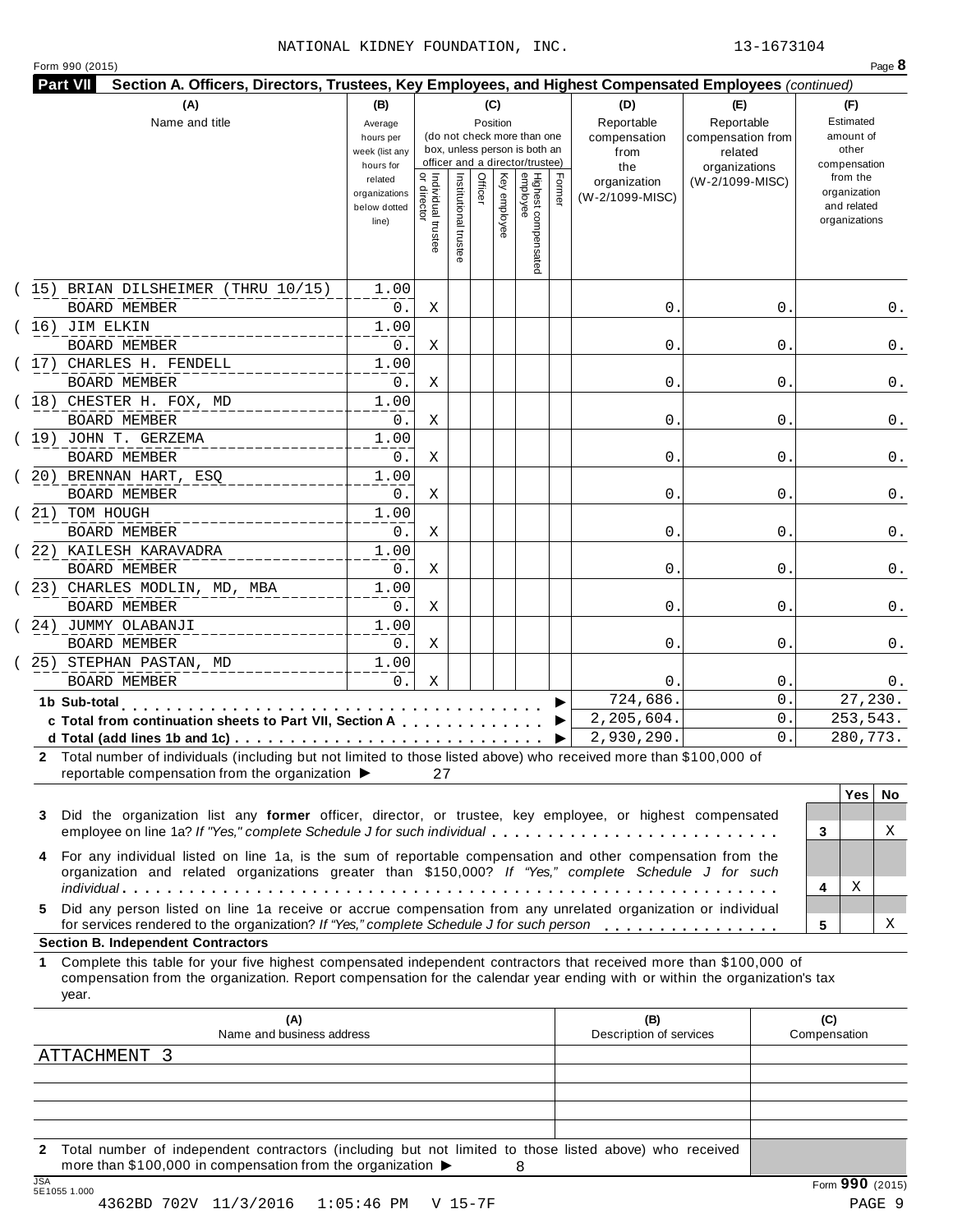NATIONAL KIDNEY FOUNDATION, INC. 13-1673104

Form 990 (2015) Page **8**

**Part VII Section A. Officers, Directors, Trustees, Key Employees, and Highest Compensated Employees** *(continued)*

| (A) Name and title | (B) Average hours per week (list any hours for related organizations below dotted line) | (C) Position (do not check more than one box, unless person is both an officer and a director/trustee): Individual trustee or director | Institutional trustee | Officer | Key employee | Highest compensated employee | Former | (D) Reportable compensation from the organization (W-2/1099-MISC) | (E) Reportable compensation from related organizations (W-2/1099-MISC) | (F) Estimated amount of other compensation from the organization and related organizations |
|---|---|---|---|---|---|---|---|---|---|---|
| (15) BRIAN DILSHEIMER (THRU 10/15) BOARD MEMBER | 1.00 / 0. | X | | | | | | 0. | 0. | 0. |
| (16) JIM ELKIN BOARD MEMBER | 1.00 / 0. | X | | | | | | 0. | 0. | 0. |
| (17) CHARLES H. FENDELL BOARD MEMBER | 1.00 / 0. | X | | | | | | 0. | 0. | 0. |
| (18) CHESTER H. FOX, MD BOARD MEMBER | 1.00 / 0. | X | | | | | | 0. | 0. | 0. |
| (19) JOHN T. GERZEMA BOARD MEMBER | 1.00 / 0. | X | | | | | | 0. | 0. | 0. |
| (20) BRENNAN HART, ESQ BOARD MEMBER | 1.00 / 0. | X | | | | | | 0. | 0. | 0. |
| (21) TOM HOUGH BOARD MEMBER | 1.00 / 0. | X | | | | | | 0. | 0. | 0. |
| (22) KAILESH KARAVADRA BOARD MEMBER | 1.00 / 0. | X | | | | | | 0. | 0. | 0. |
| (23) CHARLES MODLIN, MD, MBA BOARD MEMBER | 1.00 / 0. | X | | | | | | 0. | 0. | 0. |
| (24) JUMMY OLABANJI BOARD MEMBER | 1.00 / 0. | X | | | | | | 0. | 0. | 0. |
| (25) STEPHAN PASTAN, MD BOARD MEMBER | 1.00 / 0. | X | | | | | | 0. | 0. | 0. |
| **1b Sub-total** | | | | | | | | 724,686. | 0. | 27,230. |
| **c Total from continuation sheets to Part VII, Section A** | | | | | | | | 2,205,604. | 0. | 253,543. |
| **d Total (add lines 1b and 1c)** | | | | | | | | 2,930,290. | 0. | 280,773. |

**2** Total number of individuals (including but not limited to those listed above) who received more than $100,000 of reportable compensation from the organization ▶ 27

| | | Yes | No |
|---|---|---|---|
| **3** Did the organization list any **former** officer, director, or trustee, key employee, or highest compensated employee on line 1a? *If "Yes," complete Schedule J for such individual* | 3 | | X |
| **4** For any individual listed on line 1a, is the sum of reportable compensation and other compensation from the organization and related organizations greater than $150,000? *If "Yes," complete Schedule J for such individual* | 4 | X | |
| **5** Did any person listed on line 1a receive or accrue compensation from any unrelated organization or individual for services rendered to the organization? *If "Yes," complete Schedule J for such person* | 5 | | X |

**Section B. Independent Contractors**

**1** Complete this table for your five highest compensated independent contractors that received more than $100,000 of compensation from the organization. Report compensation for the calendar year ending with or within the organization's tax year.

| (A) Name and business address | (B) Description of services | (C) Compensation |
|---|---|---|
| ATTACHMENT 3 | | |
| | | |
| | | |
| | | |
| | | |

**2** Total number of independent contractors (including but not limited to those listed above) who received more than $100,000 in compensation from the organization ▶ 8

Form **990** (2015)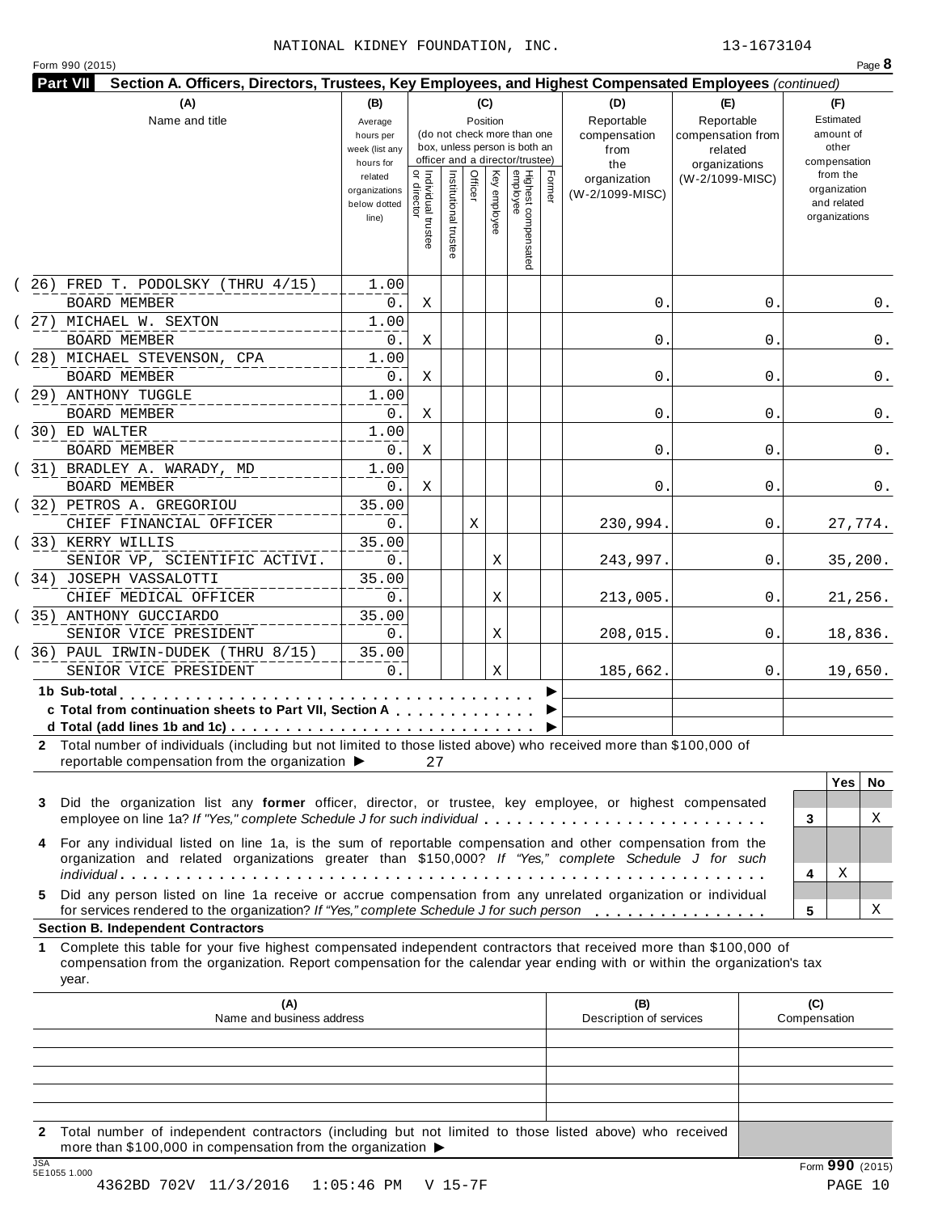NATIONAL KIDNEY FOUNDATION, INC. 13-1673104

Form 990 (2015)

**Part VII Section A. Officers, Directors, Trustees, Key Employees, and Highest Compensated Employees** *(continued)*

| (A) Name and title | (B) Average hours per week (list any hours for related organizations below dotted line) | (C) Position: Individual trustee or director | Institutional trustee | Officer | Key employee | Highest compensated employee | Former | (D) Reportable compensation from the organization (W-2/1099-MISC) | (E) Reportable compensation from related organizations (W-2/1099-MISC) | (F) Estimated amount of other compensation from the organization and related organizations |
|---|---|---|---|---|---|---|---|---|---|---|
| (26) FRED T. PODOLSKY (THRU 4/15) BOARD MEMBER | 1.00 / 0. | X | | | | | | 0. | 0. | 0. |
| (27) MICHAEL W. SEXTON BOARD MEMBER | 1.00 / 0. | X | | | | | | 0. | 0. | 0. |
| (28) MICHAEL STEVENSON, CPA BOARD MEMBER | 1.00 / 0. | X | | | | | | 0. | 0. | 0. |
| (29) ANTHONY TUGGLE BOARD MEMBER | 1.00 / 0. | X | | | | | | 0. | 0. | 0. |
| (30) ED WALTER BOARD MEMBER | 1.00 / 0. | X | | | | | | 0. | 0. | 0. |
| (31) BRADLEY A. WARADY, MD BOARD MEMBER | 1.00 / 0. | X | | | | | | 0. | 0. | 0. |
| (32) PETROS A. GREGORIOU CHIEF FINANCIAL OFFICER | 35.00 / 0. | | | X | | | | 230,994. | 0. | 27,774. |
| (33) KERRY WILLIS SENIOR VP, SCIENTIFIC ACTIVI. | 35.00 / 0. | | | | X | | | 243,997. | 0. | 35,200. |
| (34) JOSEPH VASSALOTTI CHIEF MEDICAL OFFICER | 35.00 / 0. | | | | X | | | 213,005. | 0. | 21,256. |
| (35) ANTHONY GUCCIARDO SENIOR VICE PRESIDENT | 35.00 / 0. | | | | X | | | 208,015. | 0. | 18,836. |
| (36) PAUL IRWIN-DUDEK (THRU 8/15) SENIOR VICE PRESIDENT | 35.00 / 0. | | | | X | | | 185,662. | 0. | 19,650. |
| 1b Sub-total | | | | | | | | | | |
| c Total from continuation sheets to Part VII, Section A | | | | | | | | | | |
| d Total (add lines 1b and 1c) | | | | | | | | | | |

2 Total number of individuals (including but not limited to those listed above) who received more than $100,000 of reportable compensation from the organization ▶ 27

| | | Yes | No |
|---|---|---|---|
| 3 Did the organization list any **former** officer, director, or trustee, key employee, or highest compensated employee on line 1a? *If "Yes," complete Schedule J for such individual* | 3 | | X |
| 4 For any individual listed on line 1a, is the sum of reportable compensation and other compensation from the organization and related organizations greater than $150,000? *If "Yes," complete Schedule J for such individual* | 4 | X | |
| 5 Did any person listed on line 1a receive or accrue compensation from any unrelated organization or individual for services rendered to the organization? *If "Yes," complete Schedule J for such person* | 5 | | X |

**Section B. Independent Contractors**

1 Complete this table for your five highest compensated independent contractors that received more than $100,000 of compensation from the organization. Report compensation for the calendar year ending with or within the organization's tax year.

| (A) Name and business address | (B) Description of services | (C) Compensation |
|---|---|---|
| | | |
| | | |
| | | |
| | | |
| | | |

2 Total number of independent contractors (including but not limited to those listed above) who received more than $100,000 in compensation from the organization ▶

Form **990** (2015)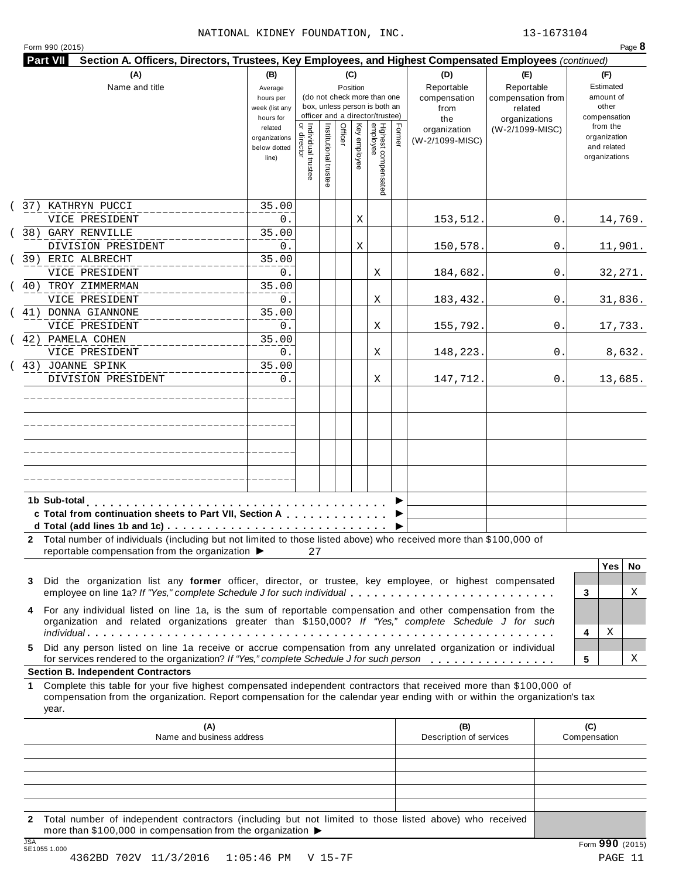NATIONAL KIDNEY FOUNDATION, INC. 13-1673104

Form 990 (2015) Page **8**

**Part VII Section A. Officers, Directors, Trustees, Key Employees, and Highest Compensated Employees** *(continued)*

| (A) Name and title | (B) Average hours per week (list any hours for related organizations below dotted line) | (C) Position: Individual trustee or director | Institutional trustee | Officer | Key employee | Highest compensated employee | Former | (D) Reportable compensation from the organization (W-2/1099-MISC) | (E) Reportable compensation from related organizations (W-2/1099-MISC) | (F) Estimated amount of other compensation from the organization and related organizations |
|---|---|---|---|---|---|---|---|---|---|---|
| (37) KATHRYN PUCCI<br>VICE PRESIDENT | 35.00<br>0. | | | | X | | | 153,512. | 0. | 14,769. |
| (38) GARY RENVILLE<br>DIVISION PRESIDENT | 35.00<br>0. | | | | X | | | 150,578. | 0. | 11,901. |
| (39) ERIC ALBRECHT<br>VICE PRESIDENT | 35.00<br>0. | | | | | X | | 184,682. | 0. | 32,271. |
| (40) TROY ZIMMERMAN<br>VICE PRESIDENT | 35.00<br>0. | | | | | X | | 183,432. | 0. | 31,836. |
| (41) DONNA GIANNONE<br>VICE PRESIDENT | 35.00<br>0. | | | | | X | | 155,792. | 0. | 17,733. |
| (42) PAMELA COHEN<br>VICE PRESIDENT | 35.00<br>0. | | | | | X | | 148,223. | 0. | 8,632. |
| (43) JOANNE SPINK<br>DIVISION PRESIDENT | 35.00<br>0. | | | | | X | | 147,712. | 0. | 13,685. |
| | | | | | | | | | | |
| | | | | | | | | | | |
| | | | | | | | | | | |
| | | | | | | | | | | |

| | (D) | (E) | (F) |
|---|---|---|---|
| **1b Sub-total** ▶ | | | |
| **c Total from continuation sheets to Part VII, Section A** ▶ | | | |
| **d Total (add lines 1b and 1c)** ▶ | | | |

**2** Total number of individuals (including but not limited to those listed above) who received more than $100,000 of reportable compensation from the organization ▶ 27

| | | Yes | No |
|---|---|---|---|
| **3** Did the organization list any **former** officer, director, or trustee, key employee, or highest compensated employee on line 1a? *If "Yes," complete Schedule J for such individual* | 3 | | X |
| **4** For any individual listed on line 1a, is the sum of reportable compensation and other compensation from the organization and related organizations greater than $150,000? *If "Yes," complete Schedule J for such individual* | 4 | X | |
| **5** Did any person listed on line 1a receive or accrue compensation from any unrelated organization or individual for services rendered to the organization? *If "Yes," complete Schedule J for such person* | 5 | | X |

**Section B. Independent Contractors**

**1** Complete this table for your five highest compensated independent contractors that received more than $100,000 of compensation from the organization. Report compensation for the calendar year ending with or within the organization's tax year.

| (A) Name and business address | (B) Description of services | (C) Compensation |
|---|---|---|
| | | |
| | | |
| | | |
| | | |
| | | |

**2** Total number of independent contractors (including but not limited to those listed above) who received more than $100,000 in compensation from the organization ▶

Form **990** (2015)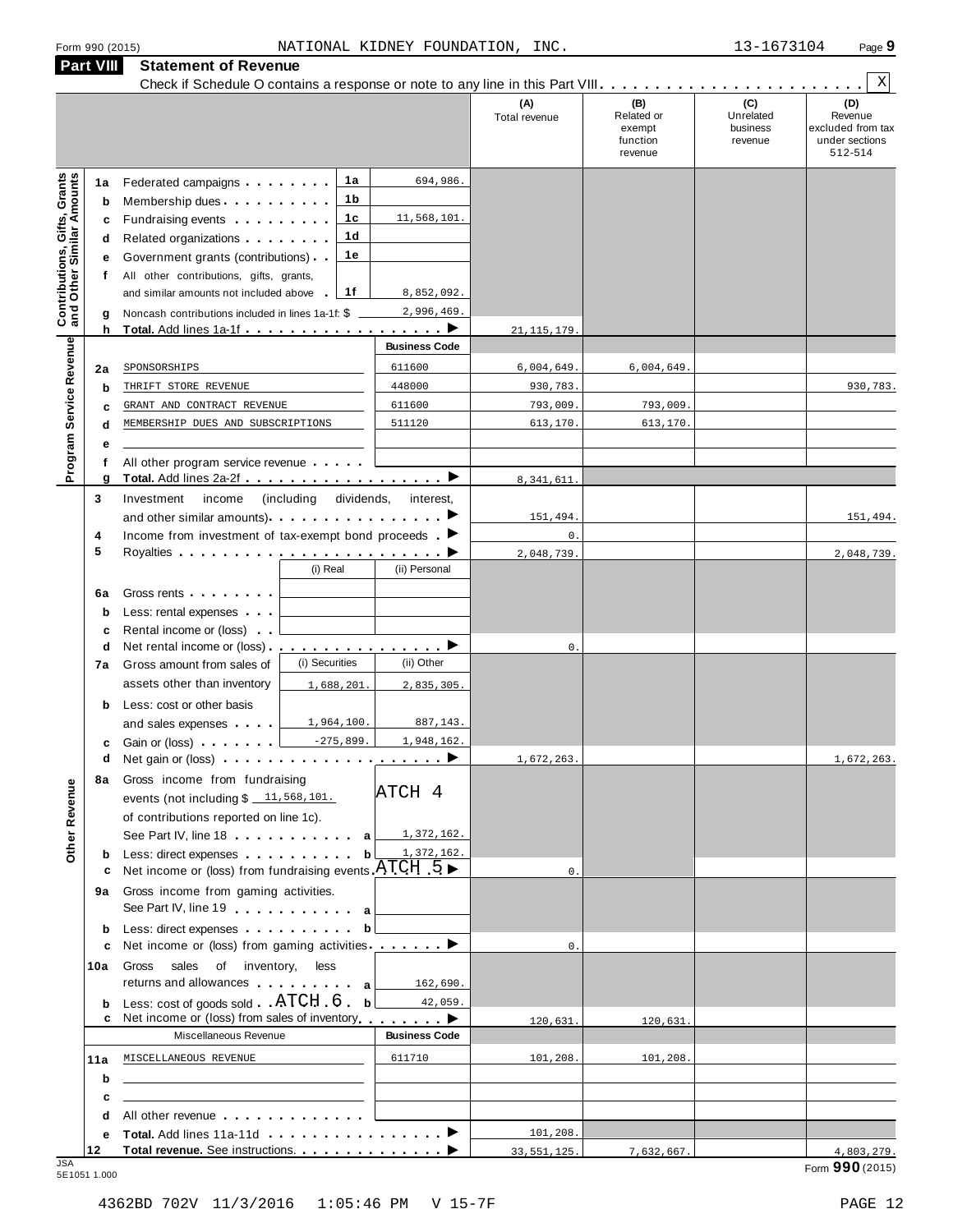Form 990 (2015) NATIONAL KIDNEY FOUNDATION, INC. 13-1673104 Page **9**

## Part VIII Statement of Revenue

Check if Schedule O contains a response or note to any line in this Part VIII . . . . . . . . . . . . . . . . . . . . . . . [X]

| | | | | (A) Total revenue | (B) Related or exempt function revenue | (C) Unrelated business revenue | (D) Revenue excluded from tax under sections 512-514 |
|---|---|---|---|---|---|---|---|
| **Contributions, Gifts, Grants and Other Similar Amounts** | 1a | Federated campaigns . . . . . . . . 1a | 694,986. | | | | |
| | b | Membership dues . . . . . . . . . . 1b | | | | | |
| | c | Fundraising events . . . . . . . . . 1c | 11,568,101. | | | | |
| | d | Related organizations . . . . . . . . 1d | | | | | |
| | e | Government grants (contributions) . . 1e | | | | | |
| | f | All other contributions, gifts, grants, and similar amounts not included above . 1f | 8,852,092. | | | | |
| | g | Noncash contributions included in lines 1a-1f: $ 2,996,469. | | | | | |
| | h | **Total.** Add lines 1a-1f . . . . . . . . . . . . . . . . . ▶ | | 21,115,179. | | | |
| **Program Service Revenue** | | | **Business Code** | | | | |
| | 2a | SPONSORSHIPS | 611600 | 6,004,649. | 6,004,649. | | |
| | b | THRIFT STORE REVENUE | 448000 | 930,783. | | | 930,783. |
| | c | GRANT AND CONTRACT REVENUE | 611600 | 793,009. | 793,009. | | |
| | d | MEMBERSHIP DUES AND SUBSCRIPTIONS | 511120 | 613,170. | 613,170. | | |
| | e | | | | | | |
| | f | All other program service revenue . . . . . | | | | | |
| | g | **Total.** Add lines 2a-2f . . . . . . . . . . . . . . . . . ▶ | | 8,341,611. | | | |
| **Other Revenue** | 3 | Investment income (including dividends, interest, and other similar amounts) . . . . . . . . . . . . . . . ▶ | | 151,494. | | | 151,494. |
| | 4 | Income from investment of tax-exempt bond proceeds . ▶ | | 0. | | | |
| | 5 | Royalties . . . . . . . . . . . . . . . . . . . . . . . . ▶ | | 2,048,739. | | | 2,048,739. |
| | | | (i) Real / (ii) Personal | | | | |
| | 6a | Gross rents . . . . . . . . | | | | | |
| | b | Less: rental expenses . . . | | | | | |
| | c | Rental income or (loss) . . | | | | | |
| | d | Net rental income or (loss) . . . . . . . . . . . . . . . . ▶ | | 0. | | | |
| | 7a | Gross amount from sales of assets other than inventory | (i) Securities: 1,688,201. / (ii) Other: 2,835,305. | | | | |
| | b | Less: cost or other basis and sales expenses . . . . | (i) Securities: 1,964,100. / (ii) Other: 887,143. | | | | |
| | c | Gain or (loss) . . . . . . . | (i) Securities: -275,899. / (ii) Other: 1,948,162. | | | | |
| | d | Net gain or (loss) . . . . . . . . . . . . . . . . . . . . ▶ | | 1,672,263. | | | 1,672,263. |
| | 8a | Gross income from fundraising events (not including $ 11,568,101. of contributions reported on line 1c). See Part IV, line 18 . . . . . . . . . . . a | ATCH 4 1,372,162. | | | | |
| | b | Less: direct expenses . . . . . . . . . . b | 1,372,162. | | | | |
| | c | Net income or (loss) from fundraising events . ATCH 5 ▶ | | 0. | | | |
| | 9a | Gross income from gaming activities. See Part IV, line 19 . . . . . . . . . . . a | | | | | |
| | b | Less: direct expenses . . . . . . . . . . b | | | | | |
| | c | Net income or (loss) from gaming activities . . . . . . . ▶ | | 0. | | | |
| | 10a | Gross sales of inventory, less returns and allowances . . . . . . . . . a | 162,690. | | | | |
| | b | Less: cost of goods sold . . ATCH 6 . b | 42,059. | | | | |
| | c | Net income or (loss) from sales of inventory . . . . . . . ▶ | | 120,631. | 120,631. | | |
| | | Miscellaneous Revenue | **Business Code** | | | | |
| | 11a | MISCELLANEOUS REVENUE | 611710 | 101,208. | 101,208. | | |
| | b | | | | | | |
| | c | | | | | | |
| | d | All other revenue . . . . . . . . . . . . . | | | | | |
| | e | **Total.** Add lines 11a-11d . . . . . . . . . . . . . . . ▶ | | 101,208. | | | |
| | 12 | **Total revenue.** See instructions. . . . . . . . . . . . . ▶ | | 33,551,125. | 7,632,667. | | 4,803,279. |

Form **990** (2015)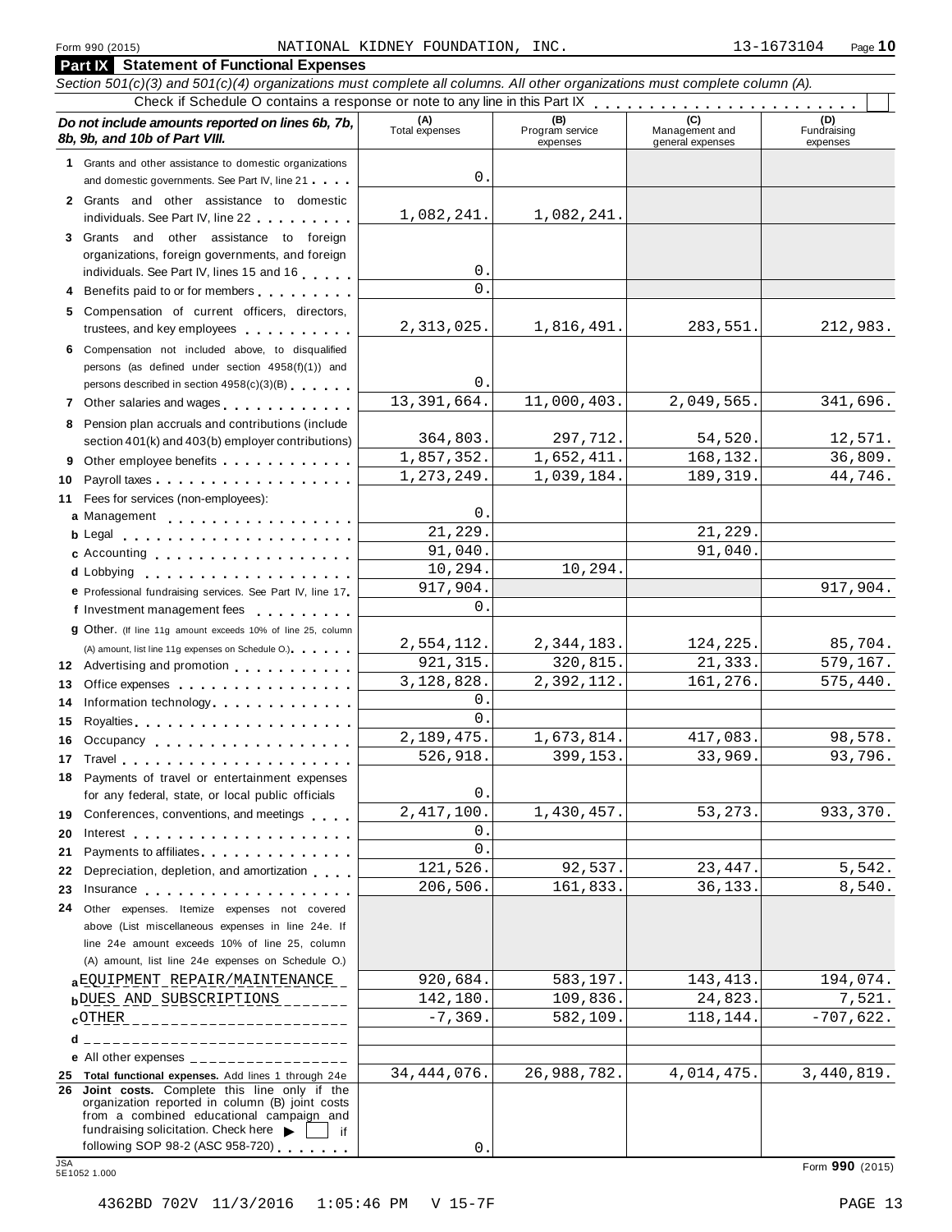Form 990 (2015) NATIONAL KIDNEY FOUNDATION, INC. 13-1673104 Page 10

## Part IX Statement of Functional Expenses

*Section 501(c)(3) and 501(c)(4) organizations must complete all columns. All other organizations must complete column (A).*

Check if Schedule O contains a response or note to any line in this Part IX . . . . . . . . . . . . . . . . . . . . . . .

| *Do not include amounts reported on lines 6b, 7b, 8b, 9b, and 10b of Part VIII.* | (A) Total expenses | (B) Program service expenses | (C) Management and general expenses | (D) Fundraising expenses |
|---|---|---|---|---|
| **1** Grants and other assistance to domestic organizations and domestic governments. See Part IV, line 21 | 0. | | | |
| **2** Grants and other assistance to domestic individuals. See Part IV, line 22 | 1,082,241. | 1,082,241. | | |
| **3** Grants and other assistance to foreign organizations, foreign governments, and foreign individuals. See Part IV, lines 15 and 16 | 0. | | | |
| **4** Benefits paid to or for members | 0. | | | |
| **5** Compensation of current officers, directors, trustees, and key employees | 2,313,025. | 1,816,491. | 283,551. | 212,983. |
| **6** Compensation not included above, to disqualified persons (as defined under section 4958(f)(1)) and persons described in section 4958(c)(3)(B) | 0. | | | |
| **7** Other salaries and wages | 13,391,664. | 11,000,403. | 2,049,565. | 341,696. |
| **8** Pension plan accruals and contributions (include section 401(k) and 403(b) employer contributions) | 364,803. | 297,712. | 54,520. | 12,571. |
| **9** Other employee benefits | 1,857,352. | 1,652,411. | 168,132. | 36,809. |
| **10** Payroll taxes | 1,273,249. | 1,039,184. | 189,319. | 44,746. |
| **11** Fees for services (non-employees): | | | | |
| **a** Management | 0. | | | |
| **b** Legal | 21,229. | | 21,229. | |
| **c** Accounting | 91,040. | | 91,040. | |
| **d** Lobbying | 10,294. | 10,294. | | |
| **e** Professional fundraising services. See Part IV, line 17 | 917,904. | | | 917,904. |
| **f** Investment management fees | 0. | | | |
| **g** Other. (If line 11g amount exceeds 10% of line 25, column (A) amount, list line 11g expenses on Schedule O.) | 2,554,112. | 2,344,183. | 124,225. | 85,704. |
| **12** Advertising and promotion | 921,315. | 320,815. | 21,333. | 579,167. |
| **13** Office expenses | 3,128,828. | 2,392,112. | 161,276. | 575,440. |
| **14** Information technology | 0. | | | |
| **15** Royalties | 0. | | | |
| **16** Occupancy | 2,189,475. | 1,673,814. | 417,083. | 98,578. |
| **17** Travel | 526,918. | 399,153. | 33,969. | 93,796. |
| **18** Payments of travel or entertainment expenses for any federal, state, or local public officials | 0. | | | |
| **19** Conferences, conventions, and meetings | 2,417,100. | 1,430,457. | 53,273. | 933,370. |
| **20** Interest | 0. | | | |
| **21** Payments to affiliates | 0. | | | |
| **22** Depreciation, depletion, and amortization | 121,526. | 92,537. | 23,447. | 5,542. |
| **23** Insurance | 206,506. | 161,833. | 36,133. | 8,540. |
| **24** Other expenses. Itemize expenses not covered above (List miscellaneous expenses in line 24e. If line 24e amount exceeds 10% of line 25, column (A) amount, list line 24e expenses on Schedule O.) | | | | |
| **a** EQUIPMENT REPAIR/MAINTENANCE | 920,684. | 583,197. | 143,413. | 194,074. |
| **b** DUES AND SUBSCRIPTIONS | 142,180. | 109,836. | 24,823. | 7,521. |
| **c** OTHER | -7,369. | 582,109. | 118,144. | -707,622. |
| **d** | | | | |
| **e** All other expenses | | | | |
| **25 Total functional expenses.** Add lines 1 through 24e | 34,444,076. | 26,988,782. | 4,014,475. | 3,440,819. |
| **26 Joint costs.** Complete this line only if the organization reported in column (B) joint costs from a combined educational campaign and fundraising solicitation. Check here ▶ ☐ if following SOP 98-2 (ASC 958-720) | 0. | | | |

JSA 5E1052 1.000

Form **990** (2015)

4362BD 702V 11/3/2016 1:05:46 PM V 15-7F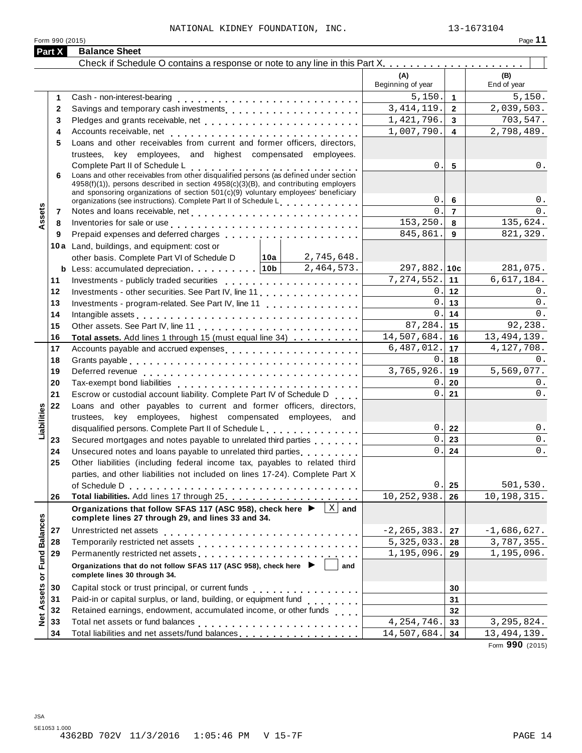NATIONAL KIDNEY FOUNDATION, INC. 13-1673104

Form 990 (2015) Page **11**

## Part X Balance Sheet

Check if Schedule O contains a response or note to any line in this Part X . . . . . . . . . . . . . . . . . . . . ☐

| | | | (A) Beginning of year | | (B) End of year |
|---|---|---|---|---|---|
| **Assets** | 1 | Cash - non-interest-bearing | 5,150. | 1 | 5,150. |
| | 2 | Savings and temporary cash investments | 3,414,119. | 2 | 2,039,503. |
| | 3 | Pledges and grants receivable, net | 1,421,796. | 3 | 703,547. |
| | 4 | Accounts receivable, net | 1,007,790. | 4 | 2,798,489. |
| | 5 | Loans and other receivables from current and former officers, directors, trustees, key employees, and highest compensated employees. Complete Part II of Schedule L | 0. | 5 | 0. |
| | 6 | Loans and other receivables from other disqualified persons (as defined under section 4958(f)(1)), persons described in section 4958(c)(3)(B), and contributing employers and sponsoring organizations of section 501(c)(9) voluntary employees' beneficiary organizations (see instructions). Complete Part II of Schedule L | 0. | 6 | 0. |
| | 7 | Notes and loans receivable, net | 0. | 7 | 0. |
| | 8 | Inventories for sale or use | 153,250. | 8 | 135,624. |
| | 9 | Prepaid expenses and deferred charges | 845,861. | 9 | 821,329. |
| | 10a | Land, buildings, and equipment: cost or other basis. Complete Part VI of Schedule D — 10a: 2,745,648. | | | |
| | b | Less: accumulated depreciation — 10b: 2,464,573. | 297,882. | 10c | 281,075. |
| | 11 | Investments - publicly traded securities | 7,274,552. | 11 | 6,617,184. |
| | 12 | Investments - other securities. See Part IV, line 11 | 0. | 12 | 0. |
| | 13 | Investments - program-related. See Part IV, line 11 | 0. | 13 | 0. |
| | 14 | Intangible assets | 0. | 14 | 0. |
| | 15 | Other assets. See Part IV, line 11 | 87,284. | 15 | 92,238. |
| | 16 | **Total assets.** Add lines 1 through 15 (must equal line 34) | 14,507,684. | 16 | 13,494,139. |
| **Liabilities** | 17 | Accounts payable and accrued expenses | 6,487,012. | 17 | 4,127,708. |
| | 18 | Grants payable | 0. | 18 | 0. |
| | 19 | Deferred revenue | 3,765,926. | 19 | 5,569,077. |
| | 20 | Tax-exempt bond liabilities | 0. | 20 | 0. |
| | 21 | Escrow or custodial account liability. Complete Part IV of Schedule D | 0. | 21 | 0. |
| | 22 | Loans and other payables to current and former officers, directors, trustees, key employees, highest compensated employees, and disqualified persons. Complete Part II of Schedule L | 0. | 22 | 0. |
| | 23 | Secured mortgages and notes payable to unrelated third parties | 0. | 23 | 0. |
| | 24 | Unsecured notes and loans payable to unrelated third parties | 0. | 24 | 0. |
| | 25 | Other liabilities (including federal income tax, payables to related third parties, and other liabilities not included on lines 17-24). Complete Part X of Schedule D | 0. | 25 | 501,530. |
| | 26 | **Total liabilities.** Add lines 17 through 25 | 10,252,938. | 26 | 10,198,315. |
| **Net Assets or Fund Balances** | | **Organizations that follow SFAS 117 (ASC 958), check here ▶ ☒ and complete lines 27 through 29, and lines 33 and 34.** | | | |
| | 27 | Unrestricted net assets | -2,265,383. | 27 | -1,686,627. |
| | 28 | Temporarily restricted net assets | 5,325,033. | 28 | 3,787,355. |
| | 29 | Permanently restricted net assets | 1,195,096. | 29 | 1,195,096. |
| | | **Organizations that do not follow SFAS 117 (ASC 958), check here ▶ ☐ and complete lines 30 through 34.** | | | |
| | 30 | Capital stock or trust principal, or current funds | | 30 | |
| | 31 | Paid-in or capital surplus, or land, building, or equipment fund | | 31 | |
| | 32 | Retained earnings, endowment, accumulated income, or other funds | | 32 | |
| | 33 | Total net assets or fund balances | 4,254,746. | 33 | 3,295,824. |
| | 34 | Total liabilities and net assets/fund balances | 14,507,684. | 34 | 13,494,139. |

Form **990** (2015)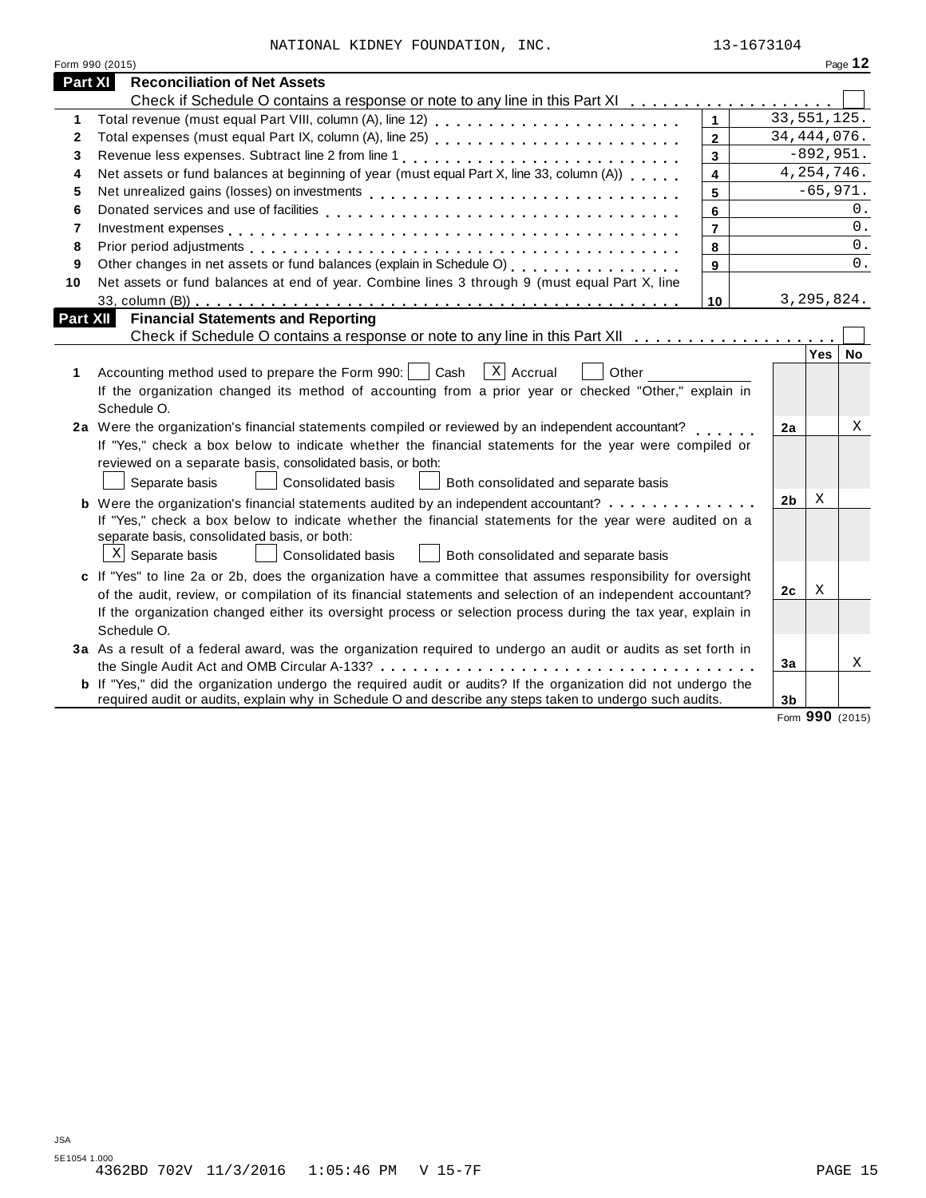NATIONAL KIDNEY FOUNDATION, INC. 13-1673104

Form 990 (2015) Page **12**

## Part XI Reconciliation of Net Assets

Check if Schedule O contains a response or note to any line in this Part XI . . . . . . . . . . . . . . . . . . ☐

| | | | |
|---|---|---|---|
| 1 | Total revenue (must equal Part VIII, column (A), line 12) | 1 | 33,551,125. |
| 2 | Total expenses (must equal Part IX, column (A), line 25) | 2 | 34,444,076. |
| 3 | Revenue less expenses. Subtract line 2 from line 1 | 3 | -892,951. |
| 4 | Net assets or fund balances at beginning of year (must equal Part X, line 33, column (A)) | 4 | 4,254,746. |
| 5 | Net unrealized gains (losses) on investments | 5 | -65,971. |
| 6 | Donated services and use of facilities | 6 | 0. |
| 7 | Investment expenses | 7 | 0. |
| 8 | Prior period adjustments | 8 | 0. |
| 9 | Other changes in net assets or fund balances (explain in Schedule O) | 9 | 0. |
| 10 | Net assets or fund balances at end of year. Combine lines 3 through 9 (must equal Part X, line 33, column (B)) | 10 | 3,295,824. |

## Part XII Financial Statements and Reporting

Check if Schedule O contains a response or note to any line in this Part XII . . . . . . . . . . . . . . . . . . ☐

| | | | Yes | No |
|---|---|---|---|---|
| 1 | Accounting method used to prepare the Form 990: ☐ Cash ☒ Accrual ☐ Other ______ <br> If the organization changed its method of accounting from a prior year or checked "Other," explain in Schedule O. | | | |
| 2a | Were the organization's financial statements compiled or reviewed by an independent accountant? <br> If "Yes," check a box below to indicate whether the financial statements for the year were compiled or reviewed on a separate basis, consolidated basis, or both: <br> ☐ Separate basis ☐ Consolidated basis ☐ Both consolidated and separate basis | 2a | | X |
| b | Were the organization's financial statements audited by an independent accountant? <br> If "Yes," check a box below to indicate whether the financial statements for the year were audited on a separate basis, consolidated basis, or both: <br> ☒ Separate basis ☐ Consolidated basis ☐ Both consolidated and separate basis | 2b | X | |
| c | If "Yes" to line 2a or 2b, does the organization have a committee that assumes responsibility for oversight of the audit, review, or compilation of its financial statements and selection of an independent accountant? <br> If the organization changed either its oversight process or selection process during the tax year, explain in Schedule O. | 2c | X | |
| 3a | As a result of a federal award, was the organization required to undergo an audit or audits as set forth in the Single Audit Act and OMB Circular A-133? | 3a | | X |
| b | If "Yes," did the organization undergo the required audit or audits? If the organization did not undergo the required audit or audits, explain why in Schedule O and describe any steps taken to undergo such audits. | 3b | | |

Form **990** (2015)

JSA
5E1054 1.000
4362BD 702V 11/3/2016 1:05:46 PM V 15-7F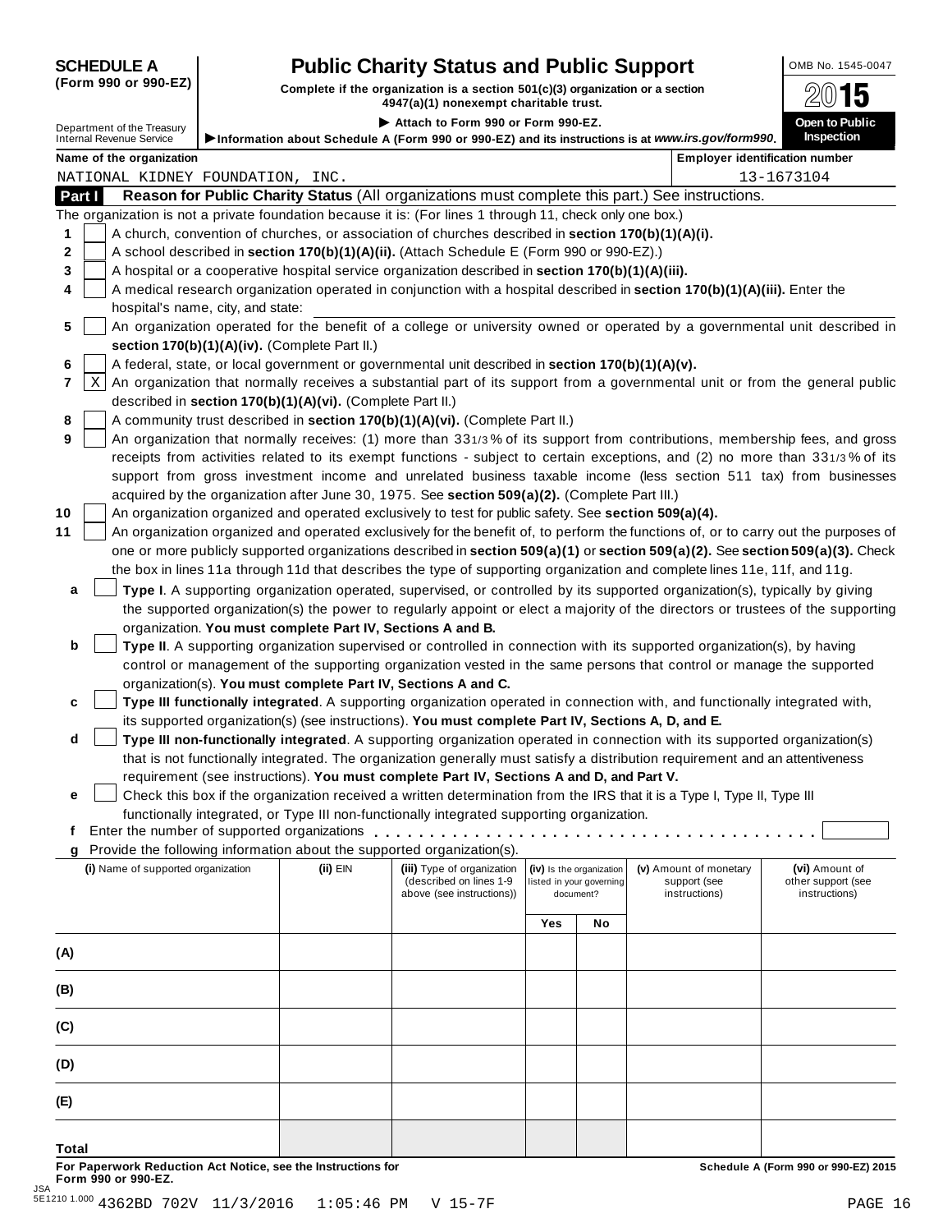**SCHEDULE A (Form 990 or 990-EZ)**

Department of the Treasury
Internal Revenue Service

# Public Charity Status and Public Support

**Complete if the organization is a section 501(c)(3) organization or a section 4947(a)(1) nonexempt charitable trust.**

▶ **Attach to Form 990 or Form 990-EZ.**

▶ **Information about Schedule A (Form 990 or 990-EZ) and its instructions is at *www.irs.gov/form990*.**

OMB No. 1545-0047

**2015**

**Open to Public Inspection**

**Name of the organization**
NATIONAL KIDNEY FOUNDATION, INC.

**Employer identification number**
13-1673104

## Part I Reason for Public Charity Status (All organizations must complete this part.) See instructions.

The organization is not a private foundation because it is: (For lines 1 through 11, check only one box.)

1. [ ] A church, convention of churches, or association of churches described in **section 170(b)(1)(A)(i).**
2. [ ] A school described in **section 170(b)(1)(A)(ii).** (Attach Schedule E (Form 990 or 990-EZ).)
3. [ ] A hospital or a cooperative hospital service organization described in **section 170(b)(1)(A)(iii).**
4. [ ] A medical research organization operated in conjunction with a hospital described in **section 170(b)(1)(A)(iii).** Enter the hospital's name, city, and state:
5. [ ] An organization operated for the benefit of a college or university owned or operated by a governmental unit described in **section 170(b)(1)(A)(iv).** (Complete Part II.)
6. [ ] A federal, state, or local government or governmental unit described in **section 170(b)(1)(A)(v).**
7. [X] An organization that normally receives a substantial part of its support from a governmental unit or from the general public described in **section 170(b)(1)(A)(vi).** (Complete Part II.)
8. [ ] A community trust described in **section 170(b)(1)(A)(vi).** (Complete Part II.)
9. [ ] An organization that normally receives: (1) more than 33 1/3 % of its support from contributions, membership fees, and gross receipts from activities related to its exempt functions - subject to certain exceptions, and (2) no more than 33 1/3 % of its support from gross investment income and unrelated business taxable income (less section 511 tax) from businesses acquired by the organization after June 30, 1975. See **section 509(a)(2).** (Complete Part III.)
10. [ ] An organization organized and operated exclusively to test for public safety. See **section 509(a)(4).**
11. [ ] An organization organized and operated exclusively for the benefit of, to perform the functions of, or to carry out the purposes of one or more publicly supported organizations described in **section 509(a)(1)** or **section 509(a)(2).** See **section 509(a)(3).** Check the box in lines 11a through 11d that describes the type of supporting organization and complete lines 11e, 11f, and 11g.
   - **a** [ ] **Type I**. A supporting organization operated, supervised, or controlled by its supported organization(s), typically by giving the supported organization(s) the power to regularly appoint or elect a majority of the directors or trustees of the supporting organization. **You must complete Part IV, Sections A and B.**
   - **b** [ ] **Type II**. A supporting organization supervised or controlled in connection with its supported organization(s), by having control or management of the supporting organization vested in the same persons that control or manage the supported organization(s). **You must complete Part IV, Sections A and C.**
   - **c** [ ] **Type III functionally integrated**. A supporting organization operated in connection with, and functionally integrated with, its supported organization(s) (see instructions). **You must complete Part IV, Sections A, D, and E.**
   - **d** [ ] **Type III non-functionally integrated**. A supporting organization operated in connection with its supported organization(s) that is not functionally integrated. The organization generally must satisfy a distribution requirement and an attentiveness requirement (see instructions). **You must complete Part IV, Sections A and D, and Part V.**
   - **e** [ ] Check this box if the organization received a written determination from the IRS that it is a Type I, Type II, Type III functionally integrated, or Type III non-functionally integrated supporting organization.
   - **f** Enter the number of supported organizations . . . . . . . . . . . . . . . . . . . . . . . . . . . . . . . . . . .
   - **g** Provide the following information about the supported organization(s).

| (i) Name of supported organization | (ii) EIN | (iii) Type of organization (described on lines 1-9 above (see instructions)) | (iv) Is the organization listed in your governing document? | | (v) Amount of monetary support (see instructions) | (vi) Amount of other support (see instructions) |
|---|---|---|---|---|---|---|
| | | | Yes | No | | |
| (A) | | | | | | |
| (B) | | | | | | |
| (C) | | | | | | |
| (D) | | | | | | |
| (E) | | | | | | |
| **Total** | | | | | | |

**For Paperwork Reduction Act Notice, see the Instructions for Form 990 or 990-EZ.**

**Schedule A (Form 990 or 990-EZ) 2015**

JSA
5E1210 1.000 4362BD 702V 11/3/2016 1:05:46 PM V 15-7F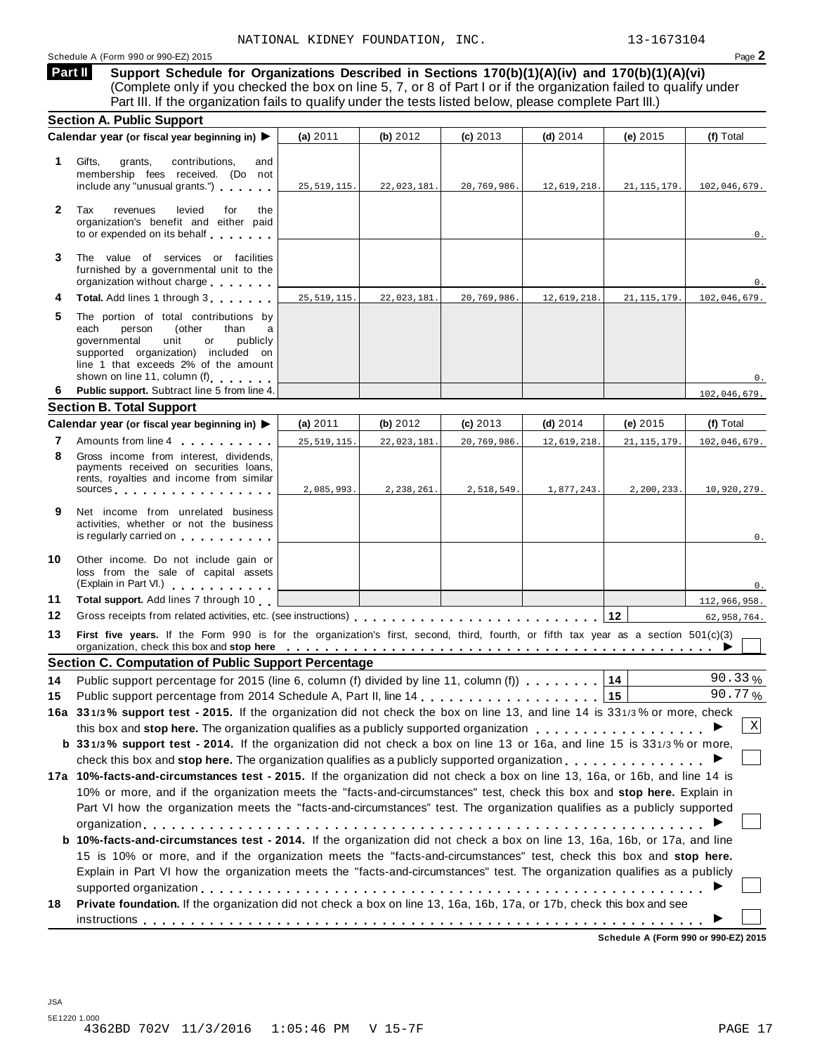NATIONAL KIDNEY FOUNDATION, INC. 13-1673104

Schedule A (Form 990 or 990-EZ) 2015 Page **2**

**Part II** **Support Schedule for Organizations Described in Sections 170(b)(1)(A)(iv) and 170(b)(1)(A)(vi)** (Complete only if you checked the box on line 5, 7, or 8 of Part I or if the organization failed to qualify under Part III. If the organization fails to qualify under the tests listed below, please complete Part III.)

### Section A. Public Support

| | Calendar year (or fiscal year beginning in) ▶ | (a) 2011 | (b) 2012 | (c) 2013 | (d) 2014 | (e) 2015 | (f) Total |
|---|---|---|---|---|---|---|---|
| 1 | Gifts, grants, contributions, and membership fees received. (Do not include any "unusual grants.") | 25,519,115. | 22,023,181. | 20,769,986. | 12,619,218. | 21,115,179. | 102,046,679. |
| 2 | Tax revenues levied for the organization's benefit and either paid to or expended on its behalf | | | | | | 0. |
| 3 | The value of services or facilities furnished by a governmental unit to the organization without charge | | | | | | 0. |
| 4 | **Total.** Add lines 1 through 3 | 25,519,115. | 22,023,181. | 20,769,986. | 12,619,218. | 21,115,179. | 102,046,679. |
| 5 | The portion of total contributions by each person (other than a governmental unit or publicly supported organization) included on line 1 that exceeds 2% of the amount shown on line 11, column (f) | | | | | | 0. |
| 6 | **Public support.** Subtract line 5 from line 4. | | | | | | 102,046,679. |

### Section B. Total Support

| | Calendar year (or fiscal year beginning in) ▶ | (a) 2011 | (b) 2012 | (c) 2013 | (d) 2014 | (e) 2015 | (f) Total |
|---|---|---|---|---|---|---|---|
| 7 | Amounts from line 4 | 25,519,115. | 22,023,181. | 20,769,986. | 12,619,218. | 21,115,179. | 102,046,679. |
| 8 | Gross income from interest, dividends, payments received on securities loans, rents, royalties and income from similar sources | 2,085,993. | 2,238,261. | 2,518,549. | 1,877,243. | 2,200,233. | 10,920,279. |
| 9 | Net income from unrelated business activities, whether or not the business is regularly carried on | | | | | | 0. |
| 10 | Other income. Do not include gain or loss from the sale of capital assets (Explain in Part VI.) | | | | | | 0. |
| 11 | **Total support.** Add lines 7 through 10 | | | | | | 112,966,958. |
| 12 | Gross receipts from related activities, etc. (see instructions) | | | | | 12 | 62,958,764. |

**13** **First five years.** If the Form 990 is for the organization's first, second, third, fourth, or fifth tax year as a section 501(c)(3) organization, check this box and **stop here** ▶ ☐

### Section C. Computation of Public Support Percentage

**14** Public support percentage for 2015 (line 6, column (f) divided by line 11, column (f)) — **14** — 90.33 %

**15** Public support percentage from 2014 Schedule A, Part II, line 14 — **15** — 90.77 %

**16a** **33 1/3 % support test - 2015.** If the organization did not check the box on line 13, and line 14 is 33 1/3 % or more, check this box and **stop here.** The organization qualifies as a publicly supported organization ▶ ☒

**b** **33 1/3 % support test - 2014.** If the organization did not check a box on line 13 or 16a, and line 15 is 33 1/3 % or more, check this box and **stop here.** The organization qualifies as a publicly supported organization ▶ ☐

**17a** **10%-facts-and-circumstances test - 2015.** If the organization did not check a box on line 13, 16a, or 16b, and line 14 is 10% or more, and if the organization meets the "facts-and-circumstances" test, check this box and **stop here.** Explain in Part VI how the organization meets the "facts-and-circumstances" test. The organization qualifies as a publicly supported organization ▶ ☐

**b** **10%-facts-and-circumstances test - 2014.** If the organization did not check a box on line 13, 16a, 16b, or 17a, and line 15 is 10% or more, and if the organization meets the "facts-and-circumstances" test, check this box and **stop here.** Explain in Part VI how the organization meets the "facts-and-circumstances" test. The organization qualifies as a publicly supported organization ▶ ☐

**18** **Private foundation.** If the organization did not check a box on line 13, 16a, 16b, 17a, or 17b, check this box and see instructions ▶ ☐

**Schedule A (Form 990 or 990-EZ) 2015**

JSA
5E1220 1.000
4362BD 702V 11/3/2016 1:05:46 PM V 15-7F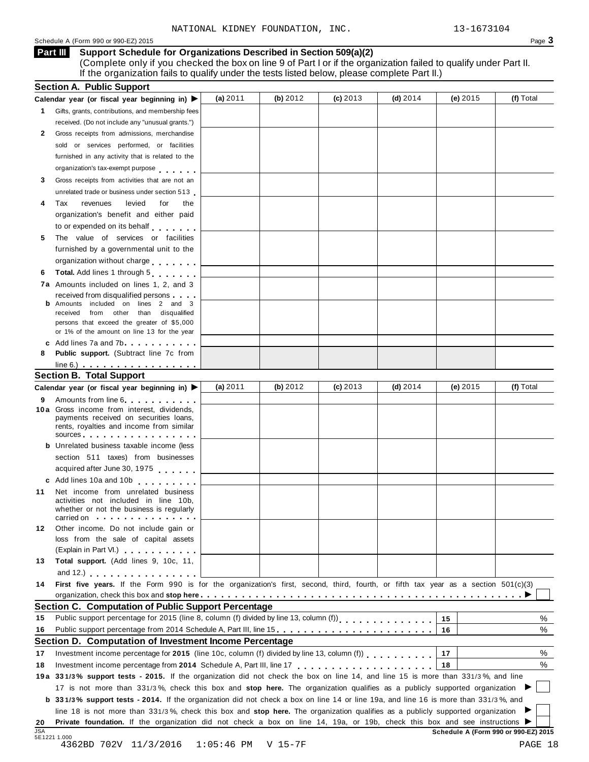NATIONAL KIDNEY FOUNDATION, INC. 13-1673104

Schedule A (Form 990 or 990-EZ) 2015 Page **3**

## Part III Support Schedule for Organizations Described in Section 509(a)(2)

(Complete only if you checked the box on line 9 of Part I or if the organization failed to qualify under Part II. If the organization fails to qualify under the tests listed below, please complete Part II.)

### Section A. Public Support

| Calendar year (or fiscal year beginning in) ▶ | (a) 2011 | (b) 2012 | (c) 2013 | (d) 2014 | (e) 2015 | (f) Total |
|---|---|---|---|---|---|---|
| **1** Gifts, grants, contributions, and membership fees received. (Do not include any "unusual grants.") | | | | | | |
| **2** Gross receipts from admissions, merchandise sold or services performed, or facilities furnished in any activity that is related to the organization's tax-exempt purpose | | | | | | |
| **3** Gross receipts from activities that are not an unrelated trade or business under section 513 | | | | | | |
| **4** Tax revenues levied for the organization's benefit and either paid to or expended on its behalf | | | | | | |
| **5** The value of services or facilities furnished by a governmental unit to the organization without charge | | | | | | |
| **6** **Total.** Add lines 1 through 5 | | | | | | |
| **7a** Amounts included on lines 1, 2, and 3 received from disqualified persons | | | | | | |
| **b** Amounts included on lines 2 and 3 received from other than disqualified persons that exceed the greater of $5,000 or 1% of the amount on line 13 for the year | | | | | | |
| **c** Add lines 7a and 7b | | | | | | |
| **8** **Public support.** (Subtract line 7c from line 6.) | | | | | | |

### Section B. Total Support

| Calendar year (or fiscal year beginning in) ▶ | (a) 2011 | (b) 2012 | (c) 2013 | (d) 2014 | (e) 2015 | (f) Total |
|---|---|---|---|---|---|---|
| **9** Amounts from line 6 | | | | | | |
| **10a** Gross income from interest, dividends, payments received on securities loans, rents, royalties and income from similar sources | | | | | | |
| **b** Unrelated business taxable income (less section 511 taxes) from businesses acquired after June 30, 1975 | | | | | | |
| **c** Add lines 10a and 10b | | | | | | |
| **11** Net income from unrelated business activities not included in line 10b, whether or not the business is regularly carried on | | | | | | |
| **12** Other income. Do not include gain or loss from the sale of capital assets (Explain in Part VI.) | | | | | | |
| **13** **Total support.** (Add lines 9, 10c, 11, and 12.) | | | | | | |

**14** **First five years.** If the Form 990 is for the organization's first, second, third, fourth, or fifth tax year as a section 501(c)(3) organization, check this box and **stop here** ▶ ☐

### Section C. Computation of Public Support Percentage

| | | | | |
|---|---|---|---|---|
| **15** | Public support percentage for 2015 (line 8, column (f) divided by line 13, column (f)) | **15** | | % |
| **16** | Public support percentage from 2014 Schedule A, Part III, line 15 | **16** | | % |

### Section D. Computation of Investment Income Percentage

| | | | | |
|---|---|---|---|---|
| **17** | Investment income percentage for **2015** (line 10c, column (f) divided by line 13, column (f)) | **17** | | % |
| **18** | Investment income percentage from **2014** Schedule A, Part III, line 17 | **18** | | % |

**19a** **33 1/3% support tests - 2015.** If the organization did not check the box on line 14, and line 15 is more than 33 1/3%, and line 17 is not more than 33 1/3%, check this box and **stop here.** The organization qualifies as a publicly supported organization ▶ ☐

**b** **33 1/3% support tests - 2014.** If the organization did not check a box on line 14 or line 19a, and line 16 is more than 33 1/3%, and line 18 is not more than 33 1/3%, check this box and **stop here.** The organization qualifies as a publicly supported organization ▶ ☐

**20** **Private foundation.** If the organization did not check a box on line 14, 19a, or 19b, check this box and see instructions ▶ ☐

**Schedule A (Form 990 or 990-EZ) 2015**

JSA 5E1221 1.000

4362BD 702V 11/3/2016 1:05:46 PM V 15-7F PAGE 18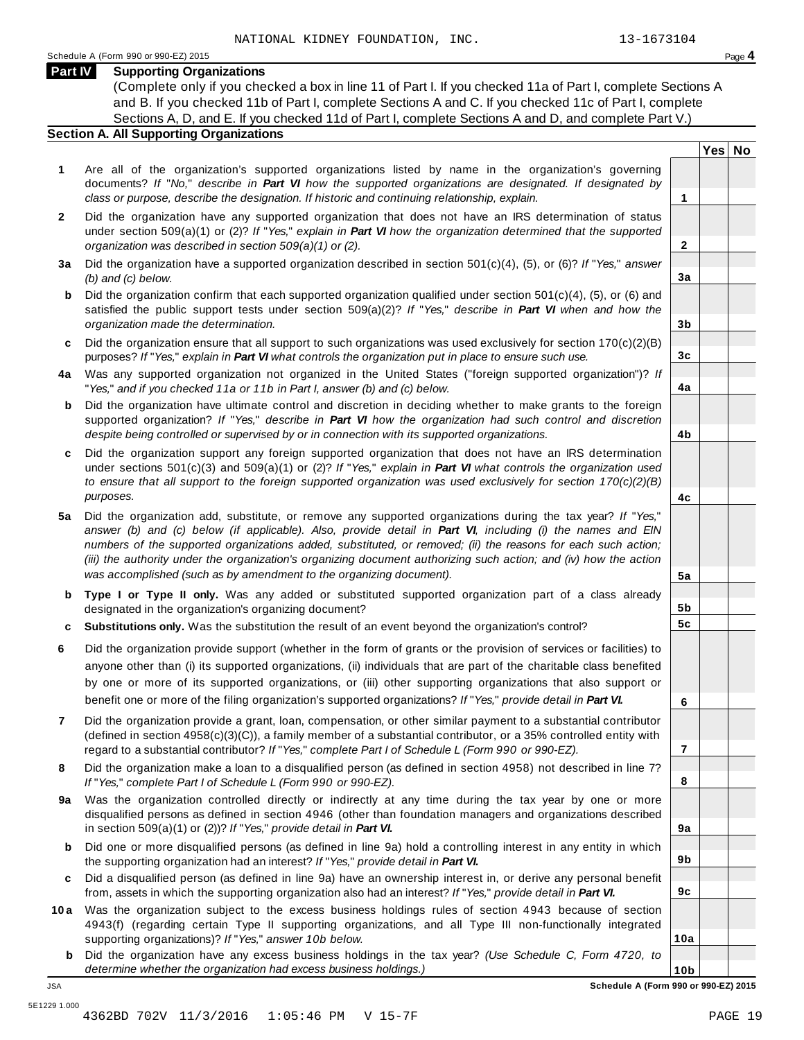NATIONAL KIDNEY FOUNDATION, INC. 13-1673104

Schedule A (Form 990 or 990-EZ) 2015 Page **4**

## Part IV Supporting Organizations

(Complete only if you checked a box in line 11 of Part I. If you checked 11a of Part I, complete Sections A and B. If you checked 11b of Part I, complete Sections A and C. If you checked 11c of Part I, complete Sections A, D, and E. If you checked 11d of Part I, complete Sections A and D, and complete Part V.)

### Section A. All Supporting Organizations

| | | | Yes | No |
|---|---|---|---|---|
| **1** | Are all of the organization's supported organizations listed by name in the organization's governing documents? *If "No," describe in **Part VI** how the supported organizations are designated. If designated by class or purpose, describe the designation. If historic and continuing relationship, explain.* | **1** | | |
| **2** | Did the organization have any supported organization that does not have an IRS determination of status under section 509(a)(1) or (2)? *If "Yes," explain in **Part VI** how the organization determined that the supported organization was described in section 509(a)(1) or (2).* | **2** | | |
| **3a** | Did the organization have a supported organization described in section 501(c)(4), (5), or (6)? *If "Yes," answer (b) and (c) below.* | **3a** | | |
| **b** | Did the organization confirm that each supported organization qualified under section 501(c)(4), (5), or (6) and satisfied the public support tests under section 509(a)(2)? *If "Yes," describe in **Part VI** when and how the organization made the determination.* | **3b** | | |
| **c** | Did the organization ensure that all support to such organizations was used exclusively for section 170(c)(2)(B) purposes? *If "Yes," explain in **Part VI** what controls the organization put in place to ensure such use.* | **3c** | | |
| **4a** | Was any supported organization not organized in the United States ("foreign supported organization")? *If "Yes," and if you checked 11a or 11b in Part I, answer (b) and (c) below.* | **4a** | | |
| **b** | Did the organization have ultimate control and discretion in deciding whether to make grants to the foreign supported organization? *If "Yes," describe in **Part VI** how the organization had such control and discretion despite being controlled or supervised by or in connection with its supported organizations.* | **4b** | | |
| **c** | Did the organization support any foreign supported organization that does not have an IRS determination under sections 501(c)(3) and 509(a)(1) or (2)? *If "Yes," explain in **Part VI** what controls the organization used to ensure that all support to the foreign supported organization was used exclusively for section 170(c)(2)(B) purposes.* | **4c** | | |
| **5a** | Did the organization add, substitute, or remove any supported organizations during the tax year? *If "Yes," answer (b) and (c) below (if applicable). Also, provide detail in **Part VI**, including (i) the names and EIN numbers of the supported organizations added, substituted, or removed; (ii) the reasons for each such action; (iii) the authority under the organization's organizing document authorizing such action; and (iv) how the action was accomplished (such as by amendment to the organizing document).* | **5a** | | |
| **b** | **Type I or Type II only.** Was any added or substituted supported organization part of a class already designated in the organization's organizing document? | **5b** | | |
| **c** | **Substitutions only.** Was the substitution the result of an event beyond the organization's control? | **5c** | | |
| **6** | Did the organization provide support (whether in the form of grants or the provision of services or facilities) to anyone other than (i) its supported organizations, (ii) individuals that are part of the charitable class benefited by one or more of its supported organizations, or (iii) other supporting organizations that also support or benefit one or more of the filing organization's supported organizations? *If "Yes," provide detail in **Part VI.*** | **6** | | |
| **7** | Did the organization provide a grant, loan, compensation, or other similar payment to a substantial contributor (defined in section 4958(c)(3)(C)), a family member of a substantial contributor, or a 35% controlled entity with regard to a substantial contributor? *If "Yes," complete Part I of Schedule L (Form 990 or 990-EZ).* | **7** | | |
| **8** | Did the organization make a loan to a disqualified person (as defined in section 4958) not described in line 7? *If "Yes," complete Part I of Schedule L (Form 990 or 990-EZ).* | **8** | | |
| **9a** | Was the organization controlled directly or indirectly at any time during the tax year by one or more disqualified persons as defined in section 4946 (other than foundation managers and organizations described in section 509(a)(1) or (2))? *If "Yes," provide detail in **Part VI.*** | **9a** | | |
| **b** | Did one or more disqualified persons (as defined in line 9a) hold a controlling interest in any entity in which the supporting organization had an interest? *If "Yes," provide detail in **Part VI.*** | **9b** | | |
| **c** | Did a disqualified person (as defined in line 9a) have an ownership interest in, or derive any personal benefit from, assets in which the supporting organization also had an interest? *If "Yes," provide detail in **Part VI.*** | **9c** | | |
| **10a** | Was the organization subject to the excess business holdings rules of section 4943 because of section 4943(f) (regarding certain Type II supporting organizations, and all Type III non-functionally integrated supporting organizations)? *If "Yes," answer 10b below.* | **10a** | | |
| **b** | Did the organization have any excess business holdings in the tax year? *(Use Schedule C, Form 4720, to determine whether the organization had excess business holdings.)* | **10b** | | |

JSA **Schedule A (Form 990 or 990-EZ) 2015**

5E1229 1.000

4362BD 702V 11/3/2016 1:05:46 PM V 15-7F PAGE 19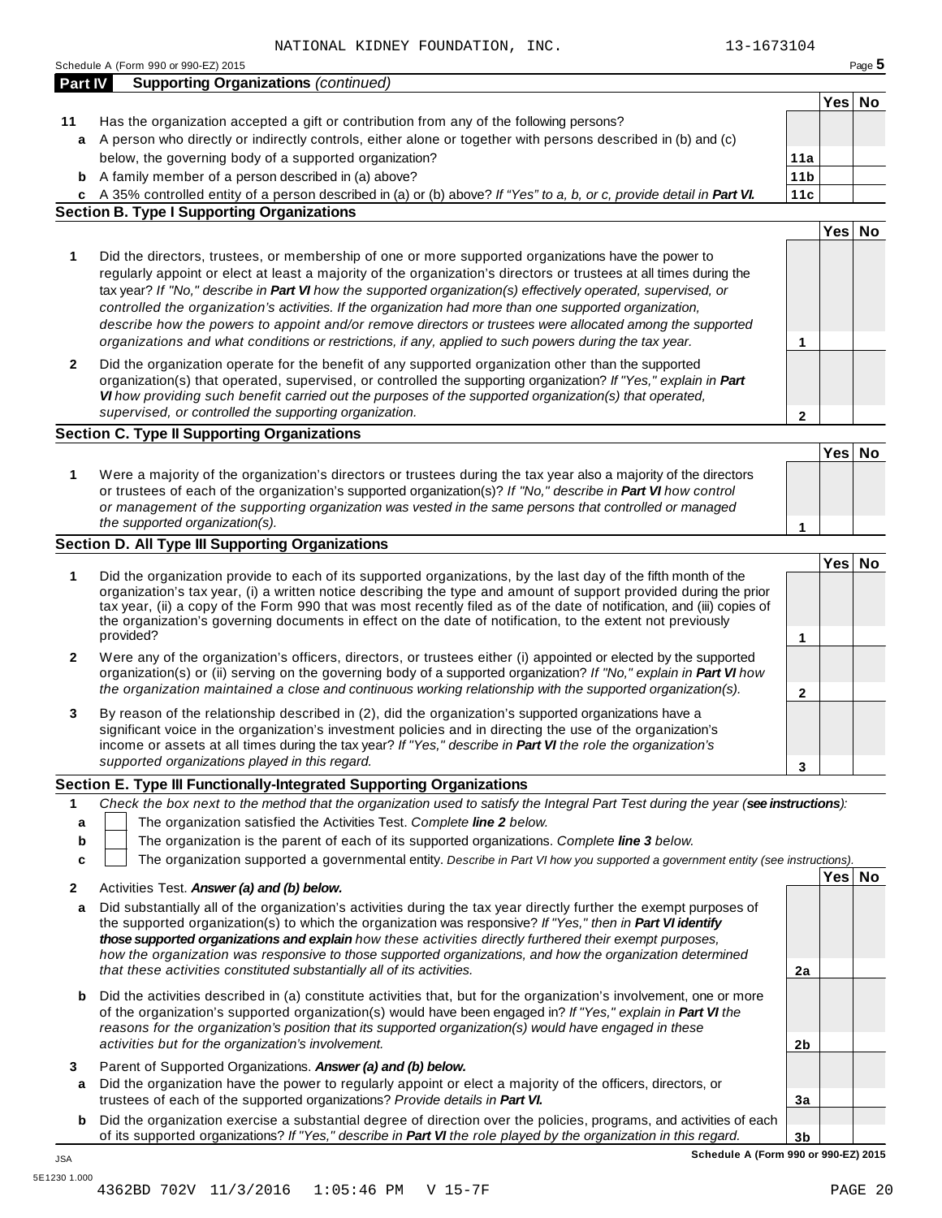NATIONAL KIDNEY FOUNDATION, INC. 13-1673104

Schedule A (Form 990 or 990-EZ) 2015

## Part IV Supporting Organizations *(continued)*

| | | | Yes | No |
|---|---|---|---|---|
| **11** | Has the organization accepted a gift or contribution from any of the following persons? | | | |
| **a** | A person who directly or indirectly controls, either alone or together with persons described in (b) and (c) below, the governing body of a supported organization? | **11a** | | |
| **b** | A family member of a person described in (a) above? | **11b** | | |
| **c** | A 35% controlled entity of a person described in (a) or (b) above? *If "Yes" to a, b, or c, provide detail in **Part VI**.* | **11c** | | |

### Section B. Type I Supporting Organizations

| | | | Yes | No |
|---|---|---|---|---|
| **1** | Did the directors, trustees, or membership of one or more supported organizations have the power to regularly appoint or elect at least a majority of the organization's directors or trustees at all times during the tax year? *If "No," describe in **Part VI** how the supported organization(s) effectively operated, supervised, or controlled the organization's activities. If the organization had more than one supported organization, describe how the powers to appoint and/or remove directors or trustees were allocated among the supported organizations and what conditions or restrictions, if any, applied to such powers during the tax year.* | **1** | | |
| **2** | Did the organization operate for the benefit of any supported organization other than the supported organization(s) that operated, supervised, or controlled the supporting organization? *If "Yes," explain in **Part VI** how providing such benefit carried out the purposes of the supported organization(s) that operated, supervised, or controlled the supporting organization.* | **2** | | |

### Section C. Type II Supporting Organizations

| | | | Yes | No |
|---|---|---|---|---|
| **1** | Were a majority of the organization's directors or trustees during the tax year also a majority of the directors or trustees of each of the organization's supported organization(s)? *If "No," describe in **Part VI** how control or management of the supporting organization was vested in the same persons that controlled or managed the supported organization(s).* | **1** | | |

### Section D. All Type III Supporting Organizations

| | | | Yes | No |
|---|---|---|---|---|
| **1** | Did the organization provide to each of its supported organizations, by the last day of the fifth month of the organization's tax year, (i) a written notice describing the type and amount of support provided during the prior tax year, (ii) a copy of the Form 990 that was most recently filed as of the date of notification, and (iii) copies of the organization's governing documents in effect on the date of notification, to the extent not previously provided? | **1** | | |
| **2** | Were any of the organization's officers, directors, or trustees either (i) appointed or elected by the supported organization(s) or (ii) serving on the governing body of a supported organization? *If "No," explain in **Part VI** how the organization maintained a close and continuous working relationship with the supported organization(s).* | **2** | | |
| **3** | By reason of the relationship described in (2), did the organization's supported organizations have a significant voice in the organization's investment policies and in directing the use of the organization's income or assets at all times during the tax year? *If "Yes," describe in **Part VI** the role the organization's supported organizations played in this regard.* | **3** | | |

### Section E. Type III Functionally-Integrated Supporting Organizations

**1** *Check the box next to the method that the organization used to satisfy the Integral Part Test during the year (**see instructions**):*

- **a** ☐ The organization satisfied the Activities Test. *Complete **line 2** below.*
- **b** ☐ The organization is the parent of each of its supported organizations. *Complete **line 3** below.*
- **c** ☐ The organization supported a governmental entity. *Describe in Part VI how you supported a government entity (see instructions).*

| | | | Yes | No |
|---|---|---|---|---|
| **2** | Activities Test. ***Answer (a) and (b) below.*** | | | |
| **a** | Did substantially all of the organization's activities during the tax year directly further the exempt purposes of the supported organization(s) to which the organization was responsive? *If "Yes," then in **Part VI identify those supported organizations and explain** how these activities directly furthered their exempt purposes, how the organization was responsive to those supported organizations, and how the organization determined that these activities constituted substantially all of its activities.* | **2a** | | |
| **b** | Did the activities described in (a) constitute activities that, but for the organization's involvement, one or more of the organization's supported organization(s) would have been engaged in? *If "Yes," explain in **Part VI** the reasons for the organization's position that its supported organization(s) would have engaged in these activities but for the organization's involvement.* | **2b** | | |
| **3** | Parent of Supported Organizations. ***Answer (a) and (b) below.*** | | | |
| **a** | Did the organization have the power to regularly appoint or elect a majority of the officers, directors, or trustees of each of the supported organizations? *Provide details in **Part VI**.* | **3a** | | |
| **b** | Did the organization exercise a substantial degree of direction over the policies, programs, and activities of each of its supported organizations? *If "Yes," describe in **Part VI** the role played by the organization in this regard.* | **3b** | | |

**Schedule A (Form 990 or 990-EZ) 2015**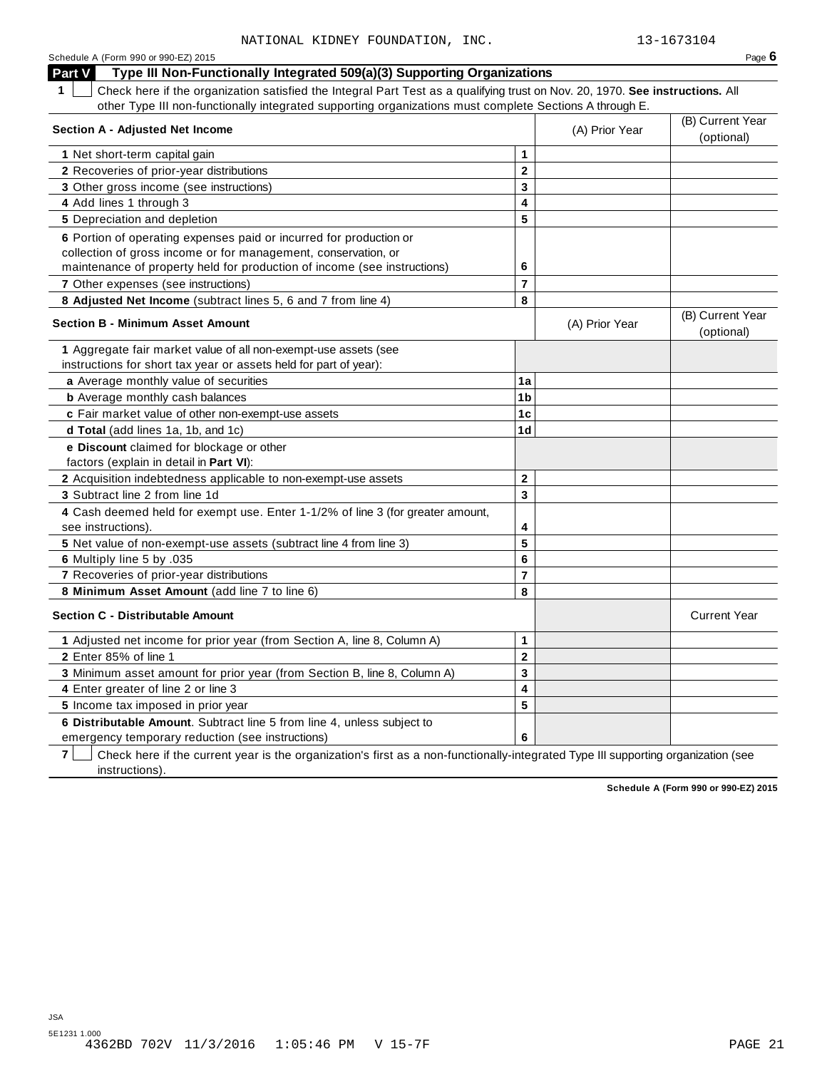NATIONAL KIDNEY FOUNDATION, INC. 13-1673104

## Part V Type III Non-Functionally Integrated 509(a)(3) Supporting Organizations

**1** ☐ Check here if the organization satisfied the Integral Part Test as a qualifying trust on Nov. 20, 1970. **See instructions.** All other Type III non-functionally integrated supporting organizations must complete Sections A through E.

| **Section A - Adjusted Net Income** | | (A) Prior Year | (B) Current Year (optional) |
|---|---|---|---|
| **1** Net short-term capital gain | 1 | | |
| **2** Recoveries of prior-year distributions | 2 | | |
| **3** Other gross income (see instructions) | 3 | | |
| **4** Add lines 1 through 3 | 4 | | |
| **5** Depreciation and depletion | 5 | | |
| **6** Portion of operating expenses paid or incurred for production or collection of gross income or for management, conservation, or maintenance of property held for production of income (see instructions) | 6 | | |
| **7** Other expenses (see instructions) | 7 | | |
| **8 Adjusted Net Income** (subtract lines 5, 6 and 7 from line 4) | 8 | | |

| **Section B - Minimum Asset Amount** | | (A) Prior Year | (B) Current Year (optional) |
|---|---|---|---|
| **1** Aggregate fair market value of all non-exempt-use assets (see instructions for short tax year or assets held for part of year): | | | |
| **a** Average monthly value of securities | 1a | | |
| **b** Average monthly cash balances | 1b | | |
| **c** Fair market value of other non-exempt-use assets | 1c | | |
| **d Total** (add lines 1a, 1b, and 1c) | 1d | | |
| **e Discount** claimed for blockage or other factors (explain in detail in **Part VI**): | | | |
| **2** Acquisition indebtedness applicable to non-exempt-use assets | 2 | | |
| **3** Subtract line 2 from line 1d | 3 | | |
| **4** Cash deemed held for exempt use. Enter 1-1/2% of line 3 (for greater amount, see instructions). | 4 | | |
| **5** Net value of non-exempt-use assets (subtract line 4 from line 3) | 5 | | |
| **6** Multiply line 5 by .035 | 6 | | |
| **7** Recoveries of prior-year distributions | 7 | | |
| **8 Minimum Asset Amount** (add line 7 to line 6) | 8 | | |

| **Section C - Distributable Amount** | | | Current Year |
|---|---|---|---|
| **1** Adjusted net income for prior year (from Section A, line 8, Column A) | 1 | | |
| **2** Enter 85% of line 1 | 2 | | |
| **3** Minimum asset amount for prior year (from Section B, line 8, Column A) | 3 | | |
| **4** Enter greater of line 2 or line 3 | 4 | | |
| **5** Income tax imposed in prior year | 5 | | |
| **6 Distributable Amount**. Subtract line 5 from line 4, unless subject to emergency temporary reduction (see instructions) | 6 | | |

**7** ☐ Check here if the current year is the organization's first as a non-functionally-integrated Type III supporting organization (see instructions).

**Schedule A (Form 990 or 990-EZ) 2015**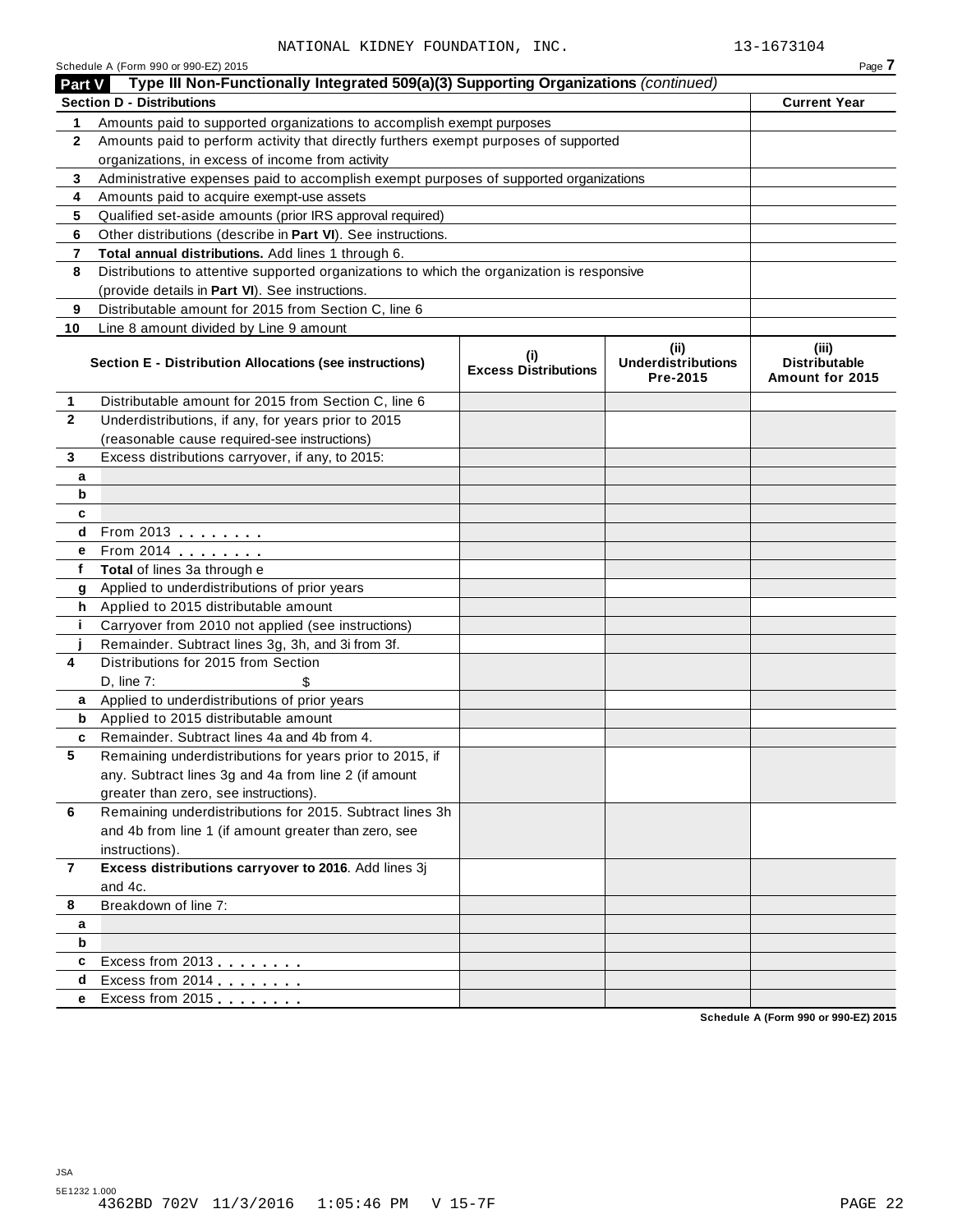NATIONAL KIDNEY FOUNDATION, INC. 13-1673104

Schedule A (Form 990 or 990-EZ) 2015

## Part V Type III Non-Functionally Integrated 509(a)(3) Supporting Organizations *(continued)*

| Section D - Distributions | | Current Year |
|---|---|---|
| 1 | Amounts paid to supported organizations to accomplish exempt purposes | |
| 2 | Amounts paid to perform activity that directly furthers exempt purposes of supported organizations, in excess of income from activity | |
| 3 | Administrative expenses paid to accomplish exempt purposes of supported organizations | |
| 4 | Amounts paid to acquire exempt-use assets | |
| 5 | Qualified set-aside amounts (prior IRS approval required) | |
| 6 | Other distributions (describe in **Part VI**). See instructions. | |
| 7 | **Total annual distributions.** Add lines 1 through 6. | |
| 8 | Distributions to attentive supported organizations to which the organization is responsive (provide details in **Part VI**). See instructions. | |
| 9 | Distributable amount for 2015 from Section C, line 6 | |
| 10 | Line 8 amount divided by Line 9 amount | |

| | Section E - Distribution Allocations (see instructions) | (i) Excess Distributions | (ii) Underdistributions Pre-2015 | (iii) Distributable Amount for 2015 |
|---|---|---|---|---|
| 1 | Distributable amount for 2015 from Section C, line 6 | | | |
| 2 | Underdistributions, if any, for years prior to 2015 (reasonable cause required-see instructions) | | | |
| 3 | Excess distributions carryover, if any, to 2015: | | | |
| a | | | | |
| b | | | | |
| c | | | | |
| d | From 2013 | | | |
| e | From 2014 | | | |
| f | **Total** of lines 3a through e | | | |
| g | Applied to underdistributions of prior years | | | |
| h | Applied to 2015 distributable amount | | | |
| i | Carryover from 2010 not applied (see instructions) | | | |
| j | Remainder. Subtract lines 3g, 3h, and 3i from 3f. | | | |
| 4 | Distributions for 2015 from Section D, line 7: $ | | | |
| a | Applied to underdistributions of prior years | | | |
| b | Applied to 2015 distributable amount | | | |
| c | Remainder. Subtract lines 4a and 4b from 4. | | | |
| 5 | Remaining underdistributions for years prior to 2015, if any. Subtract lines 3g and 4a from line 2 (if amount greater than zero, see instructions). | | | |
| 6 | Remaining underdistributions for 2015. Subtract lines 3h and 4b from line 1 (if amount greater than zero, see instructions). | | | |
| 7 | **Excess distributions carryover to 2016**. Add lines 3j and 4c. | | | |
| 8 | Breakdown of line 7: | | | |
| a | | | | |
| b | | | | |
| c | Excess from 2013 | | | |
| d | Excess from 2014 | | | |
| e | Excess from 2015 | | | |

Schedule A (Form 990 or 990-EZ) 2015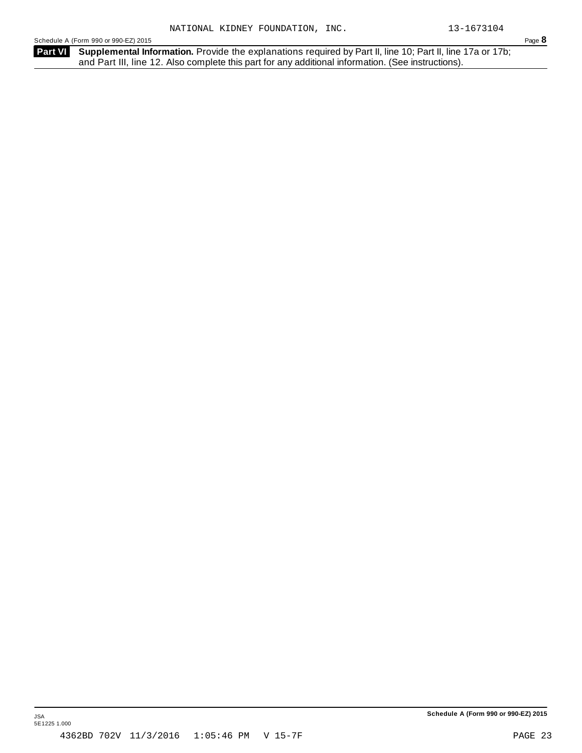**Part VI** **Supplemental Information.** Provide the explanations required by Part II, line 10; Part II, line 17a or 17b; and Part III, line 12. Also complete this part for any additional information. (See instructions).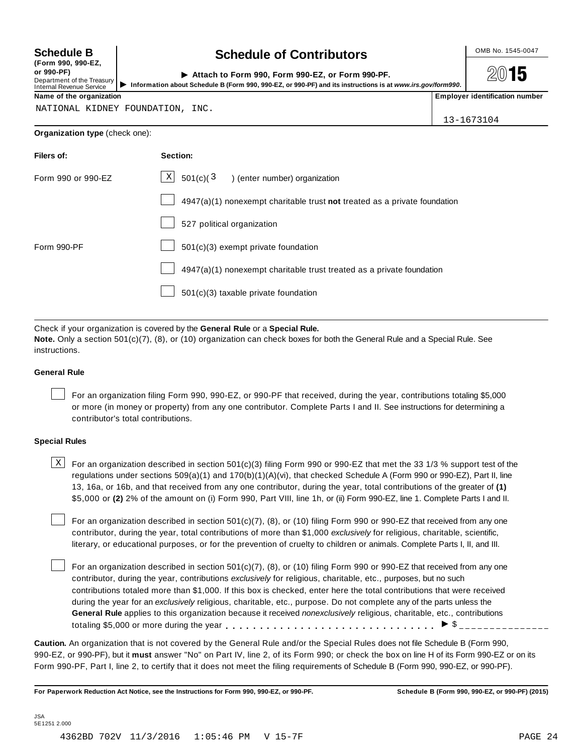**Schedule B**
**(Form 990, 990-EZ, or 990-PF)**
Department of the Treasury
Internal Revenue Service

# Schedule of Contributors

► **Attach to Form 990, Form 990-EZ, or Form 990-PF.**
► **Information about Schedule B (Form 990, 990-EZ, or 990-PF) and its instructions is at *www.irs.gov/form990*.**

OMB No. 1545-0047

**2015**

| **Name of the organization** | **Employer identification number** |
|---|---|
| NATIONAL KIDNEY FOUNDATION, INC. | 13-1673104 |

**Organization type** (check one):

| **Filers of:** | **Section:** |
|---|---|
| Form 990 or 990-EZ | [X] 501(c)( 3 ) (enter number) organization |
| | [ ] 4947(a)(1) nonexempt charitable trust **not** treated as a private foundation |
| | [ ] 527 political organization |
| Form 990-PF | [ ] 501(c)(3) exempt private foundation |
| | [ ] 4947(a)(1) nonexempt charitable trust treated as a private foundation |
| | [ ] 501(c)(3) taxable private foundation |

Check if your organization is covered by the **General Rule** or a **Special Rule.**
**Note.** Only a section 501(c)(7), (8), or (10) organization can check boxes for both the General Rule and a Special Rule. See instructions.

### General Rule

[ ] For an organization filing Form 990, 990-EZ, or 990-PF that received, during the year, contributions totaling $5,000 or more (in money or property) from any one contributor. Complete Parts I and II. See instructions for determining a contributor's total contributions.

### Special Rules

[X] For an organization described in section 501(c)(3) filing Form 990 or 990-EZ that met the 33 1/3 % support test of the regulations under sections 509(a)(1) and 170(b)(1)(A)(vi), that checked Schedule A (Form 990 or 990-EZ), Part II, line 13, 16a, or 16b, and that received from any one contributor, during the year, total contributions of the greater of **(1)** $5,000 or **(2)** 2% of the amount on (i) Form 990, Part VIII, line 1h, or (ii) Form 990-EZ, line 1. Complete Parts I and II.

[ ] For an organization described in section 501(c)(7), (8), or (10) filing Form 990 or 990-EZ that received from any one contributor, during the year, total contributions of more than $1,000 *exclusively* for religious, charitable, scientific, literary, or educational purposes, or for the prevention of cruelty to children or animals. Complete Parts I, II, and III.

[ ] For an organization described in section 501(c)(7), (8), or (10) filing Form 990 or 990-EZ that received from any one contributor, during the year, contributions *exclusively* for religious, charitable, etc., purposes, but no such contributions totaled more than $1,000. If this box is checked, enter here the total contributions that were received during the year for an *exclusively* religious, charitable, etc., purpose. Do not complete any of the parts unless the **General Rule** applies to this organization because it received *nonexclusively* religious, charitable, etc., contributions totaling $5,000 or more during the year . . . . . . . . . . . . . . . . . . . . . . . . . . . . . ► $ _______________

**Caution.** An organization that is not covered by the General Rule and/or the Special Rules does not file Schedule B (Form 990, 990-EZ, or 990-PF), but it **must** answer "No" on Part IV, line 2, of its Form 990; or check the box on line H of its Form 990-EZ or on its Form 990-PF, Part I, line 2, to certify that it does not meet the filing requirements of Schedule B (Form 990, 990-EZ, or 990-PF).

**For Paperwork Reduction Act Notice, see the Instructions for Form 990, 990-EZ, or 990-PF.** **Schedule B (Form 990, 990-EZ, or 990-PF) (2015)**

JSA
5E1251 2.000

4362BD 702V 11/3/2016 1:05:46 PM V 15-7F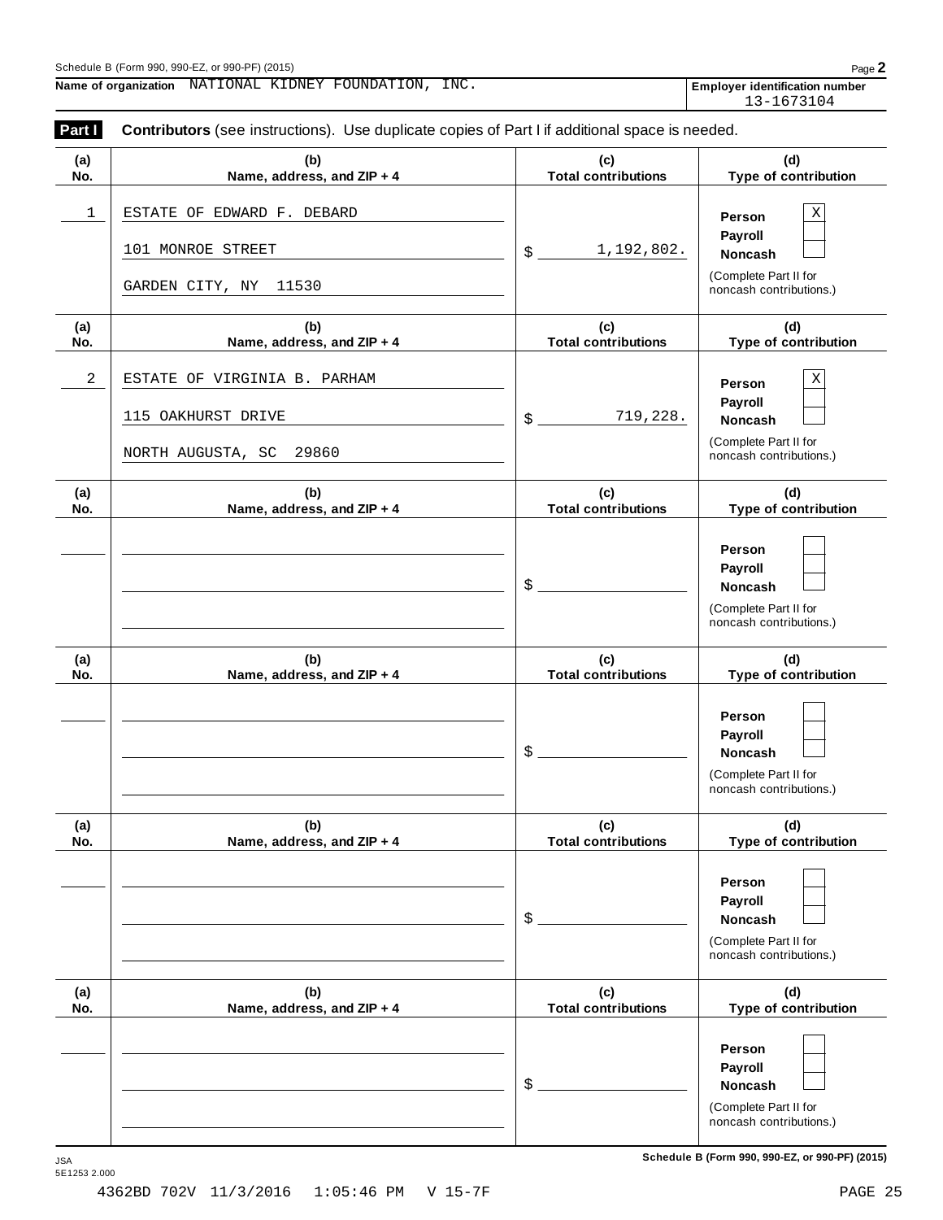Schedule B (Form 990, 990-EZ, or 990-PF) (2015)

**Name of organization** NATIONAL KIDNEY FOUNDATION, INC.

**Employer identification number** 13-1673104

**Part I** **Contributors** (see instructions). Use duplicate copies of Part I if additional space is needed.

| (a) No. | (b) Name, address, and ZIP + 4 | (c) Total contributions | (d) Type of contribution |
|---|---|---|---|
| 1 | ESTATE OF EDWARD F. DEBARD<br>101 MONROE STREET<br>GARDEN CITY, NY 11530 | $ 1,192,802. | Person [X]<br>Payroll [ ]<br>Noncash [ ]<br>(Complete Part II for noncash contributions.) |
| 2 | ESTATE OF VIRGINIA B. PARHAM<br>115 OAKHURST DRIVE<br>NORTH AUGUSTA, SC 29860 | $ 719,228. | Person [X]<br>Payroll [ ]<br>Noncash [ ]<br>(Complete Part II for noncash contributions.) |
| | | $ | Person [ ]<br>Payroll [ ]<br>Noncash [ ]<br>(Complete Part II for noncash contributions.) |
| | | $ | Person [ ]<br>Payroll [ ]<br>Noncash [ ]<br>(Complete Part II for noncash contributions.) |
| | | $ | Person [ ]<br>Payroll [ ]<br>Noncash [ ]<br>(Complete Part II for noncash contributions.) |
| | | $ | Person [ ]<br>Payroll [ ]<br>Noncash [ ]<br>(Complete Part II for noncash contributions.) |

JSA
5E1253 2.000

**Schedule B (Form 990, 990-EZ, or 990-PF) (2015)**

4362BD 702V 11/3/2016 1:05:46 PM V 15-7F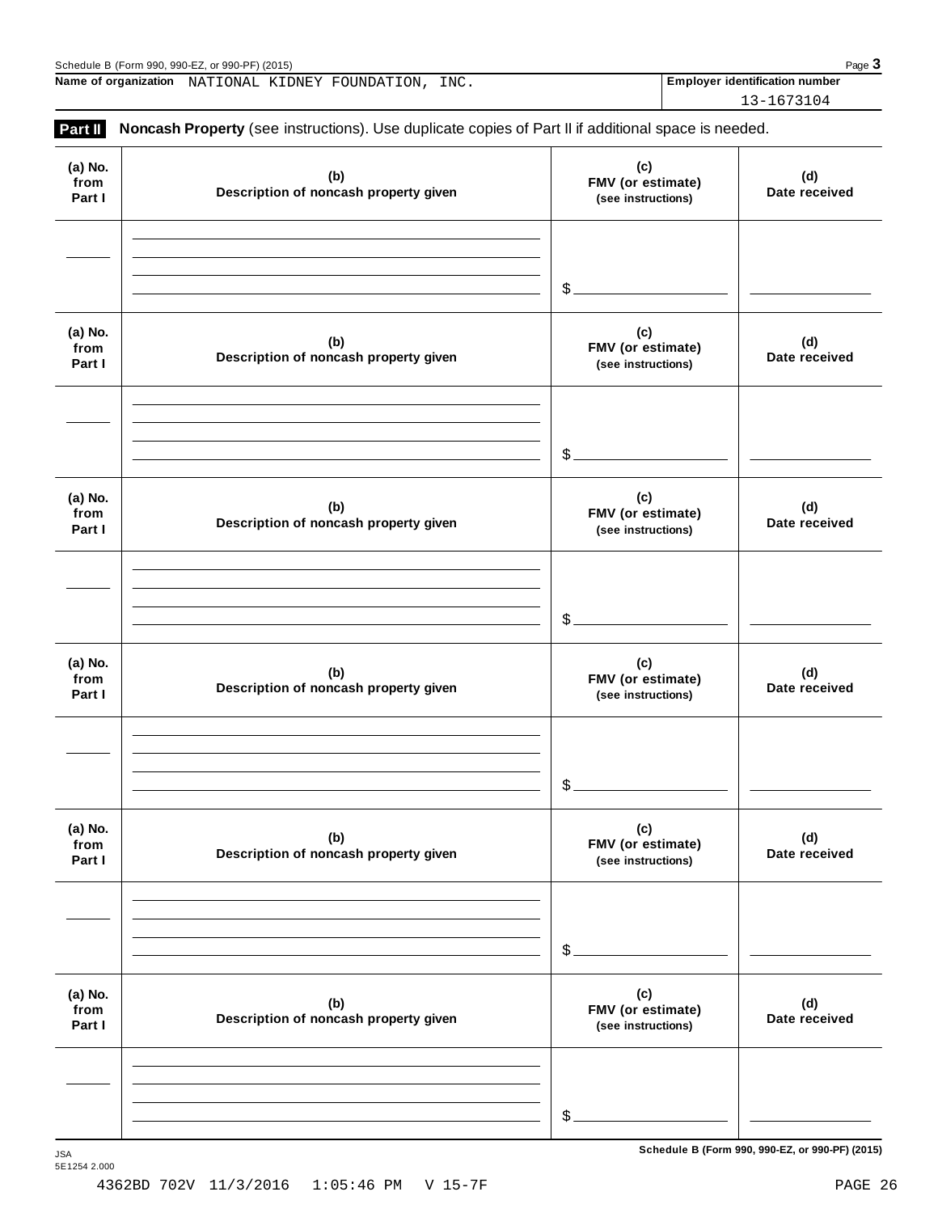Name of organization NATIONAL KIDNEY FOUNDATION, INC.

Employer identification number 13-1673104

**Part II** **Noncash Property** (see instructions). Use duplicate copies of Part II if additional space is needed.

| (a) No. from Part I | (b) Description of noncash property given | (c) FMV (or estimate) (see instructions) | (d) Date received |
|---|---|---|---|
| | | $ | |

| (a) No. from Part I | (b) Description of noncash property given | (c) FMV (or estimate) (see instructions) | (d) Date received |
|---|---|---|---|
| | | $ | |

| (a) No. from Part I | (b) Description of noncash property given | (c) FMV (or estimate) (see instructions) | (d) Date received |
|---|---|---|---|
| | | $ | |

| (a) No. from Part I | (b) Description of noncash property given | (c) FMV (or estimate) (see instructions) | (d) Date received |
|---|---|---|---|
| | | $ | |

| (a) No. from Part I | (b) Description of noncash property given | (c) FMV (or estimate) (see instructions) | (d) Date received |
|---|---|---|---|
| | | $ | |

| (a) No. from Part I | (b) Description of noncash property given | (c) FMV (or estimate) (see instructions) | (d) Date received |
|---|---|---|---|
| | | $ | |

JSA
5E1254 2.000

4362BD 702V 11/3/2016 1:05:46 PM V 15-7F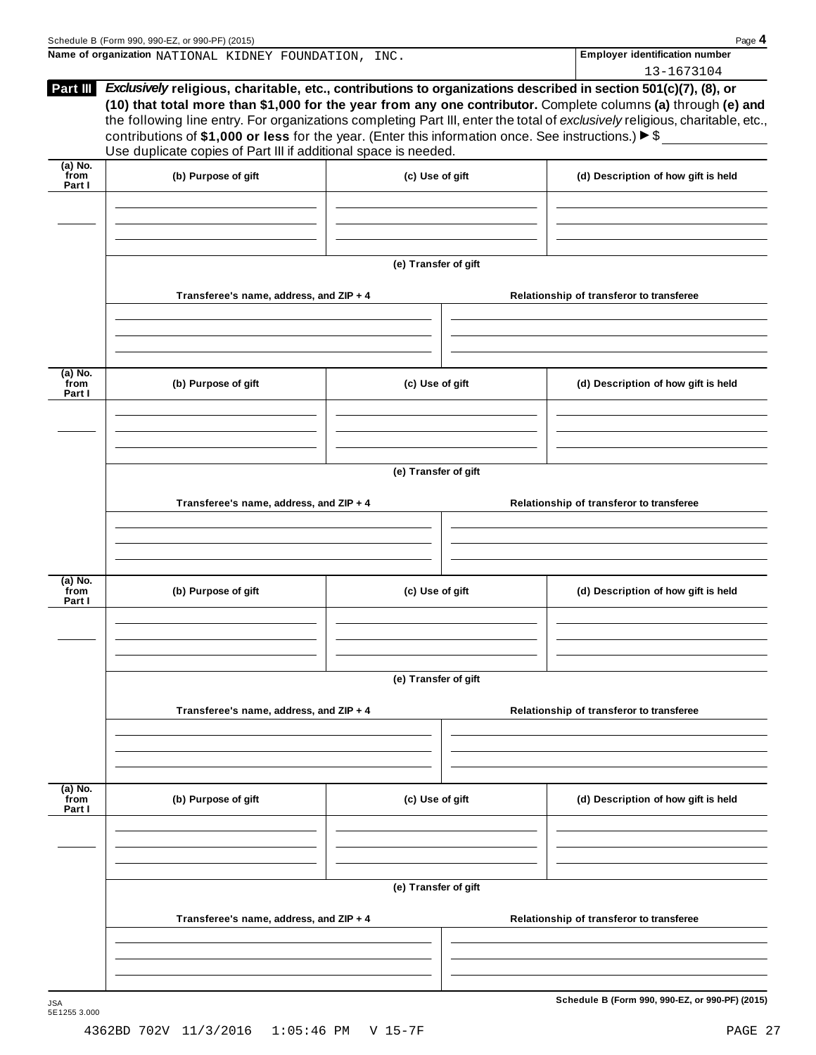Name of organization NATIONAL KIDNEY FOUNDATION, INC.

Employer identification number 13-1673104

**Part III** ***Exclusively*** **religious, charitable, etc., contributions to organizations described in section 501(c)(7), (8), or (10) that total more than $1,000 for the year from any one contributor.** Complete columns **(a)** through **(e)** and the following line entry. For organizations completing Part III, enter the total of *exclusively* religious, charitable, etc., contributions of **$1,000 or less** for the year. (Enter this information once. See instructions.) ▶ $ ____________

Use duplicate copies of Part III if additional space is needed.

| (a) No. from Part I | (b) Purpose of gift | (c) Use of gift | (d) Description of how gift is held |
|---|---|---|---|
| | | | |

**(e) Transfer of gift**

| Transferee's name, address, and ZIP + 4 | Relationship of transferor to transferee |
|---|---|
| | |

| (a) No. from Part I | (b) Purpose of gift | (c) Use of gift | (d) Description of how gift is held |
|---|---|---|---|
| | | | |

**(e) Transfer of gift**

| Transferee's name, address, and ZIP + 4 | Relationship of transferor to transferee |
|---|---|
| | |

| (a) No. from Part I | (b) Purpose of gift | (c) Use of gift | (d) Description of how gift is held |
|---|---|---|---|
| | | | |

**(e) Transfer of gift**

| Transferee's name, address, and ZIP + 4 | Relationship of transferor to transferee |
|---|---|
| | |

| (a) No. from Part I | (b) Purpose of gift | (c) Use of gift | (d) Description of how gift is held |
|---|---|---|---|
| | | | |

**(e) Transfer of gift**

| Transferee's name, address, and ZIP + 4 | Relationship of transferor to transferee |
|---|---|
| | |

Schedule B (Form 990, 990-EZ, or 990-PF) (2015)

JSA 5E1255 3.000

4362BD 702V 11/3/2016 1:05:46 PM V 15-7F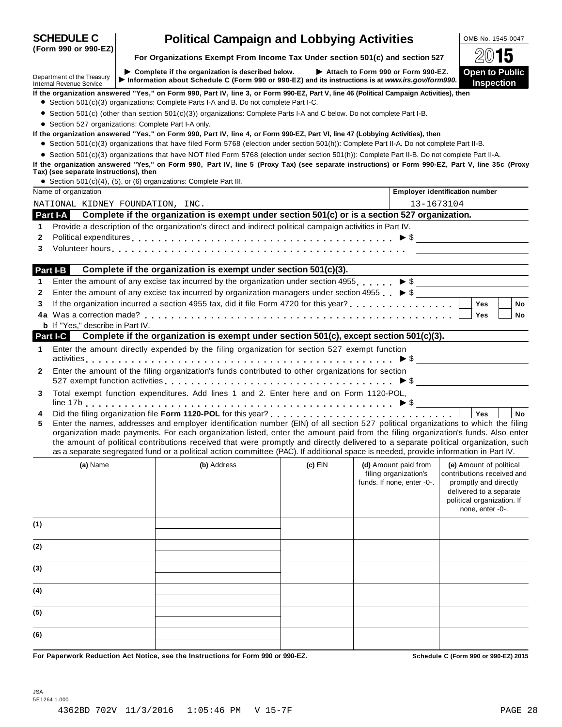# SCHEDULE C (Form 990 or 990-EZ)

## Political Campaign and Lobbying Activities

**For Organizations Exempt From Income Tax Under section 501(c) and section 527**

OMB No. 1545-0047

2015

**Open to Public Inspection**

Department of the Treasury
Internal Revenue Service

► Complete if the organization is described below. ► Attach to Form 990 or Form 990-EZ.
► Information about Schedule C (Form 990 or 990-EZ) and its instructions is at *www.irs.gov/form990.*

**If the organization answered "Yes," on Form 990, Part IV, line 3, or Form 990-EZ, Part V, line 46 (Political Campaign Activities), then**

- Section 501(c)(3) organizations: Complete Parts I-A and B. Do not complete Part I-C.
- Section 501(c) (other than section 501(c)(3)) organizations: Complete Parts I-A and C below. Do not complete Part I-B.
- Section 527 organizations: Complete Part I-A only.

**If the organization answered "Yes," on Form 990, Part IV, line 4, or Form 990-EZ, Part VI, line 47 (Lobbying Activities), then**

- Section 501(c)(3) organizations that have filed Form 5768 (election under section 501(h)): Complete Part II-A. Do not complete Part II-B.
- Section 501(c)(3) organizations that have NOT filed Form 5768 (election under section 501(h)): Complete Part II-B. Do not complete Part II-A.

**If the organization answered "Yes," on Form 990, Part IV, line 5 (Proxy Tax) (see separate instructions) or Form 990-EZ, Part V, line 35c (Proxy Tax) (see separate instructions), then**

- Section 501(c)(4), (5), or (6) organizations: Complete Part III.

| Name of organization | Employer identification number |
|---|---|
| NATIONAL KIDNEY FOUNDATION, INC. | 13-1673104 |

### Part I-A Complete if the organization is exempt under section 501(c) or is a section 527 organization.

1. Provide a description of the organization's direct and indirect political campaign activities in Part IV.
2. Political expenditures ► $
3. Volunteer hours

### Part I-B Complete if the organization is exempt under section 501(c)(3).

1. Enter the amount of any excise tax incurred by the organization under section 4955 ► $
2. Enter the amount of any excise tax incurred by organization managers under section 4955 ► $
3. If the organization incurred a section 4955 tax, did it file Form 4720 for this year? ☐ Yes ☐ No

4a Was a correction made? ☐ Yes ☐ No

b If "Yes," describe in Part IV.

### Part I-C Complete if the organization is exempt under section 501(c), except section 501(c)(3).

1. Enter the amount directly expended by the filing organization for section 527 exempt function activities ► $
2. Enter the amount of the filing organization's funds contributed to other organizations for section 527 exempt function activities ► $
3. Total exempt function expenditures. Add lines 1 and 2. Enter here and on Form 1120-POL, line 17b ► $
4. Did the filing organization file **Form 1120-POL** for this year? ☐ Yes ☐ No
5. Enter the names, addresses and employer identification number (EIN) of all section 527 political organizations to which the filing organization made payments. For each organization listed, enter the amount paid from the filing organization's funds. Also enter the amount of political contributions received that were promptly and directly delivered to a separate political organization, such as a separate segregated fund or a political action committee (PAC). If additional space is needed, provide information in Part IV.

| | (a) Name | (b) Address | (c) EIN | (d) Amount paid from filing organization's funds. If none, enter -0-. | (e) Amount of political contributions received and promptly and directly delivered to a separate political organization. If none, enter -0-. |
|---|---|---|---|---|---|
| (1) | | | | | |
| (2) | | | | | |
| (3) | | | | | |
| (4) | | | | | |
| (5) | | | | | |
| (6) | | | | | |

**For Paperwork Reduction Act Notice, see the Instructions for Form 990 or 990-EZ.** **Schedule C (Form 990 or 990-EZ) 2015**

JSA
5E1264 1.000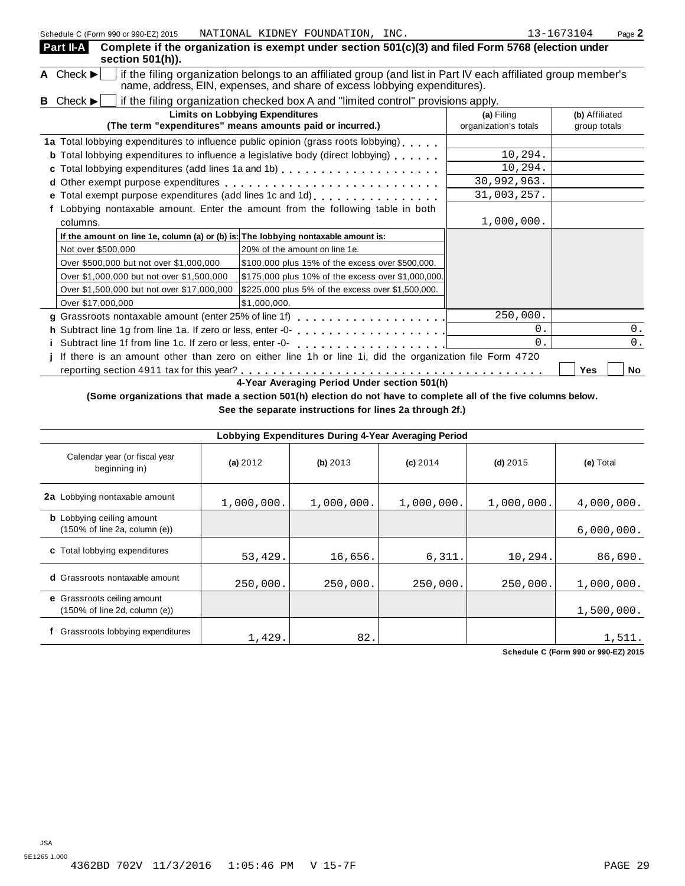Schedule C (Form 990 or 990-EZ) 2015 NATIONAL KIDNEY FOUNDATION, INC. 13-1673104 Page **2**

## Part II-A Complete if the organization is exempt under section 501(c)(3) and filed Form 5768 (election under section 501(h)).

**A** Check ▶ ☐ if the filing organization belongs to an affiliated group (and list in Part IV each affiliated group member's name, address, EIN, expenses, and share of excess lobbying expenditures).

**B** Check ▶ ☐ if the filing organization checked box A and "limited control" provisions apply.

| Limits on Lobbying Expenditures (The term "expenditures" means amounts paid or incurred.) | (a) Filing organization's totals | (b) Affiliated group totals |
|---|---|---|
| **1a** Total lobbying expenditures to influence public opinion (grass roots lobbying) | | |
| **b** Total lobbying expenditures to influence a legislative body (direct lobbying) | 10,294. | |
| **c** Total lobbying expenditures (add lines 1a and 1b) | 10,294. | |
| **d** Other exempt purpose expenditures | 30,992,963. | |
| **e** Total exempt purpose expenditures (add lines 1c and 1d) | 31,003,257. | |
| **f** Lobbying nontaxable amount. Enter the amount from the following table in both columns. | 1,000,000. | |

| If the amount on line 1e, column (a) or (b) is: | The lobbying nontaxable amount is: |
|---|---|
| Not over $500,000 | 20% of the amount on line 1e. |
| Over $500,000 but not over $1,000,000 | $100,000 plus 15% of the excess over $500,000. |
| Over $1,000,000 but not over $1,500,000 | $175,000 plus 10% of the excess over $1,000,000. |
| Over $1,500,000 but not over $17,000,000 | $225,000 plus 5% of the excess over $1,500,000. |
| Over $17,000,000 | $1,000,000. |

| | (a) Filing organization's totals | (b) Affiliated group totals |
|---|---|---|
| **g** Grassroots nontaxable amount (enter 25% of line 1f) | 250,000. | |
| **h** Subtract line 1g from line 1a. If zero or less, enter -0- | 0. | 0. |
| **i** Subtract line 1f from line 1c. If zero or less, enter -0- | 0. | 0. |
| **j** If there is an amount other than zero on either line 1h or line 1i, did the organization file Form 4720 reporting section 4911 tax for this year? | ☐ Yes | ☐ No |

### 4-Year Averaging Period Under section 501(h)

**(Some organizations that made a section 501(h) election do not have to complete all of the five columns below. See the separate instructions for lines 2a through 2f.)**

| Lobbying Expenditures During 4-Year Averaging Period | | | | | |
|---|---|---|---|---|---|
| Calendar year (or fiscal year beginning in) | (a) 2012 | (b) 2013 | (c) 2014 | (d) 2015 | (e) Total |
| **2a** Lobbying nontaxable amount | 1,000,000. | 1,000,000. | 1,000,000. | 1,000,000. | 4,000,000. |
| **b** Lobbying ceiling amount (150% of line 2a, column (e)) | | | | | 6,000,000. |
| **c** Total lobbying expenditures | 53,429. | 16,656. | 6,311. | 10,294. | 86,690. |
| **d** Grassroots nontaxable amount | 250,000. | 250,000. | 250,000. | 250,000. | 1,000,000. |
| **e** Grassroots ceiling amount (150% of line 2d, column (e)) | | | | | 1,500,000. |
| **f** Grassroots lobbying expenditures | 1,429. | 82. | | | 1,511. |

Schedule C (Form 990 or 990-EZ) 2015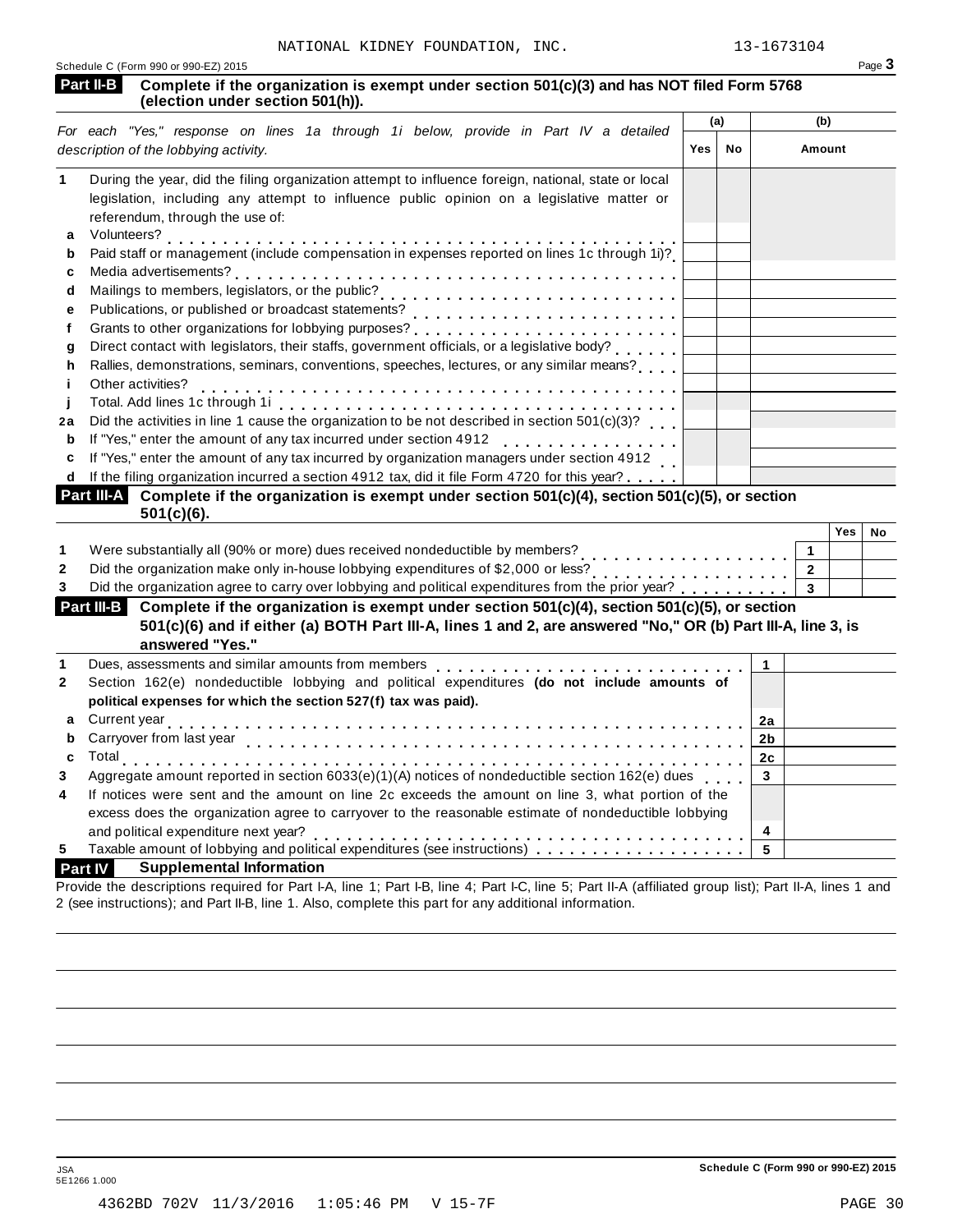NATIONAL KIDNEY FOUNDATION, INC. 13-1673104

Schedule C (Form 990 or 990-EZ) 2015 Page **3**

**Part II-B** **Complete if the organization is exempt under section 501(c)(3) and has NOT filed Form 5768 (election under section 501(h)).**

| *For each "Yes," response on lines 1a through 1i below, provide in Part IV a detailed description of the lobbying activity.* | (a) Yes | (a) No | (b) Amount |
|---|---|---|---|
| **1** During the year, did the filing organization attempt to influence foreign, national, state or local legislation, including any attempt to influence public opinion on a legislative matter or referendum, through the use of: | | | |
| **a** Volunteers? | | | |
| **b** Paid staff or management (include compensation in expenses reported on lines 1c through 1i)? | | | |
| **c** Media advertisements? | | | |
| **d** Mailings to members, legislators, or the public? | | | |
| **e** Publications, or published or broadcast statements? | | | |
| **f** Grants to other organizations for lobbying purposes? | | | |
| **g** Direct contact with legislators, their staffs, government officials, or a legislative body? | | | |
| **h** Rallies, demonstrations, seminars, conventions, speeches, lectures, or any similar means? | | | |
| **i** Other activities? | | | |
| **j** Total. Add lines 1c through 1i | | | |
| **2a** Did the activities in line 1 cause the organization to be not described in section 501(c)(3)? | | | |
| **b** If "Yes," enter the amount of any tax incurred under section 4912 | | | |
| **c** If "Yes," enter the amount of any tax incurred by organization managers under section 4912 | | | |
| **d** If the filing organization incurred a section 4912 tax, did it file Form 4720 for this year? | | | |

**Part III-A** **Complete if the organization is exempt under section 501(c)(4), section 501(c)(5), or section 501(c)(6).**

| | | | Yes | No |
|---|---|---|---|---|
| **1** | Were substantially all (90% or more) dues received nondeductible by members? | **1** | | |
| **2** | Did the organization make only in-house lobbying expenditures of $2,000 or less? | **2** | | |
| **3** | Did the organization agree to carry over lobbying and political expenditures from the prior year? | **3** | | |

**Part III-B** **Complete if the organization is exempt under section 501(c)(4), section 501(c)(5), or section 501(c)(6) and if either (a) BOTH Part III-A, lines 1 and 2, are answered "No," OR (b) Part III-A, line 3, is answered "Yes."**

| | | | |
|---|---|---|---|
| **1** | Dues, assessments and similar amounts from members | **1** | |
| **2** | Section 162(e) nondeductible lobbying and political expenditures **(do not include amounts of political expenses for which the section 527(f) tax was paid).** | | |
| **a** | Current year | **2a** | |
| **b** | Carryover from last year | **2b** | |
| **c** | Total | **2c** | |
| **3** | Aggregate amount reported in section 6033(e)(1)(A) notices of nondeductible section 162(e) dues | **3** | |
| **4** | If notices were sent and the amount on line 2c exceeds the amount on line 3, what portion of the excess does the organization agree to carryover to the reasonable estimate of nondeductible lobbying and political expenditure next year? | **4** | |
| **5** | Taxable amount of lobbying and political expenditures (see instructions) | **5** | |

**Part IV** **Supplemental Information**

Provide the descriptions required for Part I-A, line 1; Part I-B, line 4; Part I-C, line 5; Part II-A (affiliated group list); Part II-A, lines 1 and 2 (see instructions); and Part II-B, line 1. Also, complete this part for any additional information.

JSA
5E1266 1.000

**Schedule C (Form 990 or 990-EZ) 2015**

4362BD 702V 11/3/2016 1:05:46 PM V 15-7F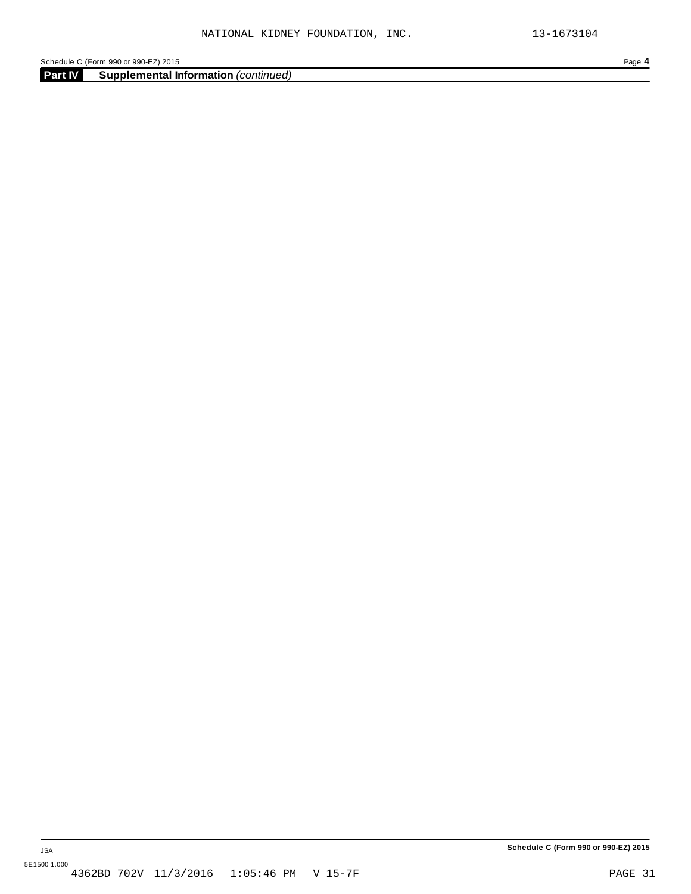## Part IV Supplemental Information *(continued)*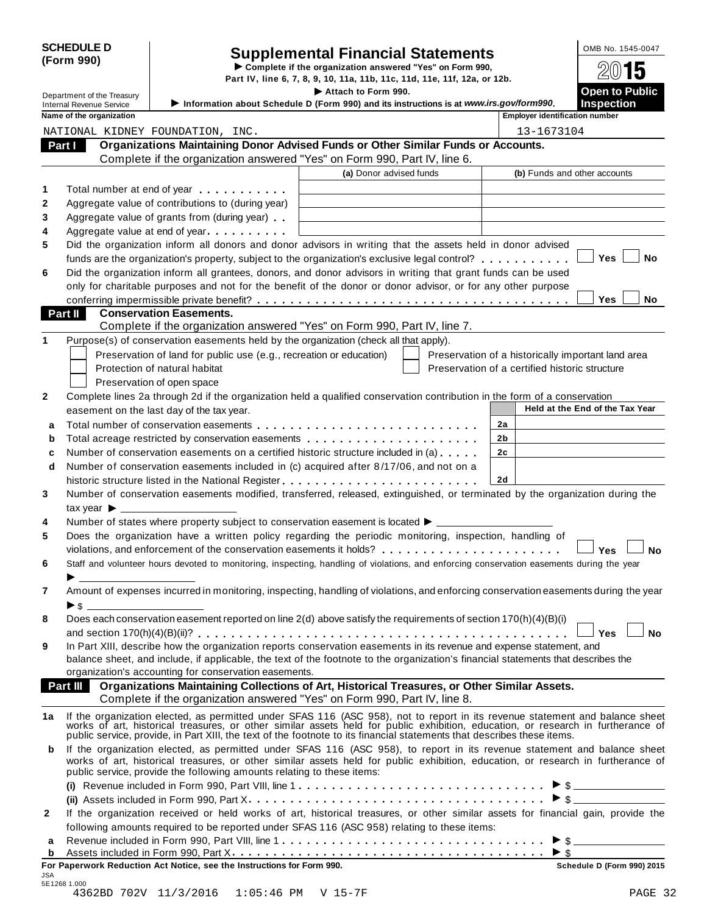**SCHEDULE D (Form 990)**

Department of the Treasury
Internal Revenue Service

# Supplemental Financial Statements

▶ Complete if the organization answered "Yes" on Form 990, Part IV, line 6, 7, 8, 9, 10, 11a, 11b, 11c, 11d, 11e, 11f, 12a, or 12b.

▶ Attach to Form 990.

▶ Information about Schedule D (Form 990) and its instructions is at *www.irs.gov/form990*.

OMB No. 1545-0047

2015

**Open to Public Inspection**

| Name of the organization | Employer identification number |
|---|---|
| NATIONAL KIDNEY FOUNDATION, INC. | 13-1673104 |

## Part I Organizations Maintaining Donor Advised Funds or Other Similar Funds or Accounts.

Complete if the organization answered "Yes" on Form 990, Part IV, line 6.

| | | (a) Donor advised funds | (b) Funds and other accounts |
|---|---|---|---|
| 1 | Total number at end of year | | |
| 2 | Aggregate value of contributions to (during year) | | |
| 3 | Aggregate value of grants from (during year) | | |
| 4 | Aggregate value at end of year | | |

5 Did the organization inform all donors and donor advisors in writing that the assets held in donor advised funds are the organization's property, subject to the organization's exclusive legal control? ☐ Yes ☐ No

6 Did the organization inform all grantees, donors, and donor advisors in writing that grant funds can be used only for charitable purposes and not for the benefit of the donor or donor advisor, or for any other purpose conferring impermissible private benefit? ☐ Yes ☐ No

## Part II Conservation Easements.

Complete if the organization answered "Yes" on Form 990, Part IV, line 7.

1 Purpose(s) of conservation easements held by the organization (check all that apply).

- ☐ Preservation of land for public use (e.g., recreation or education)
- ☐ Protection of natural habitat
- ☐ Preservation of open space
- ☐ Preservation of a historically important land area
- ☐ Preservation of a certified historic structure

2 Complete lines 2a through 2d if the organization held a qualified conservation contribution in the form of a conservation easement on the last day of the tax year.

| | | | Held at the End of the Tax Year |
|---|---|---|---|
| a | Total number of conservation easements | 2a | |
| b | Total acreage restricted by conservation easements | 2b | |
| c | Number of conservation easements on a certified historic structure included in (a) | 2c | |
| d | Number of conservation easements included in (c) acquired after 8/17/06, and not on a historic structure listed in the National Register | 2d | |

3 Number of conservation easements modified, transferred, released, extinguished, or terminated by the organization during the tax year ▶ ____________

4 Number of states where property subject to conservation easement is located ▶ ____________

5 Does the organization have a written policy regarding the periodic monitoring, inspection, handling of violations, and enforcement of the conservation easements it holds? ☐ Yes ☐ No

6 Staff and volunteer hours devoted to monitoring, inspecting, handling of violations, and enforcing conservation easements during the year ▶ ____________

7 Amount of expenses incurred in monitoring, inspecting, handling of violations, and enforcing conservation easements during the year ▶ $ ____________

8 Does each conservation easement reported on line 2(d) above satisfy the requirements of section 170(h)(4)(B)(i) and section 170(h)(4)(B)(ii)? ☐ Yes ☐ No

9 In Part XIII, describe how the organization reports conservation easements in its revenue and expense statement, and balance sheet, and include, if applicable, the text of the footnote to the organization's financial statements that describes the organization's accounting for conservation easements.

## Part III Organizations Maintaining Collections of Art, Historical Treasures, or Other Similar Assets.

Complete if the organization answered "Yes" on Form 990, Part IV, line 8.

1a If the organization elected, as permitted under SFAS 116 (ASC 958), not to report in its revenue statement and balance sheet works of art, historical treasures, or other similar assets held for public exhibition, education, or research in furtherance of public service, provide, in Part XIII, the text of the footnote to its financial statements that describes these items.

b If the organization elected, as permitted under SFAS 116 (ASC 958), to report in its revenue statement and balance sheet works of art, historical treasures, or other similar assets held for public exhibition, education, or research in furtherance of public service, provide the following amounts relating to these items:

(i) Revenue included in Form 990, Part VIII, line 1 ▶ $ ____________

(ii) Assets included in Form 990, Part X ▶ $ ____________

2 If the organization received or held works of art, historical treasures, or other similar assets for financial gain, provide the following amounts required to be reported under SFAS 116 (ASC 958) relating to these items:

a Revenue included in Form 990, Part VIII, line 1 ▶ $ ____________

b Assets included in Form 990, Part X ▶ $ ____________

**For Paperwork Reduction Act Notice, see the Instructions for Form 990.** **Schedule D (Form 990) 2015**

JSA
5E1268 1.000
4362BD 702V 11/3/2016 1:05:46 PM V 15-7F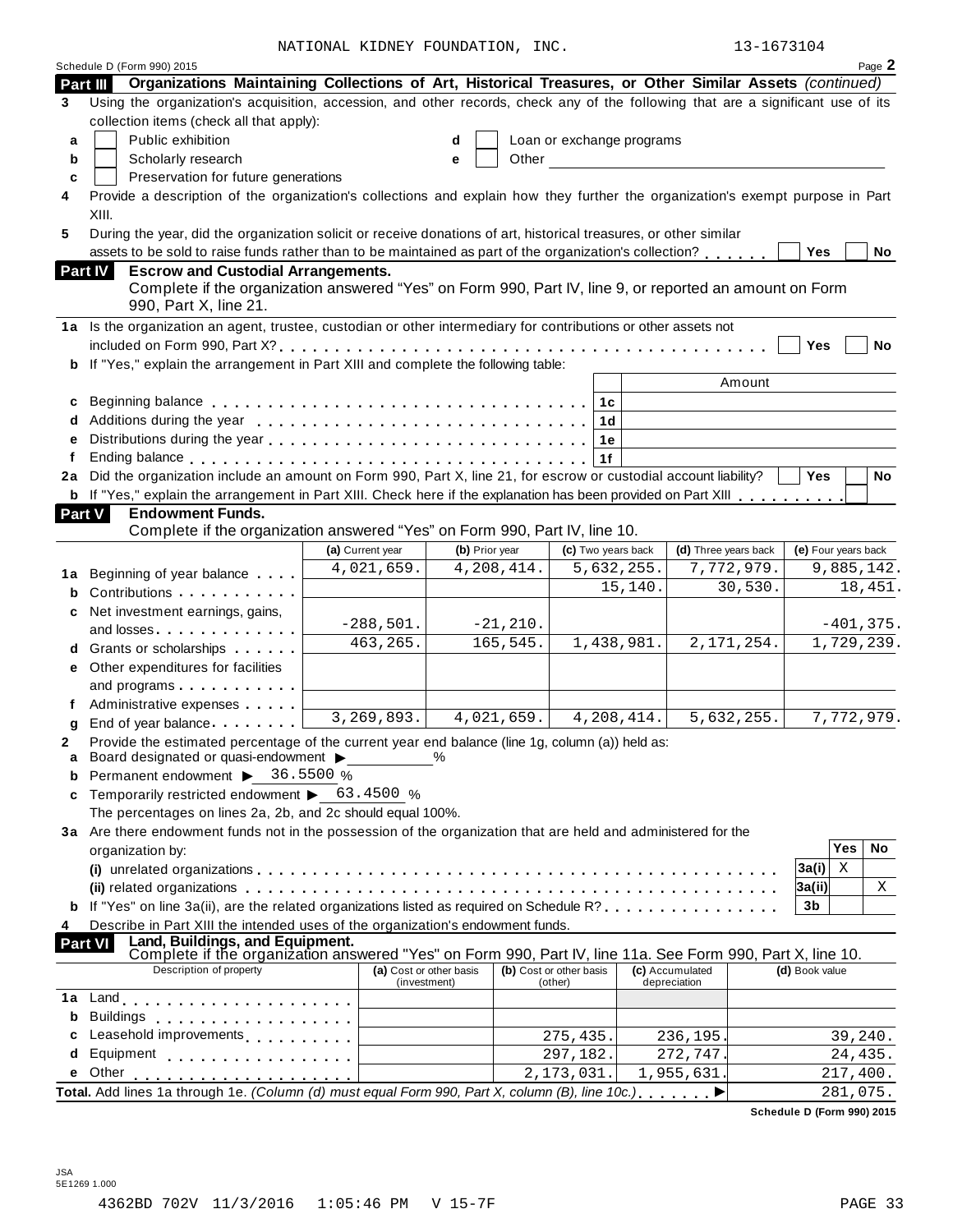NATIONAL KIDNEY FOUNDATION, INC. 13-1673104

Schedule D (Form 990) 2015 Page 2

**Part III Organizations Maintaining Collections of Art, Historical Treasures, or Other Similar Assets** *(continued)*

**3** Using the organization's acquisition, accession, and other records, check any of the following that are a significant use of its collection items (check all that apply):

- **a** ☐ Public exhibition
- **b** ☐ Scholarly research
- **c** ☐ Preservation for future generations
- **d** ☐ Loan or exchange programs
- **e** ☐ Other ______

**4** Provide a description of the organization's collections and explain how they further the organization's exempt purpose in Part XIII.

**5** During the year, did the organization solicit or receive donations of art, historical treasures, or other similar assets to be sold to raise funds rather than to be maintained as part of the organization's collection? ☐ Yes ☐ No

**Part IV Escrow and Custodial Arrangements.**
Complete if the organization answered "Yes" on Form 990, Part IV, line 9, or reported an amount on Form 990, Part X, line 21.

**1a** Is the organization an agent, trustee, custodian or other intermediary for contributions or other assets not included on Form 990, Part X? ☐ Yes ☐ No

**b** If "Yes," explain the arrangement in Part XIII and complete the following table:

| | | | Amount |
|---|---|---|---|
| **c** | Beginning balance | 1c | |
| **d** | Additions during the year | 1d | |
| **e** | Distributions during the year | 1e | |
| **f** | Ending balance | 1f | |

**2a** Did the organization include an amount on Form 990, Part X, line 21, for escrow or custodial account liability? ☐ Yes ☐ No

**b** If "Yes," explain the arrangement in Part XIII. Check here if the explanation has been provided on Part XIII ☐

**Part V Endowment Funds.**
Complete if the organization answered "Yes" on Form 990, Part IV, line 10.

| | | (a) Current year | (b) Prior year | (c) Two years back | (d) Three years back | (e) Four years back |
|---|---|---|---|---|---|---|
| **1a** | Beginning of year balance | 4,021,659. | 4,208,414. | 5,632,255. | 7,772,979. | 9,885,142. |
| **b** | Contributions | | | 15,140. | 30,530. | 18,451. |
| **c** | Net investment earnings, gains, and losses | -288,501. | -21,210. | | | -401,375. |
| **d** | Grants or scholarships | 463,265. | 165,545. | 1,438,981. | 2,171,254. | 1,729,239. |
| **e** | Other expenditures for facilities and programs | | | | | |
| **f** | Administrative expenses | | | | | |
| **g** | End of year balance | 3,269,893. | 4,021,659. | 4,208,414. | 5,632,255. | 7,772,979. |

**2** Provide the estimated percentage of the current year end balance (line 1g, column (a)) held as:

**a** Board designated or quasi-endowment ▶ ______ %

**b** Permanent endowment ▶ 36.5500 %

**c** Temporarily restricted endowment ▶ 63.4500 %

The percentages on lines 2a, 2b, and 2c should equal 100%.

**3a** Are there endowment funds not in the possession of the organization that are held and administered for the organization by:

| | | | Yes | No |
|---|---|---|---|---|
| | **(i)** unrelated organizations | 3a(i) | X | |
| | **(ii)** related organizations | 3a(ii) | | X |
| **b** | If "Yes" on line 3a(ii), are the related organizations listed as required on Schedule R? | 3b | | |

**4** Describe in Part XIII the intended uses of the organization's endowment funds.

**Part VI Land, Buildings, and Equipment.**
Complete if the organization answered "Yes" on Form 990, Part IV, line 11a. See Form 990, Part X, line 10.

| | Description of property | (a) Cost or other basis (investment) | (b) Cost or other basis (other) | (c) Accumulated depreciation | (d) Book value |
|---|---|---|---|---|---|
| **1a** | Land | | | | |
| **b** | Buildings | | | | |
| **c** | Leasehold improvements | | 275,435. | 236,195. | 39,240. |
| **d** | Equipment | | 297,182. | 272,747. | 24,435. |
| **e** | Other | | 2,173,031. | 1,955,631. | 217,400. |
| **Total.** | Add lines 1a through 1e. *(Column (d) must equal Form 990, Part X, column (B), line 10c.)* | | | ▶ | 281,075. |

**Schedule D (Form 990) 2015**

JSA
5E1269 1.000

4362BD 702V 11/3/2016 1:05:46 PM V 15-7F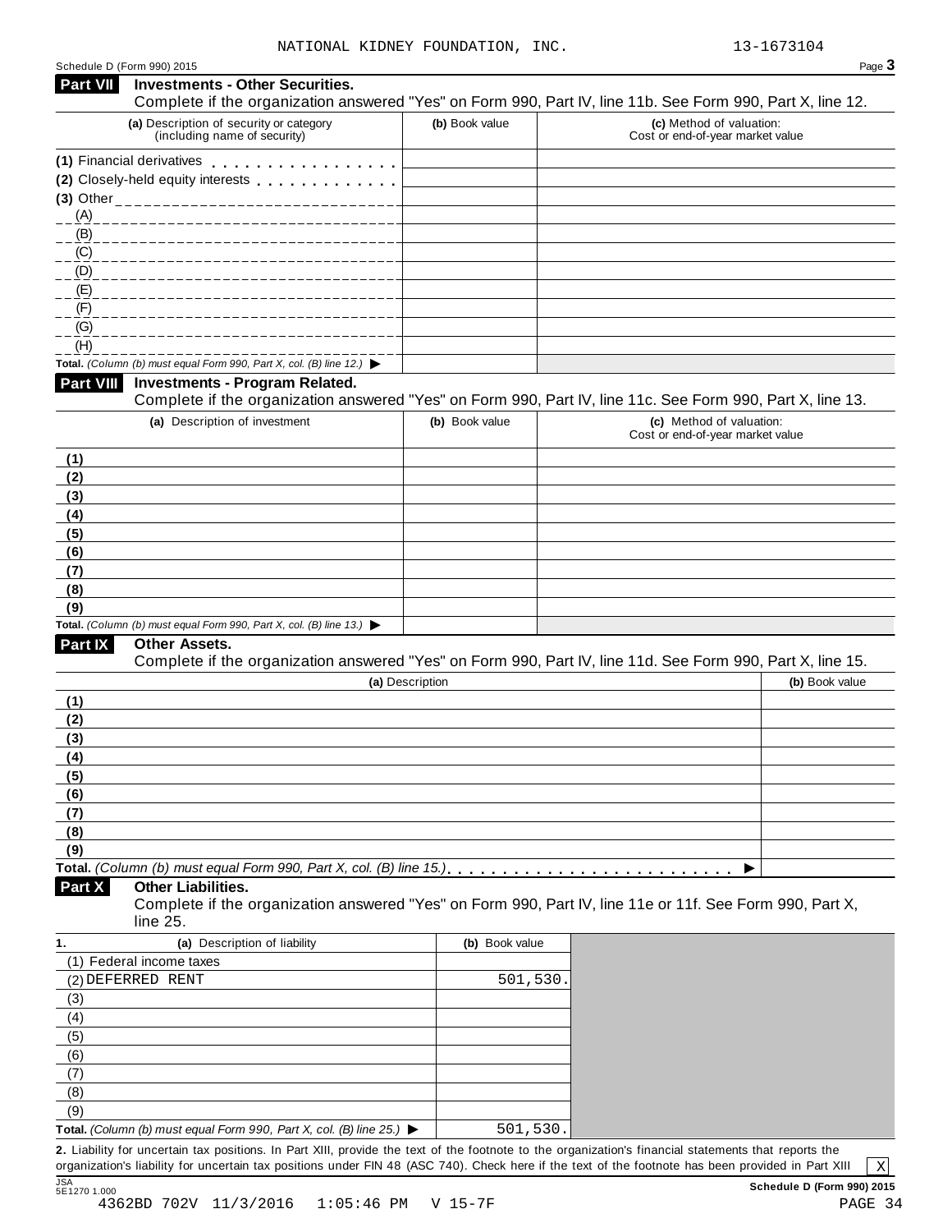NATIONAL KIDNEY FOUNDATION, INC. 13-1673104

Schedule D (Form 990) 2015 Page **3**

## Part VII Investments - Other Securities.

Complete if the organization answered "Yes" on Form 990, Part IV, line 11b. See Form 990, Part X, line 12.

| (a) Description of security or category (including name of security) | (b) Book value | (c) Method of valuation: Cost or end-of-year market value |
|---|---|---|
| (1) Financial derivatives | | |
| (2) Closely-held equity interests | | |
| (3) Other | | |
| (A) | | |
| (B) | | |
| (C) | | |
| (D) | | |
| (E) | | |
| (F) | | |
| (G) | | |
| (H) | | |
| **Total.** *(Column (b) must equal Form 990, Part X, col. (B) line 12.)* ▶ | | |

## Part VIII Investments - Program Related.

Complete if the organization answered "Yes" on Form 990, Part IV, line 11c. See Form 990, Part X, line 13.

| (a) Description of investment | (b) Book value | (c) Method of valuation: Cost or end-of-year market value |
|---|---|---|
| (1) | | |
| (2) | | |
| (3) | | |
| (4) | | |
| (5) | | |
| (6) | | |
| (7) | | |
| (8) | | |
| (9) | | |
| **Total.** *(Column (b) must equal Form 990, Part X, col. (B) line 13.)* ▶ | | |

## Part IX Other Assets.

Complete if the organization answered "Yes" on Form 990, Part IV, line 11d. See Form 990, Part X, line 15.

| (a) Description | (b) Book value |
|---|---|
| (1) | |
| (2) | |
| (3) | |
| (4) | |
| (5) | |
| (6) | |
| (7) | |
| (8) | |
| (9) | |
| **Total.** *(Column (b) must equal Form 990, Part X, col. (B) line 15.)* ▶ | |

## Part X Other Liabilities.

Complete if the organization answered "Yes" on Form 990, Part IV, line 11e or 11f. See Form 990, Part X, line 25.

| 1. (a) Description of liability | (b) Book value |
|---|---|
| (1) Federal income taxes | |
| (2) DEFERRED RENT | 501,530. |
| (3) | |
| (4) | |
| (5) | |
| (6) | |
| (7) | |
| (8) | |
| (9) | |
| **Total.** *(Column (b) must equal Form 990, Part X, col. (B) line 25.)* ▶ | 501,530. |

**2.** Liability for uncertain tax positions. In Part XIII, provide the text of the footnote to the organization's financial statements that reports the organization's liability for uncertain tax positions under FIN 48 (ASC 740). Check here if the text of the footnote has been provided in Part XIII [X]

JSA 5E1270 1.000 **Schedule D (Form 990) 2015**

4362BD 702V 11/3/2016 1:05:46 PM V 15-7F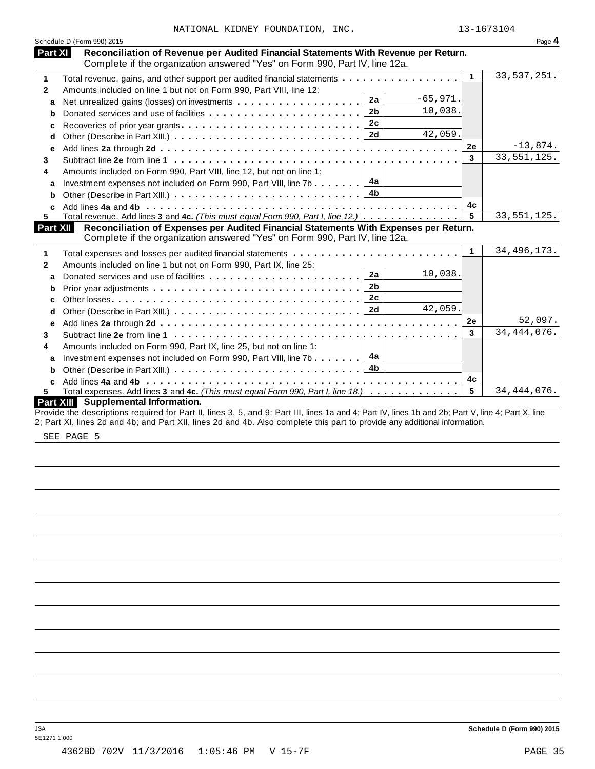NATIONAL KIDNEY FOUNDATION, INC. 13-1673104

Schedule D (Form 990) 2015

## Part XI Reconciliation of Revenue per Audited Financial Statements With Revenue per Return.

Complete if the organization answered "Yes" on Form 990, Part IV, line 12a.

| | | | | | |
|---|---|---|---|---|---|
| 1 | Total revenue, gains, and other support per audited financial statements | | | 1 | 33,537,251. |
| 2 | Amounts included on line 1 but not on Form 990, Part VIII, line 12: | | | | |
| a | Net unrealized gains (losses) on investments | 2a | -65,971. | | |
| b | Donated services and use of facilities | 2b | 10,038. | | |
| c | Recoveries of prior year grants | 2c | | | |
| d | Other (Describe in Part XIII.) | 2d | 42,059. | | |
| e | Add lines **2a** through **2d** | | | 2e | -13,874. |
| 3 | Subtract line **2e** from line **1** | | | 3 | 33,551,125. |
| 4 | Amounts included on Form 990, Part VIII, line 12, but not on line 1: | | | | |
| a | Investment expenses not included on Form 990, Part VIII, line 7b | 4a | | | |
| b | Other (Describe in Part XIII.) | 4b | | | |
| c | Add lines **4a** and **4b** | | | 4c | |
| 5 | Total revenue. Add lines **3** and **4c.** *(This must equal Form 990, Part I, line 12.)* | | | 5 | 33,551,125. |

## Part XII Reconciliation of Expenses per Audited Financial Statements With Expenses per Return.

Complete if the organization answered "Yes" on Form 990, Part IV, line 12a.

| | | | | | |
|---|---|---|---|---|---|
| 1 | Total expenses and losses per audited financial statements | | | 1 | 34,496,173. |
| 2 | Amounts included on line 1 but not on Form 990, Part IX, line 25: | | | | |
| a | Donated services and use of facilities | 2a | 10,038. | | |
| b | Prior year adjustments | 2b | | | |
| c | Other losses | 2c | | | |
| d | Other (Describe in Part XIII.) | 2d | 42,059. | | |
| e | Add lines **2a** through **2d** | | | 2e | 52,097. |
| 3 | Subtract line **2e** from line **1** | | | 3 | 34,444,076. |
| 4 | Amounts included on Form 990, Part IX, line 25, but not on line 1: | | | | |
| a | Investment expenses not included on Form 990, Part VIII, line 7b | 4a | | | |
| b | Other (Describe in Part XIII.) | 4b | | | |
| c | Add lines **4a** and **4b** | | | 4c | |
| 5 | Total expenses. Add lines **3** and **4c.** *(This must equal Form 990, Part I, line 18.)* | | | 5 | 34,444,076. |

## Part XIII Supplemental Information.

Provide the descriptions required for Part II, lines 3, 5, and 9; Part III, lines 1a and 4; Part IV, lines 1b and 2b; Part V, line 4; Part X, line 2; Part XI, lines 2d and 4b; and Part XII, lines 2d and 4b. Also complete this part to provide any additional information.

SEE PAGE 5

JSA
5E1271 1.000

**Schedule D (Form 990) 2015**

4362BD 702V 11/3/2016 1:05:46 PM V 15-7F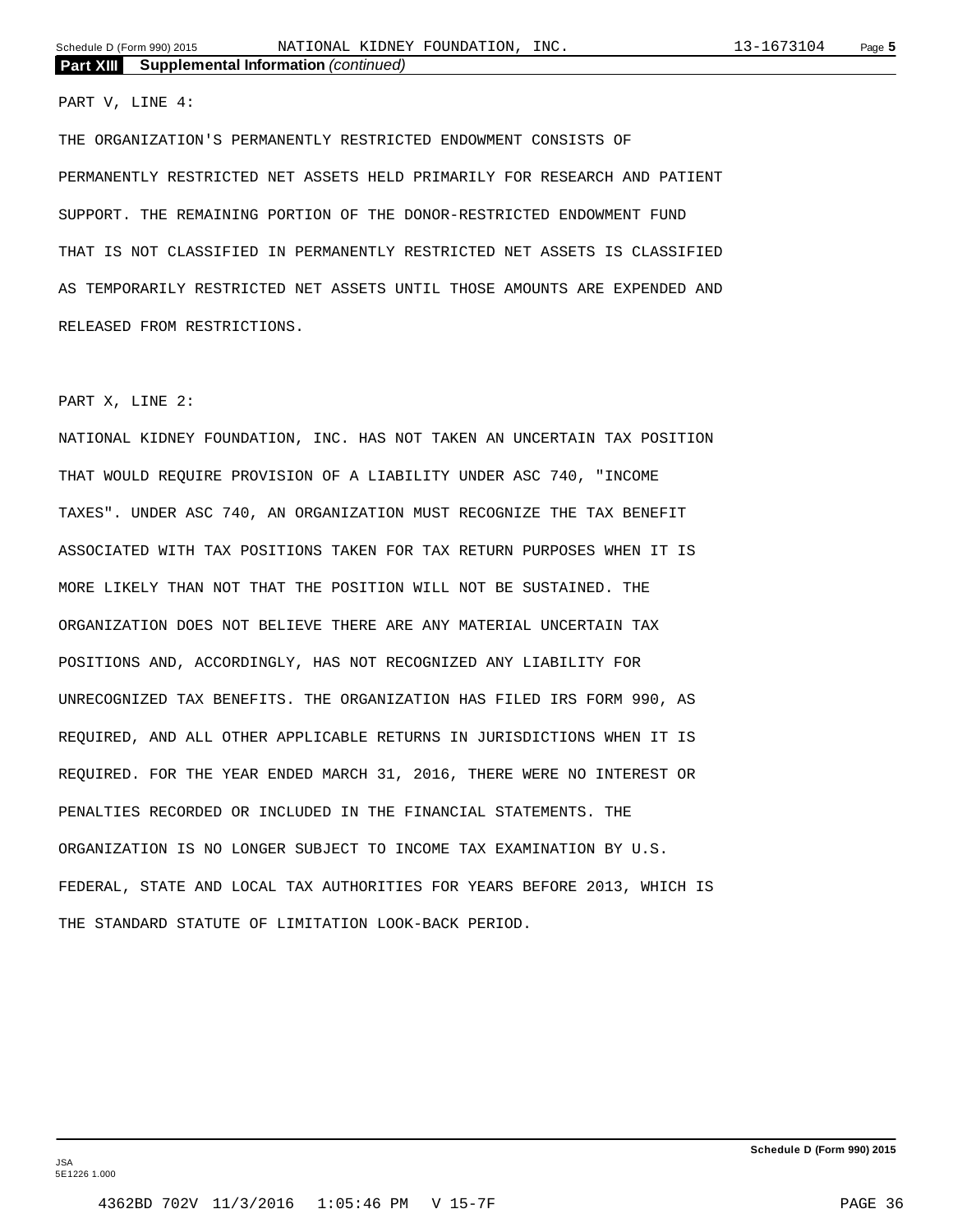**Part XIII Supplemental Information** *(continued)*

PART V, LINE 4:

THE ORGANIZATION'S PERMANENTLY RESTRICTED ENDOWMENT CONSISTS OF PERMANENTLY RESTRICTED NET ASSETS HELD PRIMARILY FOR RESEARCH AND PATIENT SUPPORT. THE REMAINING PORTION OF THE DONOR-RESTRICTED ENDOWMENT FUND THAT IS NOT CLASSIFIED IN PERMANENTLY RESTRICTED NET ASSETS IS CLASSIFIED AS TEMPORARILY RESTRICTED NET ASSETS UNTIL THOSE AMOUNTS ARE EXPENDED AND RELEASED FROM RESTRICTIONS.

PART X, LINE 2:

NATIONAL KIDNEY FOUNDATION, INC. HAS NOT TAKEN AN UNCERTAIN TAX POSITION THAT WOULD REQUIRE PROVISION OF A LIABILITY UNDER ASC 740, "INCOME TAXES". UNDER ASC 740, AN ORGANIZATION MUST RECOGNIZE THE TAX BENEFIT ASSOCIATED WITH TAX POSITIONS TAKEN FOR TAX RETURN PURPOSES WHEN IT IS MORE LIKELY THAN NOT THAT THE POSITION WILL NOT BE SUSTAINED. THE ORGANIZATION DOES NOT BELIEVE THERE ARE ANY MATERIAL UNCERTAIN TAX POSITIONS AND, ACCORDINGLY, HAS NOT RECOGNIZED ANY LIABILITY FOR UNRECOGNIZED TAX BENEFITS. THE ORGANIZATION HAS FILED IRS FORM 990, AS REQUIRED, AND ALL OTHER APPLICABLE RETURNS IN JURISDICTIONS WHEN IT IS REQUIRED. FOR THE YEAR ENDED MARCH 31, 2016, THERE WERE NO INTEREST OR PENALTIES RECORDED OR INCLUDED IN THE FINANCIAL STATEMENTS. THE ORGANIZATION IS NO LONGER SUBJECT TO INCOME TAX EXAMINATION BY U.S. FEDERAL, STATE AND LOCAL TAX AUTHORITIES FOR YEARS BEFORE 2013, WHICH IS THE STANDARD STATUTE OF LIMITATION LOOK-BACK PERIOD.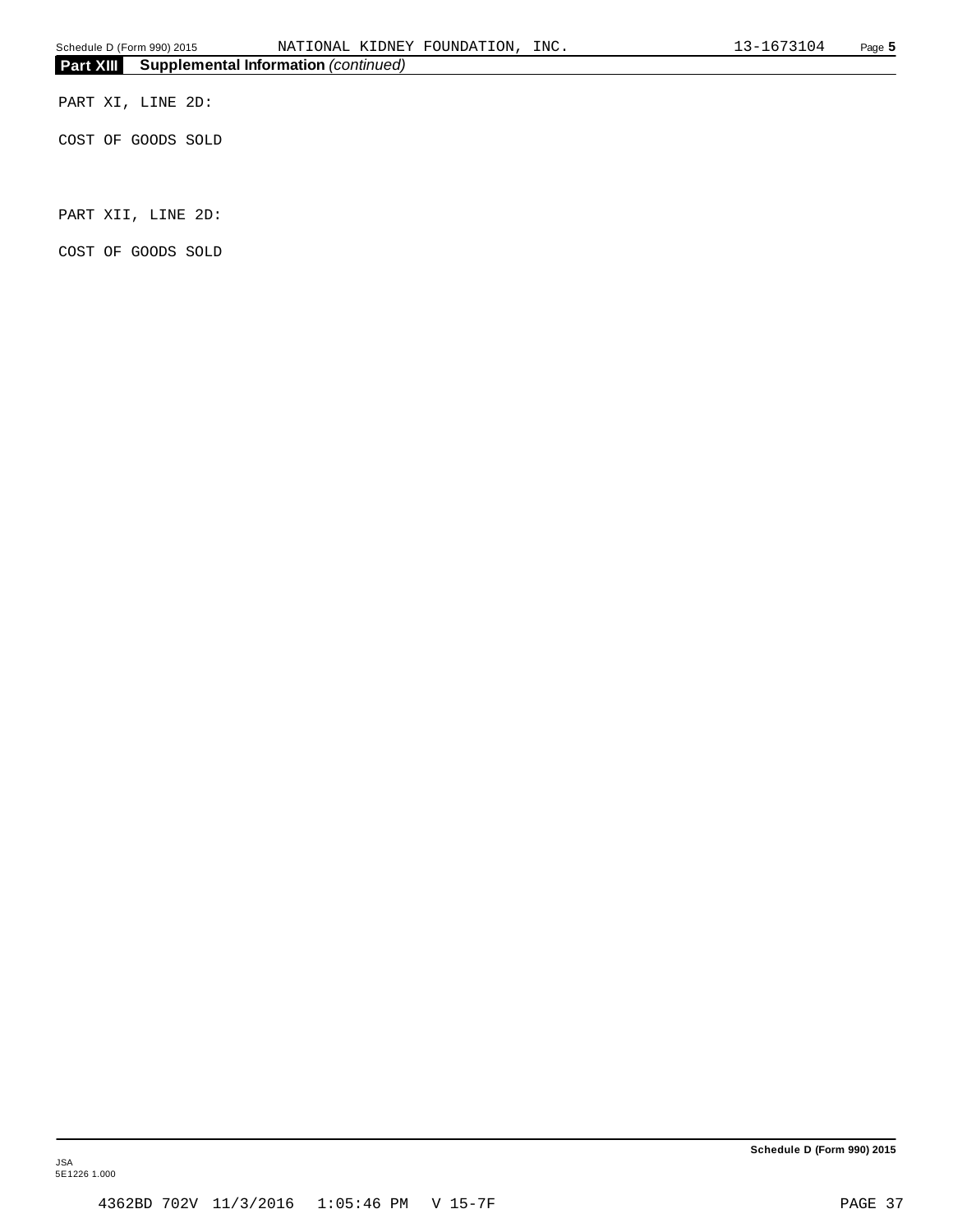## Part XIII Supplemental Information *(continued)*

PART XI, LINE 2D:

COST OF GOODS SOLD

PART XII, LINE 2D:

COST OF GOODS SOLD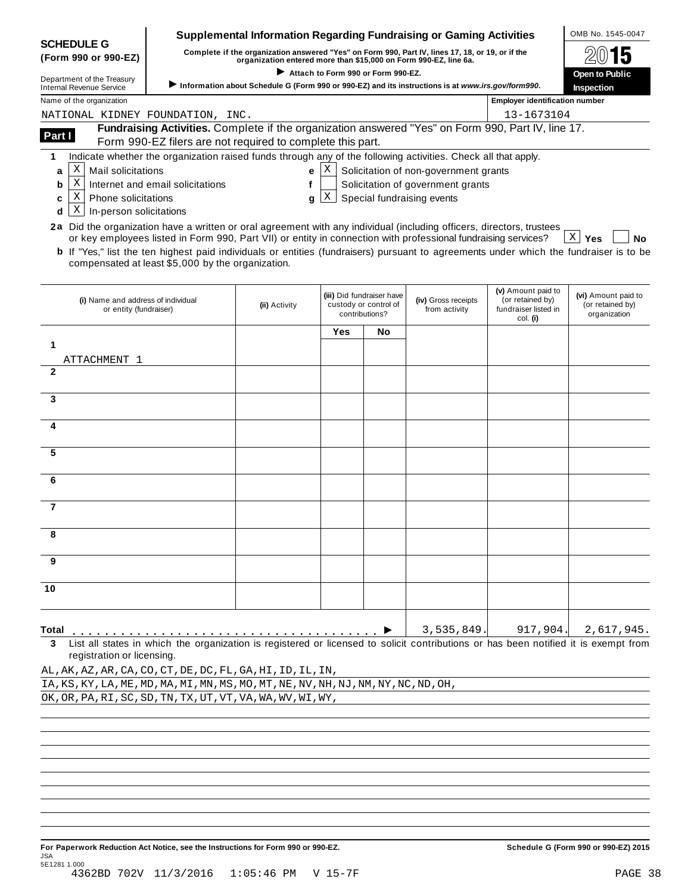**SCHEDULE G (Form 990 or 990-EZ)**

Department of the Treasury
Internal Revenue Service

# Supplemental Information Regarding Fundraising or Gaming Activities

**Complete if the organization answered "Yes" on Form 990, Part IV, lines 17, 18, or 19, or if the organization entered more than $15,000 on Form 990-EZ, line 6a.**

▶ Attach to Form 990 or Form 990-EZ.

▶ Information about Schedule G (Form 990 or 990-EZ) and its instructions is at *www.irs.gov/form990*.

OMB No. 1545-0047

**2015**

**Open to Public Inspection**

Name of the organization: NATIONAL KIDNEY FOUNDATION, INC.

Employer identification number: 13-1673104

## Part I Fundraising Activities. Complete if the organization answered "Yes" on Form 990, Part IV, line 17. Form 990-EZ filers are not required to complete this part.

**1** Indicate whether the organization raised funds through any of the following activities. Check all that apply.

- **a** [X] Mail solicitations
- **b** [X] Internet and email solicitations
- **c** [X] Phone solicitations
- **d** [X] In-person solicitations
- **e** [X] Solicitation of non-government grants
- **f** [ ] Solicitation of government grants
- **g** [X] Special fundraising events

**2a** Did the organization have a written or oral agreement with any individual (including officers, directors, trustees or key employees listed in Form 990, Part VII) or entity in connection with professional fundraising services? [X] **Yes** [ ] **No**

**b** If "Yes," list the ten highest paid individuals or entities (fundraisers) pursuant to agreements under which the fundraiser is to be compensated at least $5,000 by the organization.

| | (i) Name and address of individual or entity (fundraiser) | (ii) Activity | (iii) Did fundraiser have custody or control of contributions? Yes | No | (iv) Gross receipts from activity | (v) Amount paid to (or retained by) fundraiser listed in col. (i) | (vi) Amount paid to (or retained by) organization |
|---|---|---|---|---|---|---|---|
| 1 | ATTACHMENT 1 | | | | | | |
| 2 | | | | | | | |
| 3 | | | | | | | |
| 4 | | | | | | | |
| 5 | | | | | | | |
| 6 | | | | | | | |
| 7 | | | | | | | |
| 8 | | | | | | | |
| 9 | | | | | | | |
| 10 | | | | | | | |
| **Total** ▶ | | | | | 3,535,849. | 917,904. | 2,617,945. |

**3** List all states in which the organization is registered or licensed to solicit contributions or has been notified it is exempt from registration or licensing.

AL,AK,AZ,AR,CA,CO,CT,DE,DC,FL,GA,HI,ID,IL,IN,
IA,KS,KY,LA,ME,MD,MA,MI,MN,MS,MO,MT,NE,NV,NH,NJ,NM,NY,NC,ND,OH,
OK,OR,PA,RI,SC,SD,TN,TX,UT,VT,VA,WA,WV,WI,WY,

**For Paperwork Reduction Act Notice, see the Instructions for Form 990 or 990-EZ.** **Schedule G (Form 990 or 990-EZ) 2015**

JSA
5E1281 1.000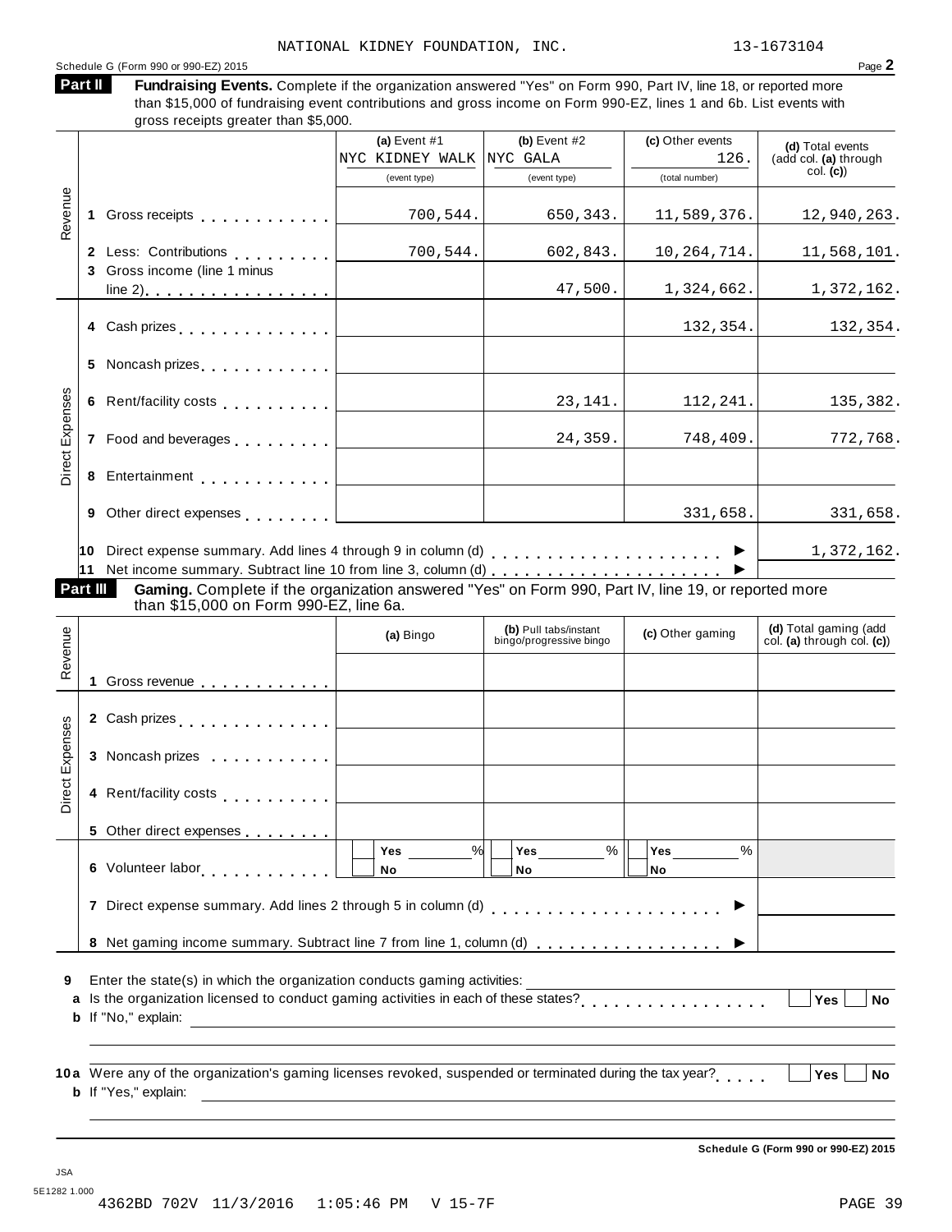NATIONAL KIDNEY FOUNDATION, INC. 13-1673104

Schedule G (Form 990 or 990-EZ) 2015 Page **2**

**Part II** **Fundraising Events.** Complete if the organization answered "Yes" on Form 990, Part IV, line 18, or reported more than $15,000 of fundraising event contributions and gross income on Form 990-EZ, lines 1 and 6b. List events with gross receipts greater than $5,000.

| | | (a) Event #1 NYC KIDNEY WALK (event type) | (b) Event #2 NYC GALA (event type) | (c) Other events 126. (total number) | (d) Total events (add col. (a) through col. (c)) |
|---|---|---|---|---|---|
| Revenue | 1 Gross receipts | 700,544. | 650,343. | 11,589,376. | 12,940,263. |
| | 2 Less: Contributions | 700,544. | 602,843. | 10,264,714. | 11,568,101. |
| | 3 Gross income (line 1 minus line 2) | | 47,500. | 1,324,662. | 1,372,162. |
| Direct Expenses | 4 Cash prizes | | | 132,354. | 132,354. |
| | 5 Noncash prizes | | | | |
| | 6 Rent/facility costs | | 23,141. | 112,241. | 135,382. |
| | 7 Food and beverages | | 24,359. | 748,409. | 772,768. |
| | 8 Entertainment | | | | |
| | 9 Other direct expenses | | | 331,658. | 331,658. |
| | 10 Direct expense summary. Add lines 4 through 9 in column (d) ▶ | | | | 1,372,162. |
| | 11 Net income summary. Subtract line 10 from line 3, column (d) ▶ | | | | |

**Part III** **Gaming.** Complete if the organization answered "Yes" on Form 990, Part IV, line 19, or reported more than $15,000 on Form 990-EZ, line 6a.

| | | (a) Bingo | (b) Pull tabs/instant bingo/progressive bingo | (c) Other gaming | (d) Total gaming (add col. (a) through col. (c)) |
|---|---|---|---|---|---|
| Revenue | 1 Gross revenue | | | | |
| Direct Expenses | 2 Cash prizes | | | | |
| | 3 Noncash prizes | | | | |
| | 4 Rent/facility costs | | | | |
| | 5 Other direct expenses | | | | |
| | 6 Volunteer labor | ☐ Yes ____% ☐ No | ☐ Yes ____% ☐ No | ☐ Yes ____% ☐ No | |
| | 7 Direct expense summary. Add lines 2 through 5 in column (d) ▶ | | | | |
| | 8 Net gaming income summary. Subtract line 7 from line 1, column (d) ▶ | | | | |

**9** Enter the state(s) in which the organization conducts gaming activities: ______

**a** Is the organization licensed to conduct gaming activities in each of these states? ☐ Yes ☐ No

**b** If "No," explain: ______

**10a** Were any of the organization's gaming licenses revoked, suspended or terminated during the tax year? ☐ Yes ☐ No

**b** If "Yes," explain: ______

**Schedule G (Form 990 or 990-EZ) 2015**

JSA
5E1282 1.000
4362BD 702V 11/3/2016 1:05:46 PM V 15-7F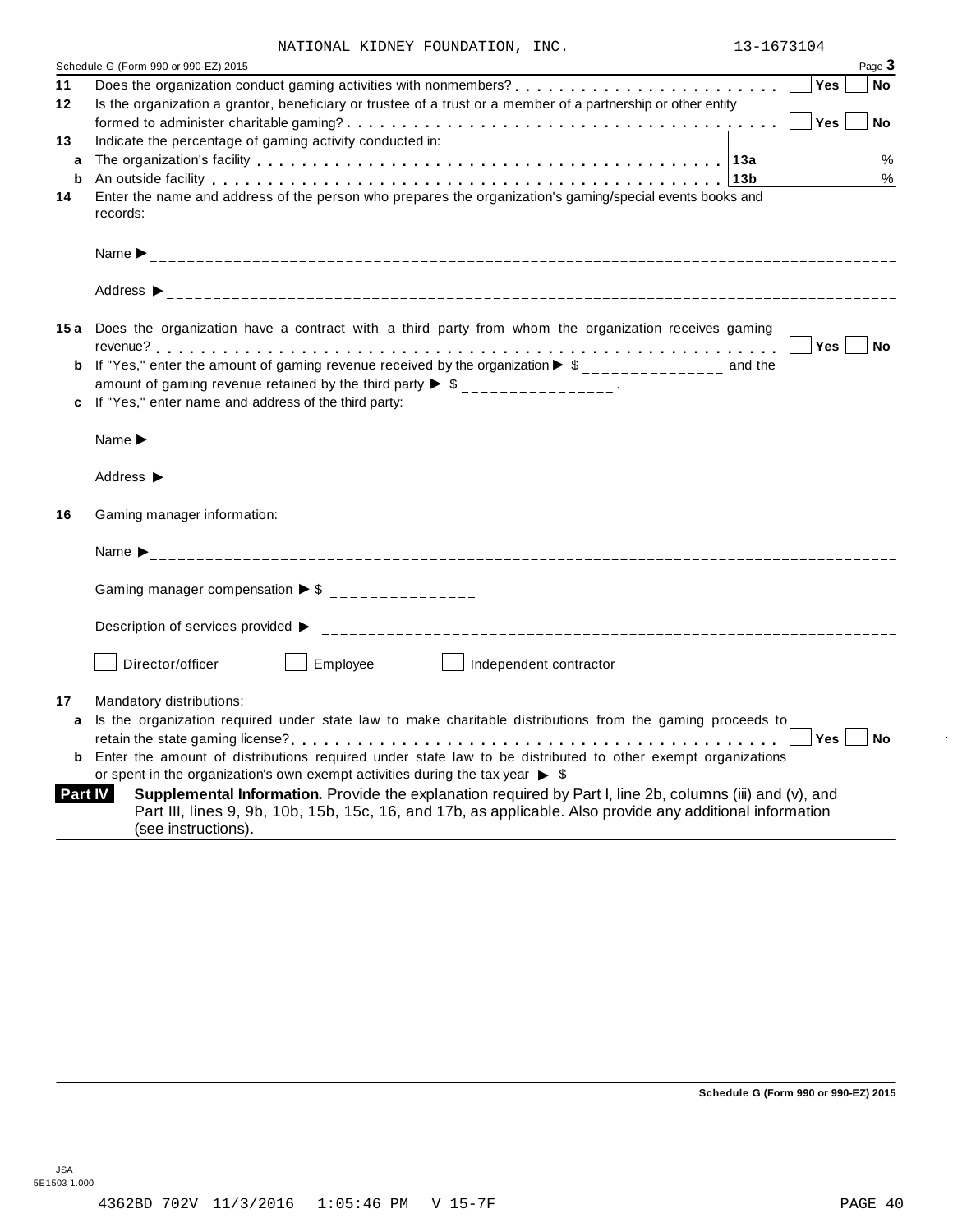NATIONAL KIDNEY FOUNDATION, INC. 13-1673104

Schedule G (Form 990 or 990-EZ) 2015 Page **3**

**11** Does the organization conduct gaming activities with nonmembers? . . . . . . . . . . . . . . . . . . . . . . . . ☐ **Yes** ☐ **No**

**12** Is the organization a grantor, beneficiary or trustee of a trust or a member of a partnership or other entity formed to administer charitable gaming? . . . . . . . . . . . . . . . . . . . . . . . . . . . . . . . . . . . . . ☐ **Yes** ☐ **No**

**13** Indicate the percentage of gaming activity conducted in:

| | | | |
|---|---|---|---|
| **a** | The organization's facility | **13a** | % |
| **b** | An outside facility | **13b** | % |

**14** Enter the name and address of the person who prepares the organization's gaming/special events books and records:

Name ▶ ________________________________

Address ▶ ________________________________

**15a** Does the organization have a contract with a third party from whom the organization receives gaming revenue? . . . . . . . . . . . . . . . . . . . . . . . . . . . . . . . . . . . . . . . . . . . . . . . . . . . . . . ☐ **Yes** ☐ **No**

**b** If "Yes," enter the amount of gaming revenue received by the organization ▶ $ _______________ and the amount of gaming revenue retained by the third party ▶ $ _______________ .

**c** If "Yes," enter name and address of the third party:

Name ▶ ________________________________

Address ▶ ________________________________

**16** Gaming manager information:

Name ▶ ________________________________

Gaming manager compensation ▶ $ _______________

Description of services provided ▶ ________________________________

☐ Director/officer ☐ Employee ☐ Independent contractor

**17** Mandatory distributions:

**a** Is the organization required under state law to make charitable distributions from the gaming proceeds to retain the state gaming license? . . . . . . . . . . . . . . . . . . . . . . . . . . . . . . . . . . . . . . . . . . . . ☐ **Yes** ☐ **No**

**b** Enter the amount of distributions required under state law to be distributed to other exempt organizations or spent in the organization's own exempt activities during the tax year ▶ $

**Part IV** **Supplemental Information.** Provide the explanation required by Part I, line 2b, columns (iii) and (v), and Part III, lines 9, 9b, 10b, 15b, 15c, 16, and 17b, as applicable. Also provide any additional information (see instructions).

**Schedule G (Form 990 or 990-EZ) 2015**

JSA
5E1503 1.000

4362BD 702V 11/3/2016 1:05:46 PM V 15-7F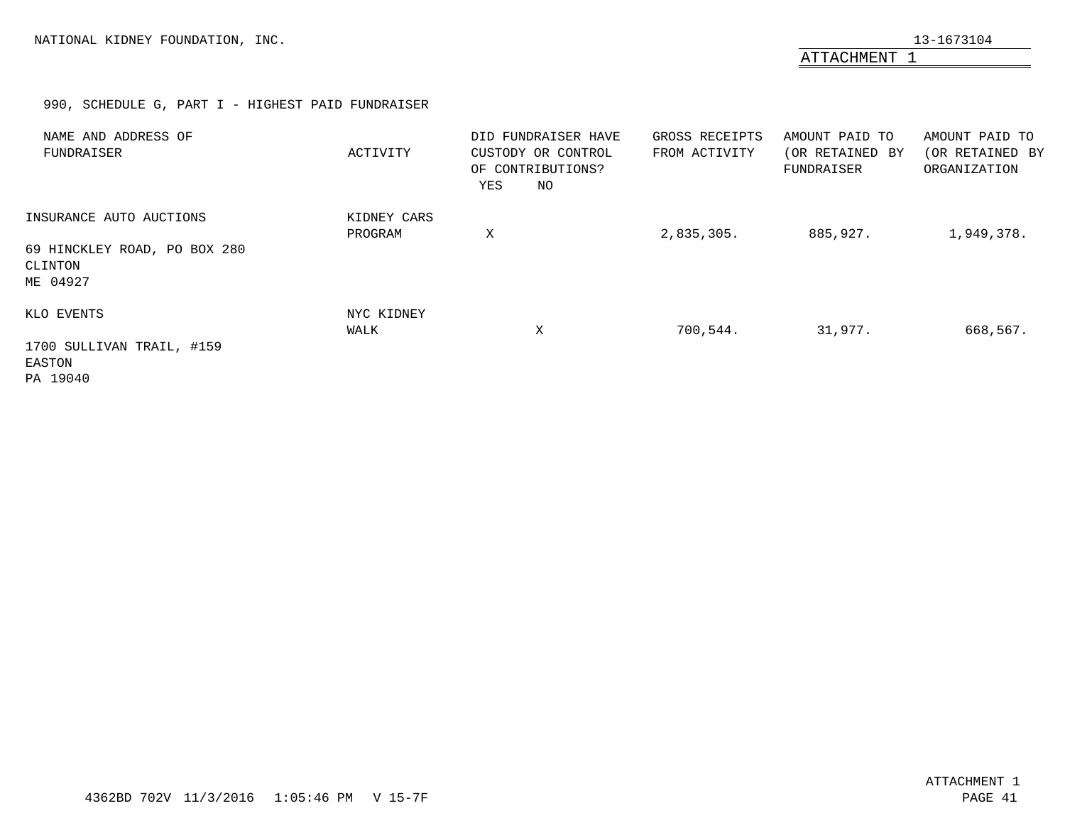NATIONAL KIDNEY FOUNDATION, INC. 13-1673104

ATTACHMENT 1

990, SCHEDULE G, PART I - HIGHEST PAID FUNDRAISER

| NAME AND ADDRESS OF FUNDRAISER | ACTIVITY | DID FUNDRAISER HAVE CUSTODY OR CONTROL OF CONTRIBUTIONS? YES | NO | GROSS RECEIPTS FROM ACTIVITY | AMOUNT PAID TO (OR RETAINED BY FUNDRAISER | AMOUNT PAID TO (OR RETAINED BY ORGANIZATION |
|---|---|---|---|---|---|---|
| INSURANCE AUTO AUCTIONS<br>69 HINCKLEY ROAD, PO BOX 280<br>CLINTON<br>ME 04927 | KIDNEY CARS PROGRAM | X | | 2,835,305. | 885,927. | 1,949,378. |
| KLO EVENTS<br>1700 SULLIVAN TRAIL, #159<br>EASTON<br>PA 19040 | NYC KIDNEY WALK | | X | 700,544. | 31,977. | 668,567. |

4362BD 702V 11/3/2016 1:05:46 PM V 15-7F

ATTACHMENT 1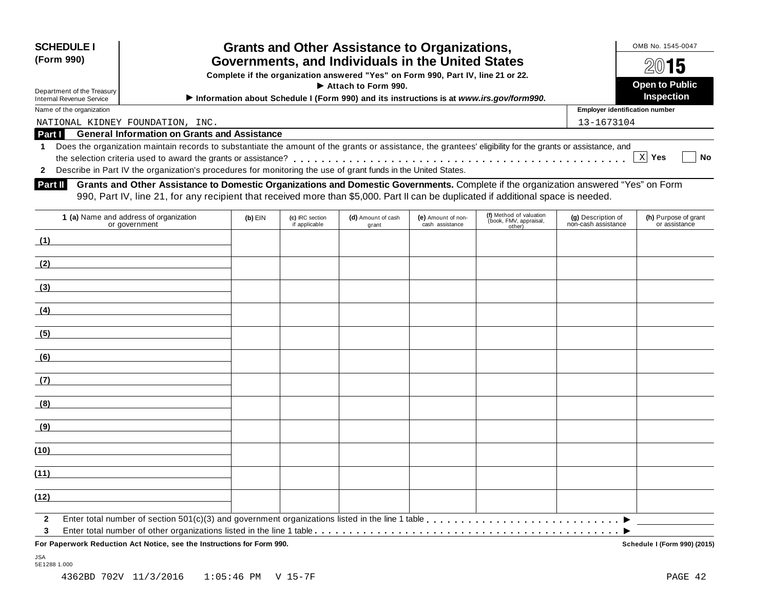**SCHEDULE I (Form 990)**

Department of the Treasury
Internal Revenue Service

# Grants and Other Assistance to Organizations, Governments, and Individuals in the United States

**Complete if the organization answered "Yes" on Form 990, Part IV, line 21 or 22.**

**▶ Attach to Form 990.**

**▶ Information about Schedule I (Form 990) and its instructions is at *www.irs.gov/form990*.**

OMB No. 1545-0047

**2015**

**Open to Public Inspection**

Name of the organization: NATIONAL KIDNEY FOUNDATION, INC.

Employer identification number: 13-1673104

## Part I General Information on Grants and Assistance

1 Does the organization maintain records to substantiate the amount of the grants or assistance, the grantees' eligibility for the grants or assistance, and the selection criteria used to award the grants or assistance? . . . . . . [X] Yes [ ] No

2 Describe in Part IV the organization's procedures for monitoring the use of grant funds in the United States.

## Part II Grants and Other Assistance to Domestic Organizations and Domestic Governments.

Complete if the organization answered "Yes" on Form 990, Part IV, line 21, for any recipient that received more than $5,000. Part II can be duplicated if additional space is needed.

| 1 (a) Name and address of organization or government | (b) EIN | (c) IRC section if applicable | (d) Amount of cash grant | (e) Amount of non-cash assistance | (f) Method of valuation (book, FMV, appraisal, other) | (g) Description of non-cash assistance | (h) Purpose of grant or assistance |
|---|---|---|---|---|---|---|---|
| (1) | | | | | | | |
| (2) | | | | | | | |
| (3) | | | | | | | |
| (4) | | | | | | | |
| (5) | | | | | | | |
| (6) | | | | | | | |
| (7) | | | | | | | |
| (8) | | | | | | | |
| (9) | | | | | | | |
| (10) | | | | | | | |
| (11) | | | | | | | |
| (12) | | | | | | | |

2 Enter total number of section 501(c)(3) and government organizations listed in the line 1 table . . . . . . ▶

3 Enter total number of other organizations listed in the line 1 table . . . . . . ▶

**For Paperwork Reduction Act Notice, see the Instructions for Form 990.** **Schedule I (Form 990) (2015)**

JSA
5E1288 1.000

4362BD 702V 11/3/2016 1:05:46 PM V 15-7F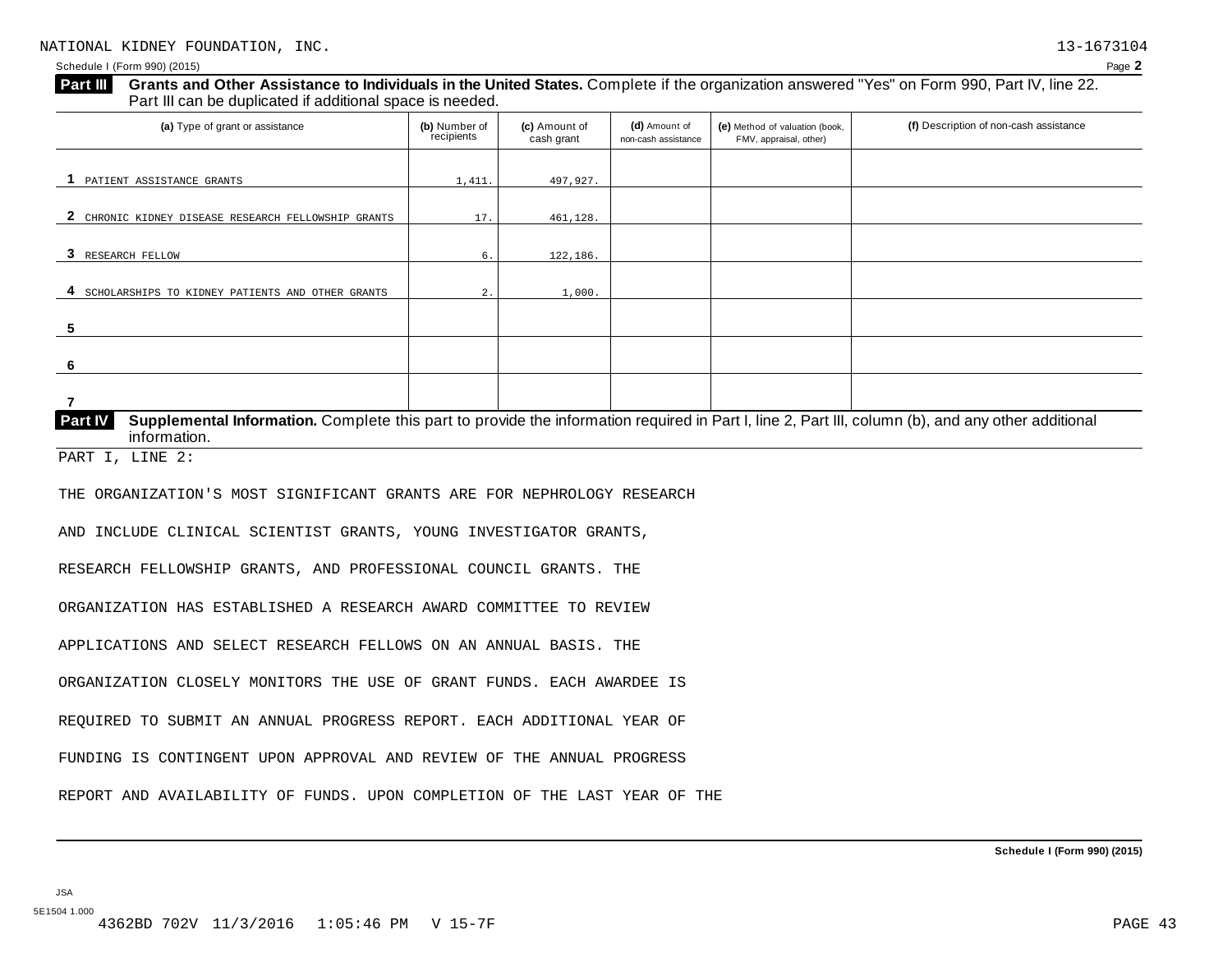NATIONAL KIDNEY FOUNDATION, INC. 13-1673104

Schedule I (Form 990) (2015)

**Part III** **Grants and Other Assistance to Individuals in the United States.** Complete if the organization answered "Yes" on Form 990, Part IV, line 22. Part III can be duplicated if additional space is needed.

| (a) Type of grant or assistance | (b) Number of recipients | (c) Amount of cash grant | (d) Amount of non-cash assistance | (e) Method of valuation (book, FMV, appraisal, other) | (f) Description of non-cash assistance |
|---|---|---|---|---|---|
| 1 PATIENT ASSISTANCE GRANTS | 1,411. | 497,927. | | | |
| 2 CHRONIC KIDNEY DISEASE RESEARCH FELLOWSHIP GRANTS | 17. | 461,128. | | | |
| 3 RESEARCH FELLOW | 6. | 122,186. | | | |
| 4 SCHOLARSHIPS TO KIDNEY PATIENTS AND OTHER GRANTS | 2. | 1,000. | | | |
| 5 | | | | | |
| 6 | | | | | |
| 7 | | | | | |

**Part IV** **Supplemental Information.** Complete this part to provide the information required in Part I, line 2, Part III, column (b), and any other additional information.

PART I, LINE 2:

THE ORGANIZATION'S MOST SIGNIFICANT GRANTS ARE FOR NEPHROLOGY RESEARCH AND INCLUDE CLINICAL SCIENTIST GRANTS, YOUNG INVESTIGATOR GRANTS, RESEARCH FELLOWSHIP GRANTS, AND PROFESSIONAL COUNCIL GRANTS. THE ORGANIZATION HAS ESTABLISHED A RESEARCH AWARD COMMITTEE TO REVIEW APPLICATIONS AND SELECT RESEARCH FELLOWS ON AN ANNUAL BASIS. THE ORGANIZATION CLOSELY MONITORS THE USE OF GRANT FUNDS. EACH AWARDEE IS REQUIRED TO SUBMIT AN ANNUAL PROGRESS REPORT. EACH ADDITIONAL YEAR OF FUNDING IS CONTINGENT UPON APPROVAL AND REVIEW OF THE ANNUAL PROGRESS REPORT AND AVAILABILITY OF FUNDS. UPON COMPLETION OF THE LAST YEAR OF THE

Schedule I (Form 990) (2015)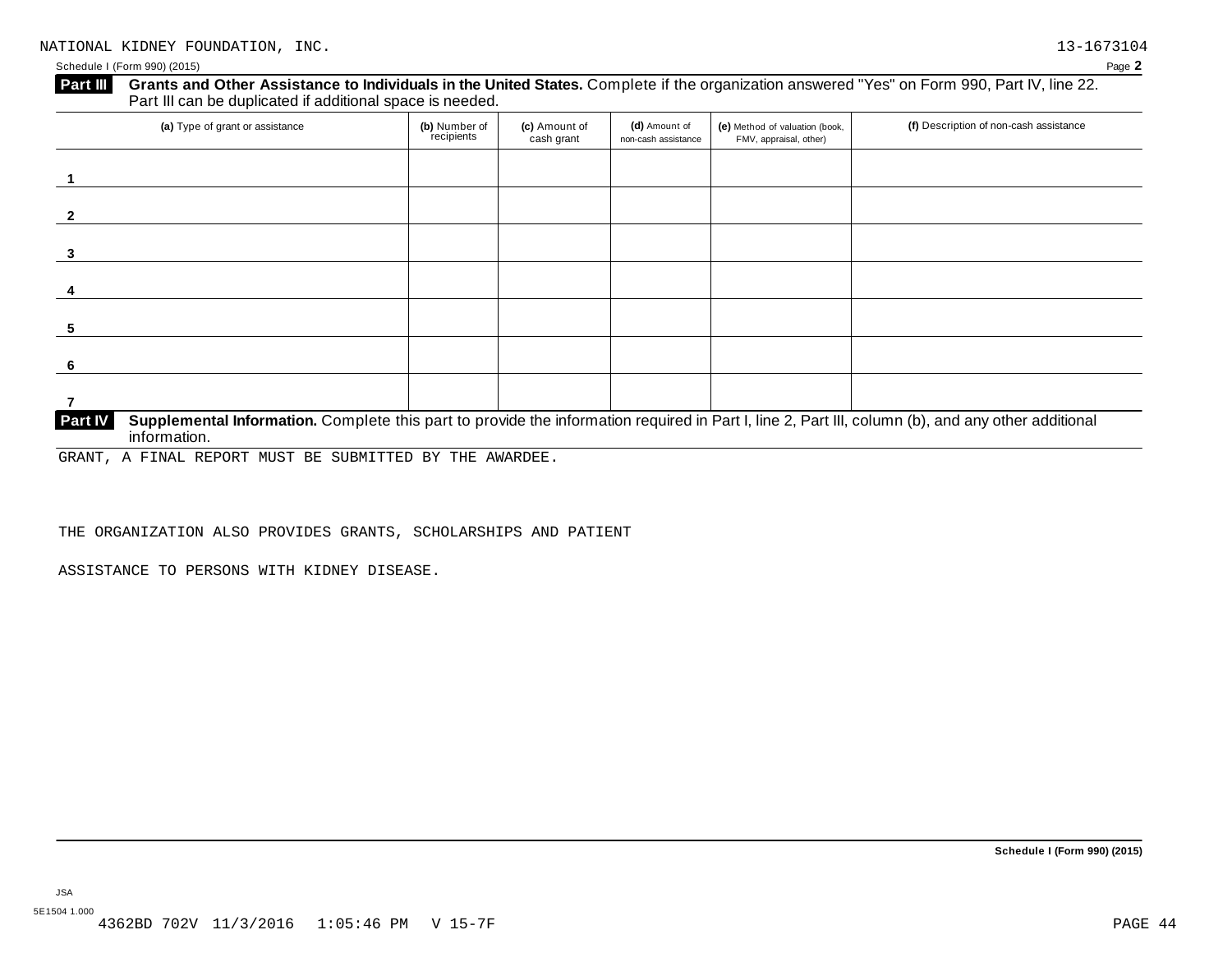NATIONAL KIDNEY FOUNDATION, INC. 13-1673104

Schedule I (Form 990) (2015) Page **2**

**Part III** **Grants and Other Assistance to Individuals in the United States.** Complete if the organization answered "Yes" on Form 990, Part IV, line 22. Part III can be duplicated if additional space is needed.

| (a) Type of grant or assistance | (b) Number of recipients | (c) Amount of cash grant | (d) Amount of non-cash assistance | (e) Method of valuation (book, FMV, appraisal, other) | (f) Description of non-cash assistance |
|---|---|---|---|---|---|
| 1 | | | | | |
| 2 | | | | | |
| 3 | | | | | |
| 4 | | | | | |
| 5 | | | | | |
| 6 | | | | | |
| 7 | | | | | |

**Part IV** **Supplemental Information.** Complete this part to provide the information required in Part I, line 2, Part III, column (b), and any other additional information.

GRANT, A FINAL REPORT MUST BE SUBMITTED BY THE AWARDEE.

THE ORGANIZATION ALSO PROVIDES GRANTS, SCHOLARSHIPS AND PATIENT

ASSISTANCE TO PERSONS WITH KIDNEY DISEASE.

Schedule I (Form 990) (2015)

JSA

5E1504 1.000

4362BD 702V 11/3/2016 1:05:46 PM V 15-7F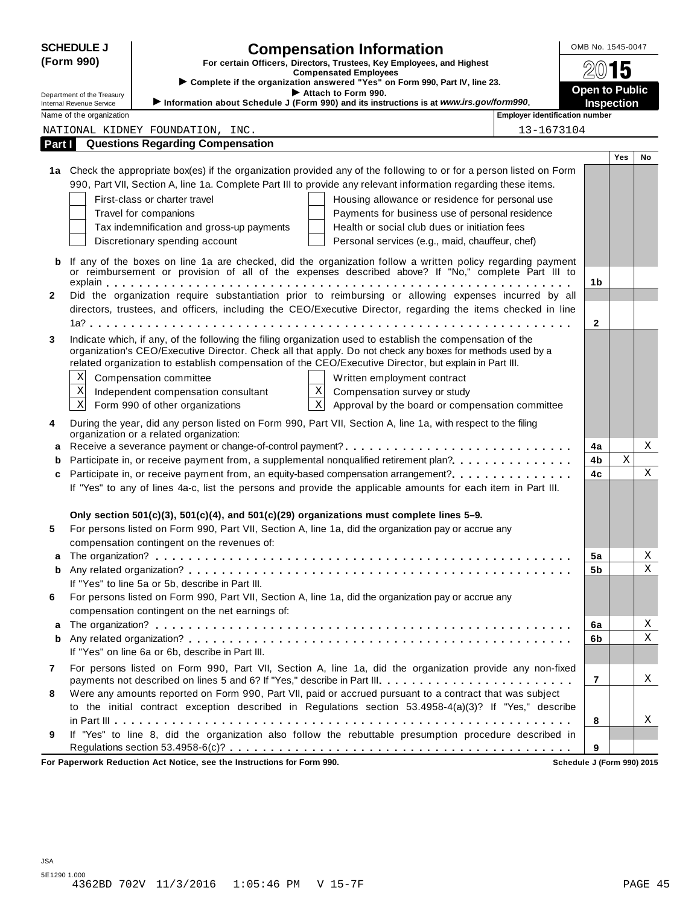**SCHEDULE J (Form 990)**

# Compensation Information

**For certain Officers, Directors, Trustees, Key Employees, and Highest Compensated Employees**

▶ Complete if the organization answered "Yes" on Form 990, Part IV, line 23.

▶ Attach to Form 990.

▶ Information about Schedule J (Form 990) and its instructions is at *www.irs.gov/form990*.

Department of the Treasury
Internal Revenue Service

OMB No. 1545-0047

**2015**

**Open to Public Inspection**

Name of the organization: NATIONAL KIDNEY FOUNDATION, INC.

Employer identification number: 13-1673104

## Part I Questions Regarding Compensation

| | | | Yes | No |
|---|---|---|---|---|
| **1a** | Check the appropriate box(es) if the organization provided any of the following to or for a person listed on Form 990, Part VII, Section A, line 1a. Complete Part III to provide any relevant information regarding these items.<br>☐ First-class or charter travel ☐ Housing allowance or residence for personal use<br>☐ Travel for companions ☐ Payments for business use of personal residence<br>☐ Tax indemnification and gross-up payments ☐ Health or social club dues or initiation fees<br>☐ Discretionary spending account ☐ Personal services (e.g., maid, chauffeur, chef) | | | |
| **b** | If any of the boxes on line 1a are checked, did the organization follow a written policy regarding payment or reimbursement or provision of all of the expenses described above? If "No," complete Part III to explain | 1b | | |
| **2** | Did the organization require substantiation prior to reimbursing or allowing expenses incurred by all directors, trustees, and officers, including the CEO/Executive Director, regarding the items checked in line 1a? | 2 | | |
| **3** | Indicate which, if any, of the following the filing organization used to establish the compensation of the organization's CEO/Executive Director. Check all that apply. Do not check any boxes for methods used by a related organization to establish compensation of the CEO/Executive Director, but explain in Part III.<br>☒ Compensation committee ☐ Written employment contract<br>☒ Independent compensation consultant ☒ Compensation survey or study<br>☒ Form 990 of other organizations ☒ Approval by the board or compensation committee | | | |
| **4** | During the year, did any person listed on Form 990, Part VII, Section A, line 1a, with respect to the filing organization or a related organization: | | | |
| **a** | Receive a severance payment or change-of-control payment? | 4a | | X |
| **b** | Participate in, or receive payment from, a supplemental nonqualified retirement plan? | 4b | X | |
| **c** | Participate in, or receive payment from, an equity-based compensation arrangement? | 4c | | X |
| | If "Yes" to any of lines 4a-c, list the persons and provide the applicable amounts for each item in Part III. | | | |
| | **Only section 501(c)(3), 501(c)(4), and 501(c)(29) organizations must complete lines 5–9.** | | | |
| **5** | For persons listed on Form 990, Part VII, Section A, line 1a, did the organization pay or accrue any compensation contingent on the revenues of: | | | |
| **a** | The organization? | 5a | | X |
| **b** | Any related organization? | 5b | | X |
| | If "Yes" to line 5a or 5b, describe in Part III. | | | |
| **6** | For persons listed on Form 990, Part VII, Section A, line 1a, did the organization pay or accrue any compensation contingent on the net earnings of: | | | |
| **a** | The organization? | 6a | | X |
| **b** | Any related organization? | 6b | | X |
| | If "Yes" on line 6a or 6b, describe in Part III. | | | |
| **7** | For persons listed on Form 990, Part VII, Section A, line 1a, did the organization provide any non-fixed payments not described on lines 5 and 6? If "Yes," describe in Part III. | 7 | | X |
| **8** | Were any amounts reported on Form 990, Part VII, paid or accrued pursuant to a contract that was subject to the initial contract exception described in Regulations section 53.4958-4(a)(3)? If "Yes," describe in Part III | 8 | | X |
| **9** | If "Yes" to line 8, did the organization also follow the rebuttable presumption procedure described in Regulations section 53.4958-6(c)? | 9 | | |

**For Paperwork Reduction Act Notice, see the Instructions for Form 990.** **Schedule J (Form 990) 2015**

JSA
5E1290 1.000
4362BD 702V 11/3/2016 1:05:46 PM V 15-7F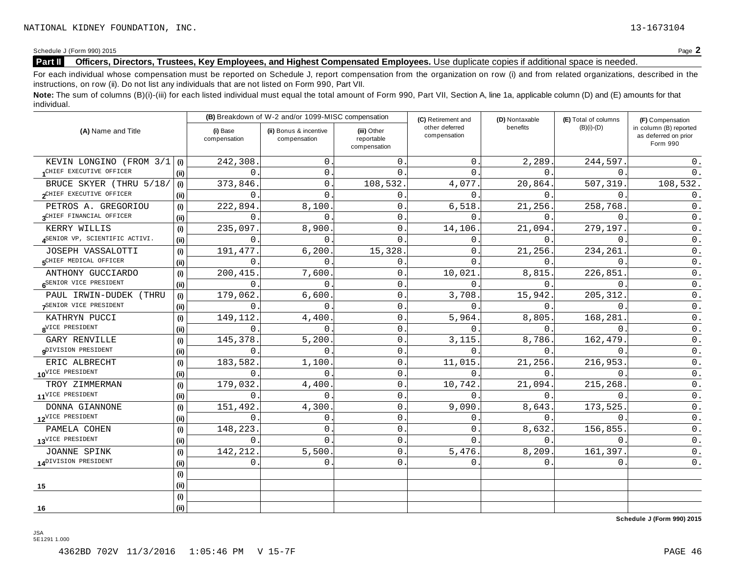NATIONAL KIDNEY FOUNDATION, INC. 13-1673104

Schedule J (Form 990) 2015 Page **2**

## Part II Officers, Directors, Trustees, Key Employees, and Highest Compensated Employees. Use duplicate copies if additional space is needed.

For each individual whose compensation must be reported on Schedule J, report compensation from the organization on row (i) and from related organizations, described in the instructions, on row (ii). Do not list any individuals that are not listed on Form 990, Part VII.

**Note:** The sum of columns (B)(i)-(iii) for each listed individual must equal the total amount of Form 990, Part VII, Section A, line 1a, applicable column (D) and (E) amounts for that individual.

| (A) Name and Title | | (B) Breakdown of W-2 and/or 1099-MISC compensation | | | (C) Retirement and other deferred compensation | (D) Nontaxable benefits | (E) Total of columns (B)(i)-(D) | (F) Compensation in column (B) reported as deferred on prior Form 990 |
|---|---|---|---|---|---|---|---|---|
| | | (i) Base compensation | (ii) Bonus & incentive compensation | (iii) Other reportable compensation | | | | |
| 1 KEVIN LONGINO (FROM 3/1 | (i) | 242,308. | 0. | 0. | 0. | 2,289. | 244,597. | 0. |
| CHIEF EXECUTIVE OFFICER | (ii) | 0. | 0. | 0. | 0. | 0. | 0. | 0. |
| 2 BRUCE SKYER (THRU 5/18/ | (i) | 373,846. | 0. | 108,532. | 4,077. | 20,864. | 507,319. | 108,532. |
| CHIEF EXECUTIVE OFFICER | (ii) | 0. | 0. | 0. | 0. | 0. | 0. | 0. |
| 3 PETROS A. GREGORIOU | (i) | 222,894. | 8,100. | 0. | 6,518. | 21,256. | 258,768. | 0. |
| CHIEF FINANCIAL OFFICER | (ii) | 0. | 0. | 0. | 0. | 0. | 0. | 0. |
| 4 KERRY WILLIS | (i) | 235,097. | 8,900. | 0. | 14,106. | 21,094. | 279,197. | 0. |
| SENIOR VP, SCIENTIFIC ACTIVI. | (ii) | 0. | 0. | 0. | 0. | 0. | 0. | 0. |
| 5 JOSEPH VASSALOTTI | (i) | 191,477. | 6,200. | 15,328. | 0. | 21,256. | 234,261. | 0. |
| CHIEF MEDICAL OFFICER | (ii) | 0. | 0. | 0. | 0. | 0. | 0. | 0. |
| 6 ANTHONY GUCCIARDO | (i) | 200,415. | 7,600. | 0. | 10,021. | 8,815. | 226,851. | 0. |
| SENIOR VICE PRESIDENT | (ii) | 0. | 0. | 0. | 0. | 0. | 0. | 0. |
| 7 PAUL IRWIN-DUDEK (THRU | (i) | 179,062. | 6,600. | 0. | 3,708. | 15,942. | 205,312. | 0. |
| SENIOR VICE PRESIDENT | (ii) | 0. | 0. | 0. | 0. | 0. | 0. | 0. |
| 8 KATHRYN PUCCI | (i) | 149,112. | 4,400. | 0. | 5,964. | 8,805. | 168,281. | 0. |
| VICE PRESIDENT | (ii) | 0. | 0. | 0. | 0. | 0. | 0. | 0. |
| 9 GARY RENVILLE | (i) | 145,378. | 5,200. | 0. | 3,115. | 8,786. | 162,479. | 0. |
| DIVISION PRESIDENT | (ii) | 0. | 0. | 0. | 0. | 0. | 0. | 0. |
| 10 ERIC ALBRECHT | (i) | 183,582. | 1,100. | 0. | 11,015. | 21,256. | 216,953. | 0. |
| VICE PRESIDENT | (ii) | 0. | 0. | 0. | 0. | 0. | 0. | 0. |
| 11 TROY ZIMMERMAN | (i) | 179,032. | 4,400. | 0. | 10,742. | 21,094. | 215,268. | 0. |
| VICE PRESIDENT | (ii) | 0. | 0. | 0. | 0. | 0. | 0. | 0. |
| 12 DONNA GIANNONE | (i) | 151,492. | 4,300. | 0. | 9,090. | 8,643. | 173,525. | 0. |
| VICE PRESIDENT | (ii) | 0. | 0. | 0. | 0. | 0. | 0. | 0. |
| 13 PAMELA COHEN | (i) | 148,223. | 0. | 0. | 0. | 8,632. | 156,855. | 0. |
| VICE PRESIDENT | (ii) | 0. | 0. | 0. | 0. | 0. | 0. | 0. |
| 14 JOANNE SPINK | (i) | 142,212. | 5,500. | 0. | 5,476. | 8,209. | 161,397. | 0. |
| DIVISION PRESIDENT | (ii) | 0. | 0. | 0. | 0. | 0. | 0. | 0. |
| 15 | (i) | | | | | | | |
| | (ii) | | | | | | | |
| 16 | (i) | | | | | | | |
| | (ii) | | | | | | | |

**Schedule J (Form 990) 2015**

JSA
5E1291 1.000

4362BD 702V 11/3/2016 1:05:46 PM V 15-7F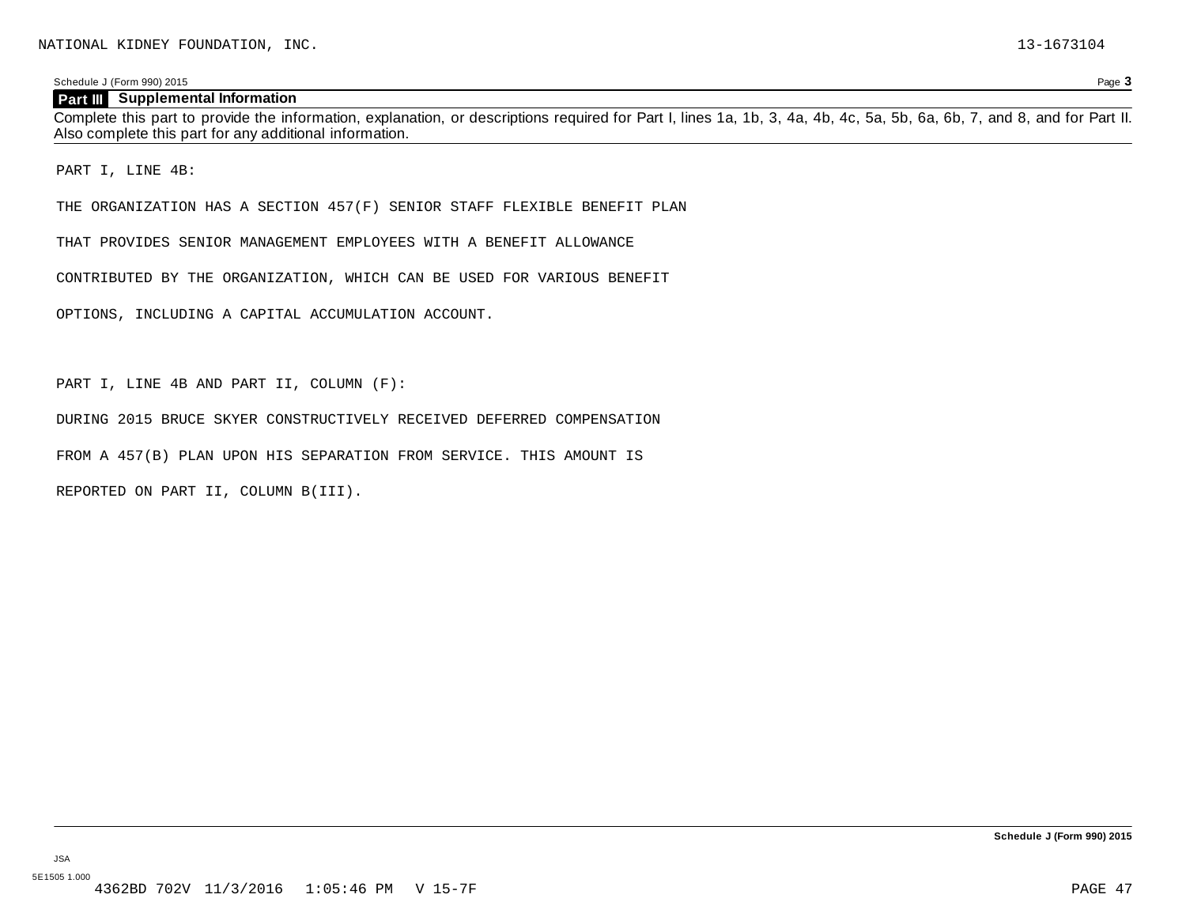NATIONAL KIDNEY FOUNDATION, INC. 13-1673104

Schedule J (Form 990) 2015 Page **3**

## Part III Supplemental Information

Complete this part to provide the information, explanation, or descriptions required for Part I, lines 1a, 1b, 3, 4a, 4b, 4c, 5a, 5b, 6a, 6b, 7, and 8, and for Part II. Also complete this part for any additional information.

PART I, LINE 4B:

THE ORGANIZATION HAS A SECTION 457(F) SENIOR STAFF FLEXIBLE BENEFIT PLAN THAT PROVIDES SENIOR MANAGEMENT EMPLOYEES WITH A BENEFIT ALLOWANCE CONTRIBUTED BY THE ORGANIZATION, WHICH CAN BE USED FOR VARIOUS BENEFIT OPTIONS, INCLUDING A CAPITAL ACCUMULATION ACCOUNT.

PART I, LINE 4B AND PART II, COLUMN (F):

DURING 2015 BRUCE SKYER CONSTRUCTIVELY RECEIVED DEFERRED COMPENSATION FROM A 457(B) PLAN UPON HIS SEPARATION FROM SERVICE. THIS AMOUNT IS REPORTED ON PART II, COLUMN B(III).

**Schedule J (Form 990) 2015**

JSA
5E1505 1.000
4362BD 702V 11/3/2016 1:05:46 PM V 15-7F PAGE 47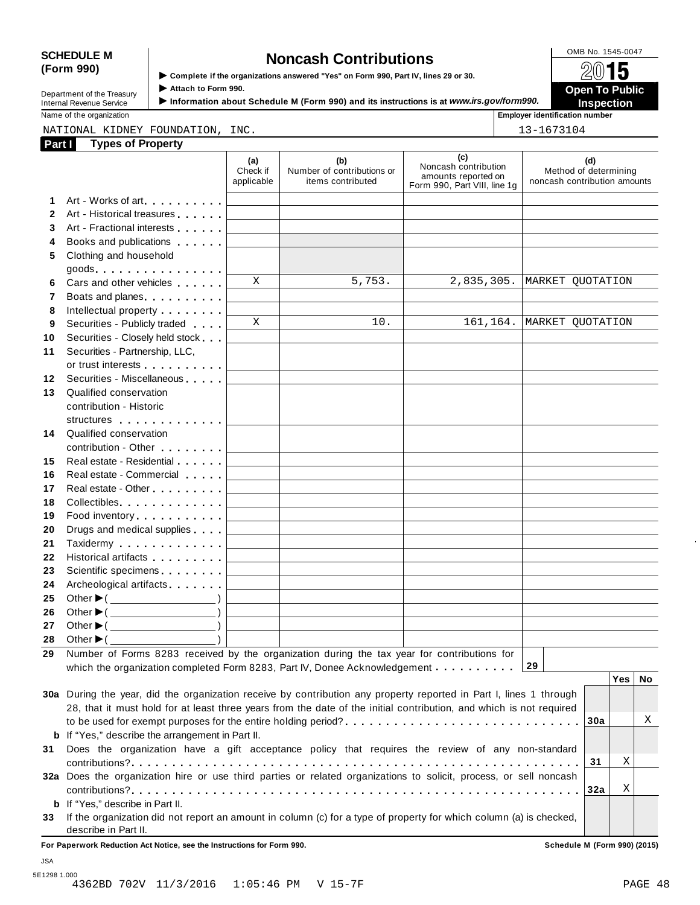**SCHEDULE M (Form 990)**

# Noncash Contributions

▶ Complete if the organizations answered "Yes" on Form 990, Part IV, lines 29 or 30.
▶ Attach to Form 990.
▶ Information about Schedule M (Form 990) and its instructions is at *www.irs.gov/form990.*

Department of the Treasury
Internal Revenue Service

OMB No. 1545-0047

2015

**Open To Public Inspection**

Name of the organization: NATIONAL KIDNEY FOUNDATION, INC.

Employer identification number: 13-1673104

## Part I Types of Property

| | | (a) Check if applicable | (b) Number of contributions or items contributed | (c) Noncash contribution amounts reported on Form 990, Part VIII, line 1g | (d) Method of determining noncash contribution amounts |
|---|---|---|---|---|---|
| 1 | Art - Works of art | | | | |
| 2 | Art - Historical treasures | | | | |
| 3 | Art - Fractional interests | | | | |
| 4 | Books and publications | | | | |
| 5 | Clothing and household goods | | | | |
| 6 | Cars and other vehicles | X | 5,753. | 2,835,305. | MARKET QUOTATION |
| 7 | Boats and planes | | | | |
| 8 | Intellectual property | | | | |
| 9 | Securities - Publicly traded | X | 10. | 161,164. | MARKET QUOTATION |
| 10 | Securities - Closely held stock | | | | |
| 11 | Securities - Partnership, LLC, or trust interests | | | | |
| 12 | Securities - Miscellaneous | | | | |
| 13 | Qualified conservation contribution - Historic structures | | | | |
| 14 | Qualified conservation contribution - Other | | | | |
| 15 | Real estate - Residential | | | | |
| 16 | Real estate - Commercial | | | | |
| 17 | Real estate - Other | | | | |
| 18 | Collectibles | | | | |
| 19 | Food inventory | | | | |
| 20 | Drugs and medical supplies | | | | |
| 21 | Taxidermy | | | | |
| 22 | Historical artifacts | | | | |
| 23 | Scientific specimens | | | | |
| 24 | Archeological artifacts | | | | |
| 25 | Other ▶( ) | | | | |
| 26 | Other ▶( ) | | | | |
| 27 | Other ▶( ) | | | | |
| 28 | Other ▶( ) | | | | |

**29** Number of Forms 8283 received by the organization during the tax year for contributions for which the organization completed Form 8283, Part IV, Donee Acknowledgement . . . . . . . . . . **29**

| | | | Yes | No |
|---|---|---|---|---|
| **30a** | During the year, did the organization receive by contribution any property reported in Part I, lines 1 through 28, that it must hold for at least three years from the date of the initial contribution, and which is not required to be used for exempt purposes for the entire holding period? | 30a | | X |
| **b** | If "Yes," describe the arrangement in Part II. | | | |
| **31** | Does the organization have a gift acceptance policy that requires the review of any non-standard contributions? | 31 | X | |
| **32a** | Does the organization hire or use third parties or related organizations to solicit, process, or sell noncash contributions? | 32a | X | |
| **b** | If "Yes," describe in Part II. | | | |
| **33** | If the organization did not report an amount in column (c) for a type of property for which column (a) is checked, describe in Part II. | | | |

**For Paperwork Reduction Act Notice, see the Instructions for Form 990.** **Schedule M (Form 990) (2015)**

JSA
5E1298 1.000
4362BD 702V 11/3/2016 1:05:46 PM V 15-7F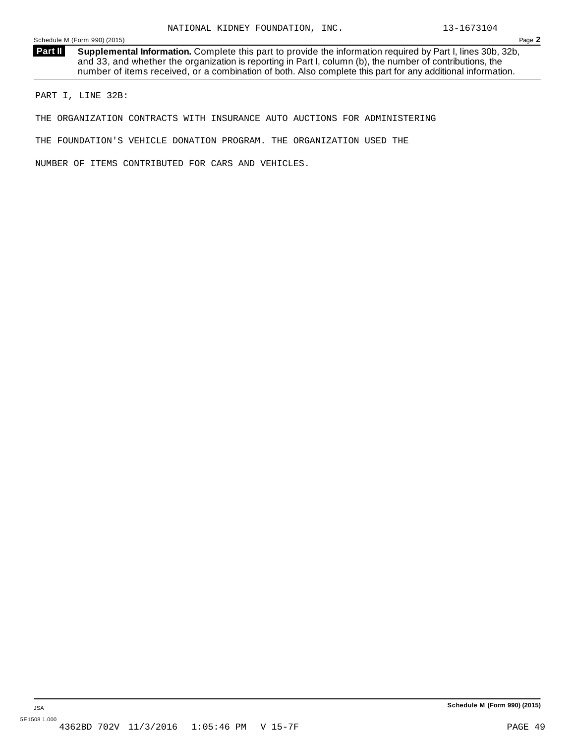NATIONAL KIDNEY FOUNDATION, INC. 13-1673104

Schedule M (Form 990) (2015) Page **2**

**Part II** **Supplemental Information.** Complete this part to provide the information required by Part I, lines 30b, 32b, and 33, and whether the organization is reporting in Part I, column (b), the number of contributions, the number of items received, or a combination of both. Also complete this part for any additional information.

PART I, LINE 32B:

THE ORGANIZATION CONTRACTS WITH INSURANCE AUTO AUCTIONS FOR ADMINISTERING THE FOUNDATION'S VEHICLE DONATION PROGRAM. THE ORGANIZATION USED THE NUMBER OF ITEMS CONTRIBUTED FOR CARS AND VEHICLES.

**Schedule M (Form 990) (2015)**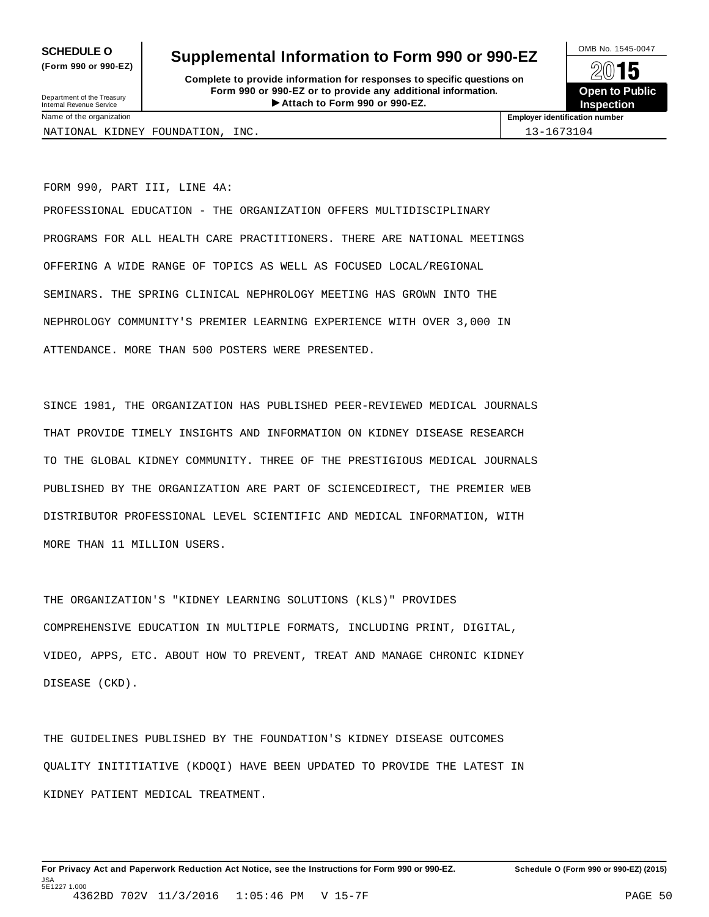**SCHEDULE O** **(Form 990 or 990-EZ)**

Department of the Treasury
Internal Revenue Service

# Supplemental Information to Form 990 or 990-EZ

**Complete to provide information for responses to specific questions on Form 990 or 990-EZ or to provide any additional information.**
**▶ Attach to Form 990 or 990-EZ.**

OMB No. 1545-0047

**2015**

**Open to Public Inspection**

| Name of the organization | Employer identification number |
| --- | --- |
| NATIONAL KIDNEY FOUNDATION, INC. | 13-1673104 |

FORM 990, PART III, LINE 4A:

PROFESSIONAL EDUCATION - THE ORGANIZATION OFFERS MULTIDISCIPLINARY PROGRAMS FOR ALL HEALTH CARE PRACTITIONERS. THERE ARE NATIONAL MEETINGS OFFERING A WIDE RANGE OF TOPICS AS WELL AS FOCUSED LOCAL/REGIONAL SEMINARS. THE SPRING CLINICAL NEPHROLOGY MEETING HAS GROWN INTO THE NEPHROLOGY COMMUNITY'S PREMIER LEARNING EXPERIENCE WITH OVER 3,000 IN ATTENDANCE. MORE THAN 500 POSTERS WERE PRESENTED.

SINCE 1981, THE ORGANIZATION HAS PUBLISHED PEER-REVIEWED MEDICAL JOURNALS THAT PROVIDE TIMELY INSIGHTS AND INFORMATION ON KIDNEY DISEASE RESEARCH TO THE GLOBAL KIDNEY COMMUNITY. THREE OF THE PRESTIGIOUS MEDICAL JOURNALS PUBLISHED BY THE ORGANIZATION ARE PART OF SCIENCEDIRECT, THE PREMIER WEB DISTRIBUTOR PROFESSIONAL LEVEL SCIENTIFIC AND MEDICAL INFORMATION, WITH MORE THAN 11 MILLION USERS.

THE ORGANIZATION'S "KIDNEY LEARNING SOLUTIONS (KLS)" PROVIDES COMPREHENSIVE EDUCATION IN MULTIPLE FORMATS, INCLUDING PRINT, DIGITAL, VIDEO, APPS, ETC. ABOUT HOW TO PREVENT, TREAT AND MANAGE CHRONIC KIDNEY DISEASE (CKD).

THE GUIDELINES PUBLISHED BY THE FOUNDATION'S KIDNEY DISEASE OUTCOMES QUALITY INITITIATIVE (KDOQI) HAVE BEEN UPDATED TO PROVIDE THE LATEST IN KIDNEY PATIENT MEDICAL TREATMENT.

**For Privacy Act and Paperwork Reduction Act Notice, see the Instructions for Form 990 or 990-EZ.** **Schedule O (Form 990 or 990-EZ) (2015)**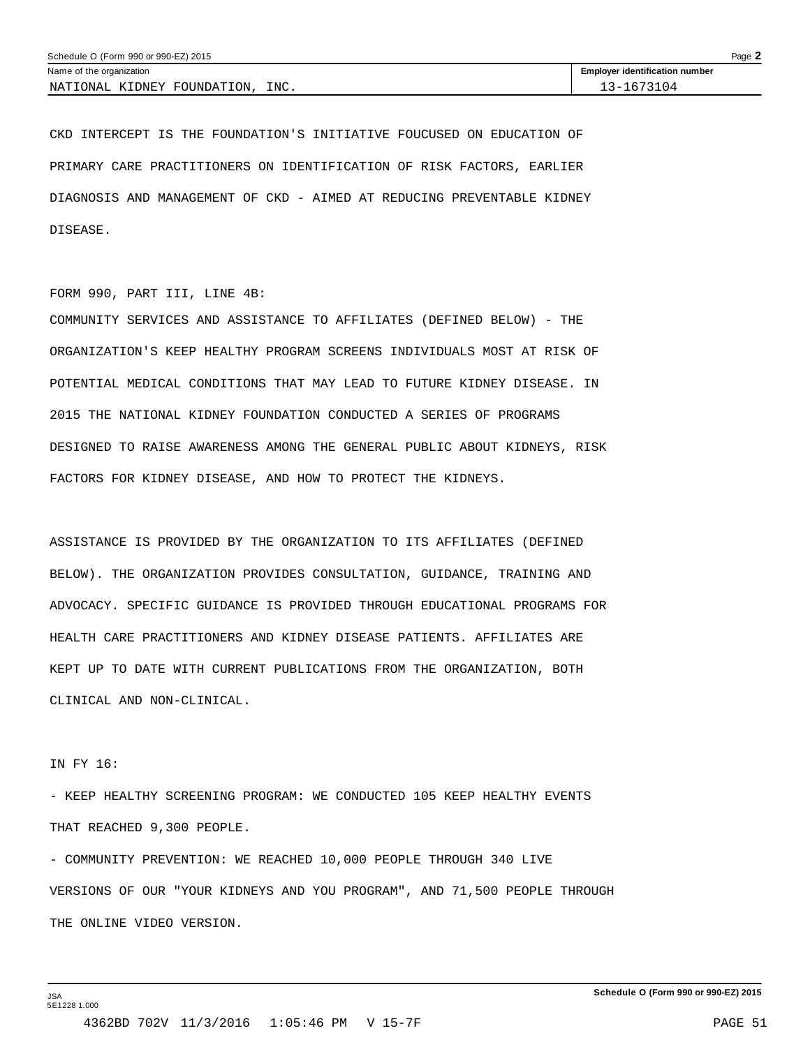CKD INTERCEPT IS THE FOUNDATION'S INITIATIVE FOUCUSED ON EDUCATION OF PRIMARY CARE PRACTITIONERS ON IDENTIFICATION OF RISK FACTORS, EARLIER DIAGNOSIS AND MANAGEMENT OF CKD - AIMED AT REDUCING PREVENTABLE KIDNEY DISEASE.

FORM 990, PART III, LINE 4B:

COMMUNITY SERVICES AND ASSISTANCE TO AFFILIATES (DEFINED BELOW) - THE ORGANIZATION'S KEEP HEALTHY PROGRAM SCREENS INDIVIDUALS MOST AT RISK OF POTENTIAL MEDICAL CONDITIONS THAT MAY LEAD TO FUTURE KIDNEY DISEASE. IN 2015 THE NATIONAL KIDNEY FOUNDATION CONDUCTED A SERIES OF PROGRAMS DESIGNED TO RAISE AWARENESS AMONG THE GENERAL PUBLIC ABOUT KIDNEYS, RISK FACTORS FOR KIDNEY DISEASE, AND HOW TO PROTECT THE KIDNEYS.

ASSISTANCE IS PROVIDED BY THE ORGANIZATION TO ITS AFFILIATES (DEFINED BELOW). THE ORGANIZATION PROVIDES CONSULTATION, GUIDANCE, TRAINING AND ADVOCACY. SPECIFIC GUIDANCE IS PROVIDED THROUGH EDUCATIONAL PROGRAMS FOR HEALTH CARE PRACTITIONERS AND KIDNEY DISEASE PATIENTS. AFFILIATES ARE KEPT UP TO DATE WITH CURRENT PUBLICATIONS FROM THE ORGANIZATION, BOTH CLINICAL AND NON-CLINICAL.

IN FY 16:

- KEEP HEALTHY SCREENING PROGRAM: WE CONDUCTED 105 KEEP HEALTHY EVENTS THAT REACHED 9,300 PEOPLE.
- COMMUNITY PREVENTION: WE REACHED 10,000 PEOPLE THROUGH 340 LIVE VERSIONS OF OUR "YOUR KIDNEYS AND YOU PROGRAM", AND 71,500 PEOPLE THROUGH THE ONLINE VIDEO VERSION.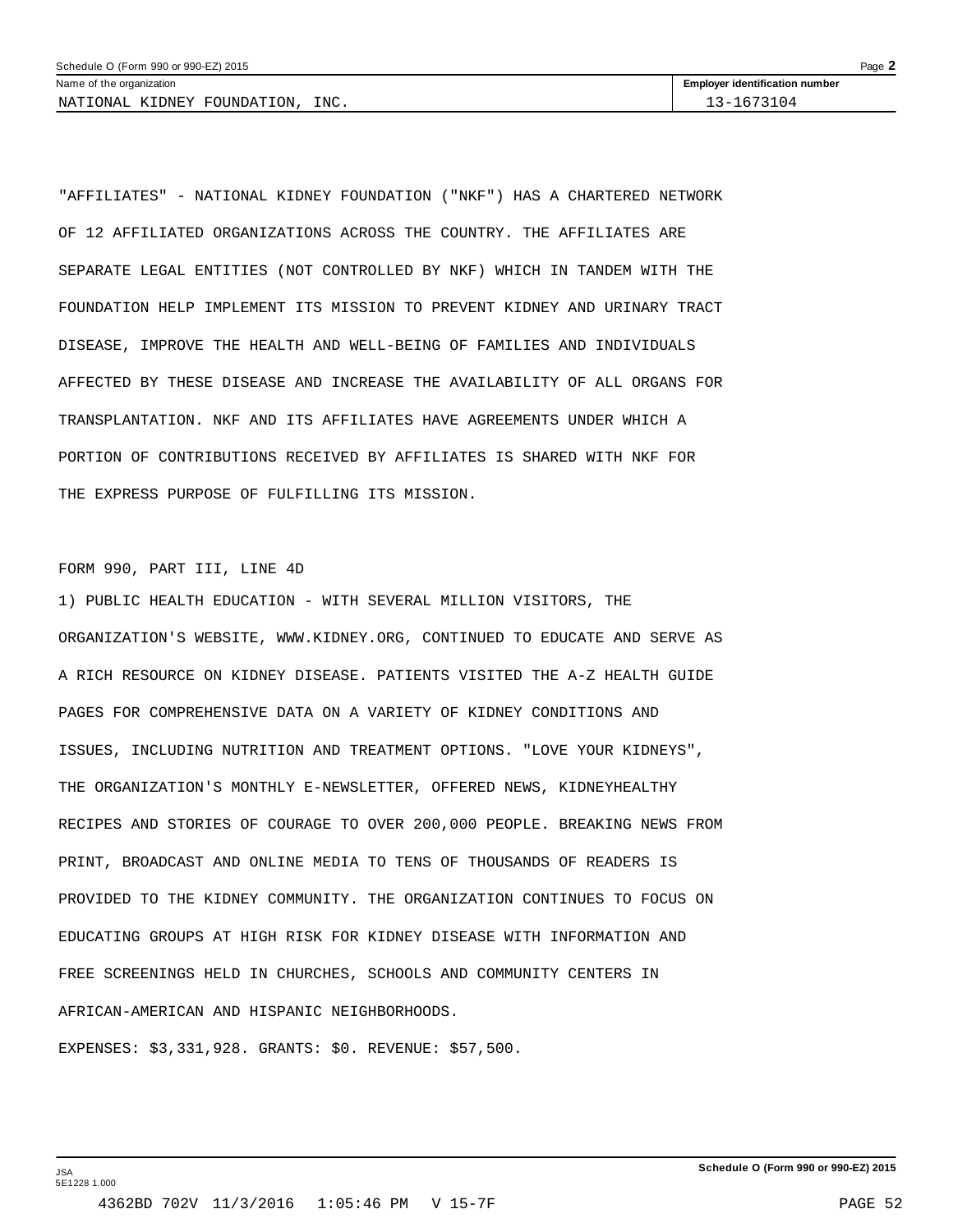"AFFILIATES" - NATIONAL KIDNEY FOUNDATION ("NKF") HAS A CHARTERED NETWORK OF 12 AFFILIATED ORGANIZATIONS ACROSS THE COUNTRY. THE AFFILIATES ARE SEPARATE LEGAL ENTITIES (NOT CONTROLLED BY NKF) WHICH IN TANDEM WITH THE FOUNDATION HELP IMPLEMENT ITS MISSION TO PREVENT KIDNEY AND URINARY TRACT DISEASE, IMPROVE THE HEALTH AND WELL-BEING OF FAMILIES AND INDIVIDUALS AFFECTED BY THESE DISEASE AND INCREASE THE AVAILABILITY OF ALL ORGANS FOR TRANSPLANTATION. NKF AND ITS AFFILIATES HAVE AGREEMENTS UNDER WHICH A PORTION OF CONTRIBUTIONS RECEIVED BY AFFILIATES IS SHARED WITH NKF FOR THE EXPRESS PURPOSE OF FULFILLING ITS MISSION.

FORM 990, PART III, LINE 4D

1) PUBLIC HEALTH EDUCATION - WITH SEVERAL MILLION VISITORS, THE ORGANIZATION'S WEBSITE, WWW.KIDNEY.ORG, CONTINUED TO EDUCATE AND SERVE AS A RICH RESOURCE ON KIDNEY DISEASE. PATIENTS VISITED THE A-Z HEALTH GUIDE PAGES FOR COMPREHENSIVE DATA ON A VARIETY OF KIDNEY CONDITIONS AND ISSUES, INCLUDING NUTRITION AND TREATMENT OPTIONS. "LOVE YOUR KIDNEYS", THE ORGANIZATION'S MONTHLY E-NEWSLETTER, OFFERED NEWS, KIDNEYHEALTHY RECIPES AND STORIES OF COURAGE TO OVER 200,000 PEOPLE. BREAKING NEWS FROM PRINT, BROADCAST AND ONLINE MEDIA TO TENS OF THOUSANDS OF READERS IS PROVIDED TO THE KIDNEY COMMUNITY. THE ORGANIZATION CONTINUES TO FOCUS ON EDUCATING GROUPS AT HIGH RISK FOR KIDNEY DISEASE WITH INFORMATION AND FREE SCREENINGS HELD IN CHURCHES, SCHOOLS AND COMMUNITY CENTERS IN AFRICAN-AMERICAN AND HISPANIC NEIGHBORHOODS.

EXPENSES: $3,331,928. GRANTS: $0. REVENUE: $57,500.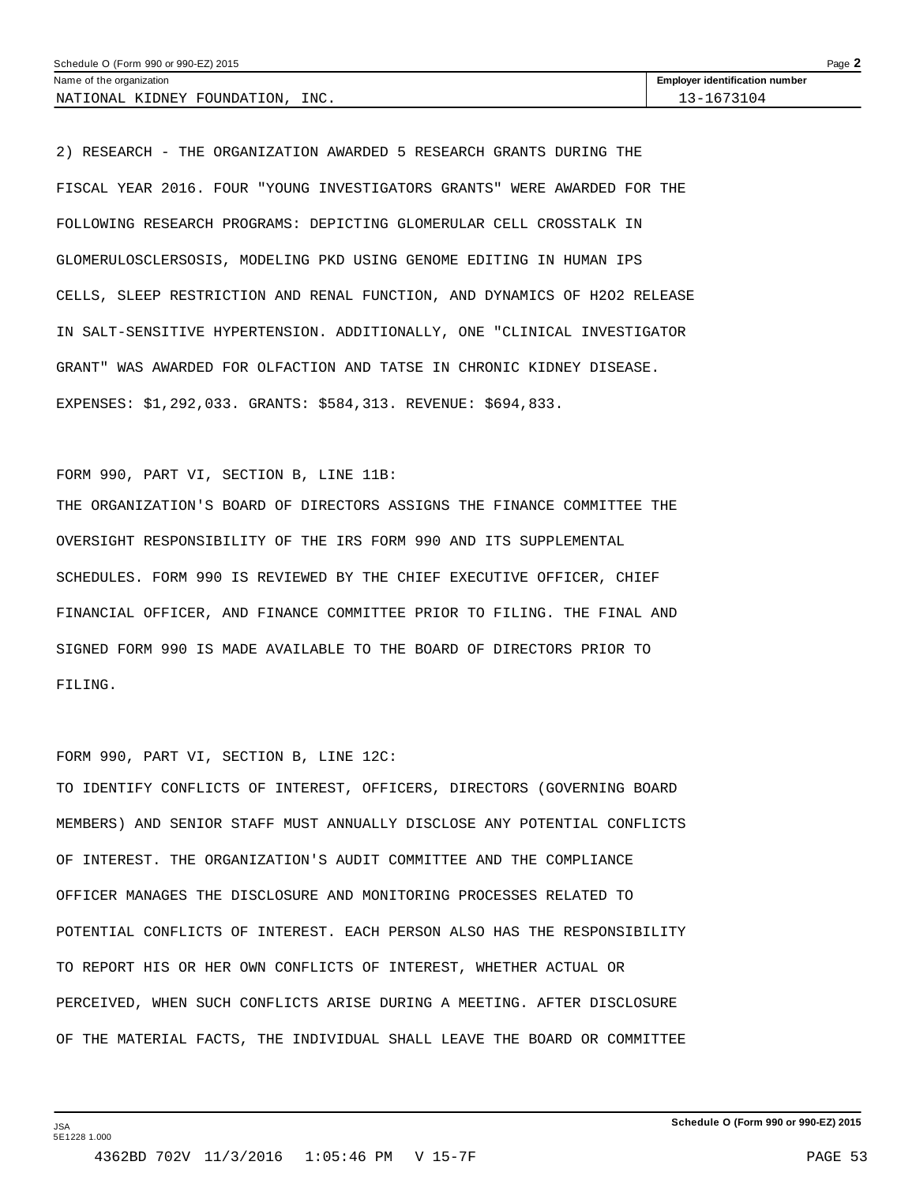2) RESEARCH - THE ORGANIZATION AWARDED 5 RESEARCH GRANTS DURING THE FISCAL YEAR 2016. FOUR "YOUNG INVESTIGATORS GRANTS" WERE AWARDED FOR THE FOLLOWING RESEARCH PROGRAMS: DEPICTING GLOMERULAR CELL CROSSTALK IN GLOMERULOSCLERSOSIS, MODELING PKD USING GENOME EDITING IN HUMAN IPS CELLS, SLEEP RESTRICTION AND RENAL FUNCTION, AND DYNAMICS OF H2O2 RELEASE IN SALT-SENSITIVE HYPERTENSION. ADDITIONALLY, ONE "CLINICAL INVESTIGATOR GRANT" WAS AWARDED FOR OLFACTION AND TATSE IN CHRONIC KIDNEY DISEASE. EXPENSES: $1,292,033. GRANTS: $584,313. REVENUE: $694,833.

FORM 990, PART VI, SECTION B, LINE 11B:

THE ORGANIZATION'S BOARD OF DIRECTORS ASSIGNS THE FINANCE COMMITTEE THE OVERSIGHT RESPONSIBILITY OF THE IRS FORM 990 AND ITS SUPPLEMENTAL SCHEDULES. FORM 990 IS REVIEWED BY THE CHIEF EXECUTIVE OFFICER, CHIEF FINANCIAL OFFICER, AND FINANCE COMMITTEE PRIOR TO FILING. THE FINAL AND SIGNED FORM 990 IS MADE AVAILABLE TO THE BOARD OF DIRECTORS PRIOR TO FILING.

FORM 990, PART VI, SECTION B, LINE 12C:

TO IDENTIFY CONFLICTS OF INTEREST, OFFICERS, DIRECTORS (GOVERNING BOARD MEMBERS) AND SENIOR STAFF MUST ANNUALLY DISCLOSE ANY POTENTIAL CONFLICTS OF INTEREST. THE ORGANIZATION'S AUDIT COMMITTEE AND THE COMPLIANCE OFFICER MANAGES THE DISCLOSURE AND MONITORING PROCESSES RELATED TO POTENTIAL CONFLICTS OF INTEREST. EACH PERSON ALSO HAS THE RESPONSIBILITY TO REPORT HIS OR HER OWN CONFLICTS OF INTEREST, WHETHER ACTUAL OR PERCEIVED, WHEN SUCH CONFLICTS ARISE DURING A MEETING. AFTER DISCLOSURE OF THE MATERIAL FACTS, THE INDIVIDUAL SHALL LEAVE THE BOARD OR COMMITTEE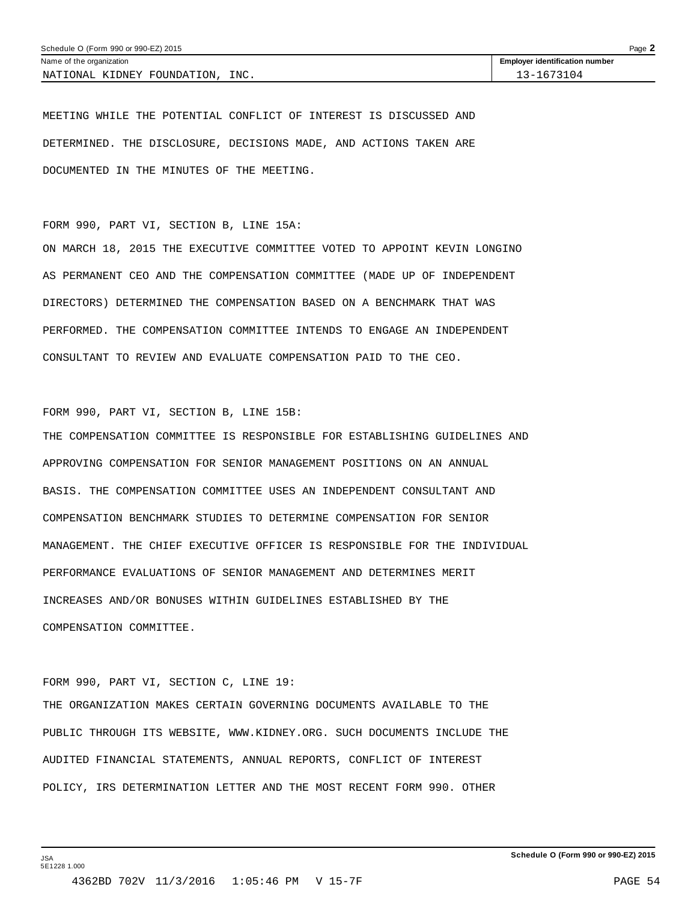Schedule O (Form 990 or 990-EZ) 2015

| Name of the organization | Employer identification number |
| --- | --- |
| NATIONAL KIDNEY FOUNDATION, INC. | 13-1673104 |

MEETING WHILE THE POTENTIAL CONFLICT OF INTEREST IS DISCUSSED AND DETERMINED. THE DISCLOSURE, DECISIONS MADE, AND ACTIONS TAKEN ARE DOCUMENTED IN THE MINUTES OF THE MEETING.

FORM 990, PART VI, SECTION B, LINE 15A:

ON MARCH 18, 2015 THE EXECUTIVE COMMITTEE VOTED TO APPOINT KEVIN LONGINO AS PERMANENT CEO AND THE COMPENSATION COMMITTEE (MADE UP OF INDEPENDENT DIRECTORS) DETERMINED THE COMPENSATION BASED ON A BENCHMARK THAT WAS PERFORMED. THE COMPENSATION COMMITTEE INTENDS TO ENGAGE AN INDEPENDENT CONSULTANT TO REVIEW AND EVALUATE COMPENSATION PAID TO THE CEO.

FORM 990, PART VI, SECTION B, LINE 15B:

THE COMPENSATION COMMITTEE IS RESPONSIBLE FOR ESTABLISHING GUIDELINES AND APPROVING COMPENSATION FOR SENIOR MANAGEMENT POSITIONS ON AN ANNUAL BASIS. THE COMPENSATION COMMITTEE USES AN INDEPENDENT CONSULTANT AND COMPENSATION BENCHMARK STUDIES TO DETERMINE COMPENSATION FOR SENIOR MANAGEMENT. THE CHIEF EXECUTIVE OFFICER IS RESPONSIBLE FOR THE INDIVIDUAL PERFORMANCE EVALUATIONS OF SENIOR MANAGEMENT AND DETERMINES MERIT INCREASES AND/OR BONUSES WITHIN GUIDELINES ESTABLISHED BY THE COMPENSATION COMMITTEE.

FORM 990, PART VI, SECTION C, LINE 19:

THE ORGANIZATION MAKES CERTAIN GOVERNING DOCUMENTS AVAILABLE TO THE PUBLIC THROUGH ITS WEBSITE, WWW.KIDNEY.ORG. SUCH DOCUMENTS INCLUDE THE AUDITED FINANCIAL STATEMENTS, ANNUAL REPORTS, CONFLICT OF INTEREST POLICY, IRS DETERMINATION LETTER AND THE MOST RECENT FORM 990. OTHER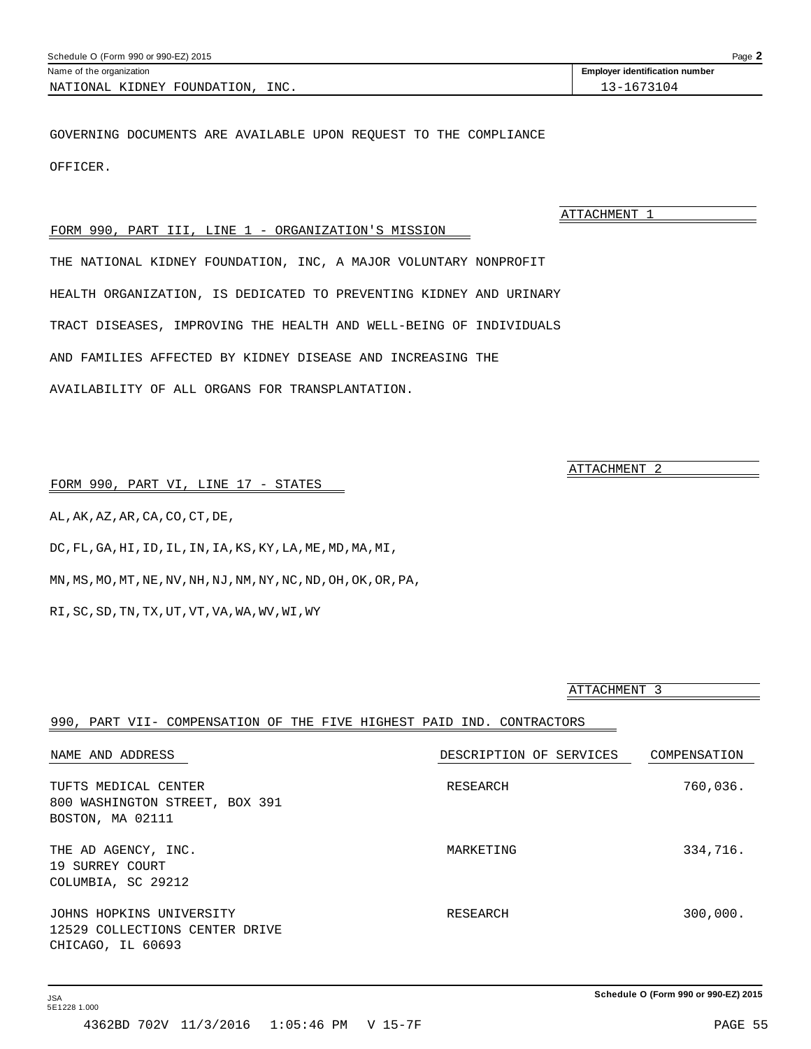Schedule O (Form 990 or 990-EZ) 2015

Name of the organization: NATIONAL KIDNEY FOUNDATION, INC.

Employer identification number: 13-1673104

GOVERNING DOCUMENTS ARE AVAILABLE UPON REQUEST TO THE COMPLIANCE OFFICER.

ATTACHMENT 1

FORM 990, PART III, LINE 1 - ORGANIZATION'S MISSION

THE NATIONAL KIDNEY FOUNDATION, INC, A MAJOR VOLUNTARY NONPROFIT HEALTH ORGANIZATION, IS DEDICATED TO PREVENTING KIDNEY AND URINARY TRACT DISEASES, IMPROVING THE HEALTH AND WELL-BEING OF INDIVIDUALS AND FAMILIES AFFECTED BY KIDNEY DISEASE AND INCREASING THE AVAILABILITY OF ALL ORGANS FOR TRANSPLANTATION.

ATTACHMENT 2

FORM 990, PART VI, LINE 17 - STATES

AL,AK,AZ,AR,CA,CO,CT,DE,
DC,FL,GA,HI,ID,IL,IN,IA,KS,KY,LA,ME,MD,MA,MI,
MN,MS,MO,MT,NE,NV,NH,NJ,NM,NY,NC,ND,OH,OK,OR,PA,
RI,SC,SD,TN,TX,UT,VT,VA,WA,WV,WI,WY

ATTACHMENT 3

990, PART VII- COMPENSATION OF THE FIVE HIGHEST PAID IND. CONTRACTORS

| NAME AND ADDRESS | DESCRIPTION OF SERVICES | COMPENSATION |
|---|---|---|
| TUFTS MEDICAL CENTER<br>800 WASHINGTON STREET, BOX 391<br>BOSTON, MA 02111 | RESEARCH | 760,036. |
| THE AD AGENCY, INC.<br>19 SURREY COURT<br>COLUMBIA, SC 29212 | MARKETING | 334,716. |
| JOHNS HOPKINS UNIVERSITY<br>12529 COLLECTIONS CENTER DRIVE<br>CHICAGO, IL 60693 | RESEARCH | 300,000. |

Schedule O (Form 990 or 990-EZ) 2015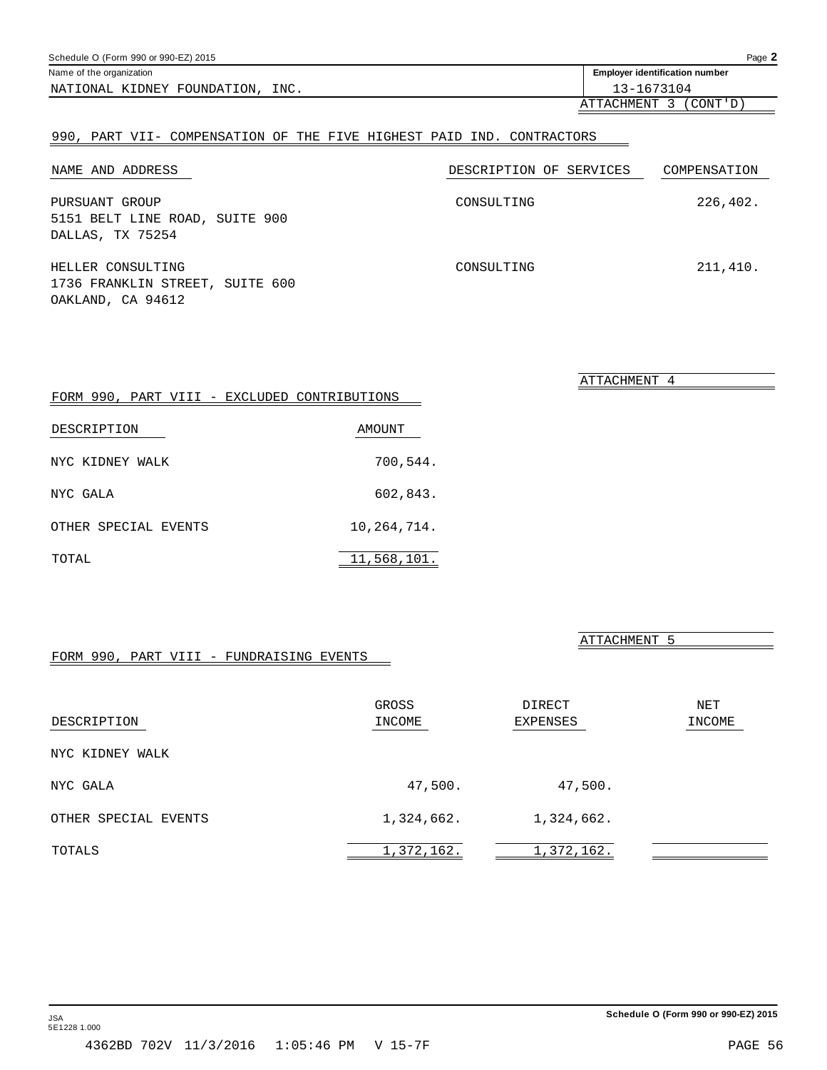Schedule O (Form 990 or 990-EZ) 2015

Name of the organization: NATIONAL KIDNEY FOUNDATION, INC.

Employer identification number: 13-1673104

ATTACHMENT 3 (CONT'D)

## 990, PART VII- COMPENSATION OF THE FIVE HIGHEST PAID IND. CONTRACTORS

| NAME AND ADDRESS | DESCRIPTION OF SERVICES | COMPENSATION |
|---|---|---|
| PURSUANT GROUP<br>5151 BELT LINE ROAD, SUITE 900<br>DALLAS, TX 75254 | CONSULTING | 226,402. |
| HELLER CONSULTING<br>1736 FRANKLIN STREET, SUITE 600<br>OAKLAND, CA 94612 | CONSULTING | 211,410. |

ATTACHMENT 4

## FORM 990, PART VIII - EXCLUDED CONTRIBUTIONS

| DESCRIPTION | AMOUNT |
|---|---|
| NYC KIDNEY WALK | 700,544. |
| NYC GALA | 602,843. |
| OTHER SPECIAL EVENTS | 10,264,714. |
| TOTAL | 11,568,101. |

ATTACHMENT 5

## FORM 990, PART VIII - FUNDRAISING EVENTS

| DESCRIPTION | GROSS INCOME | DIRECT EXPENSES | NET INCOME |
|---|---|---|---|
| NYC KIDNEY WALK | | | |
| NYC GALA | 47,500. | 47,500. | |
| OTHER SPECIAL EVENTS | 1,324,662. | 1,324,662. | |
| TOTALS | 1,372,162. | 1,372,162. | |

Schedule O (Form 990 or 990-EZ) 2015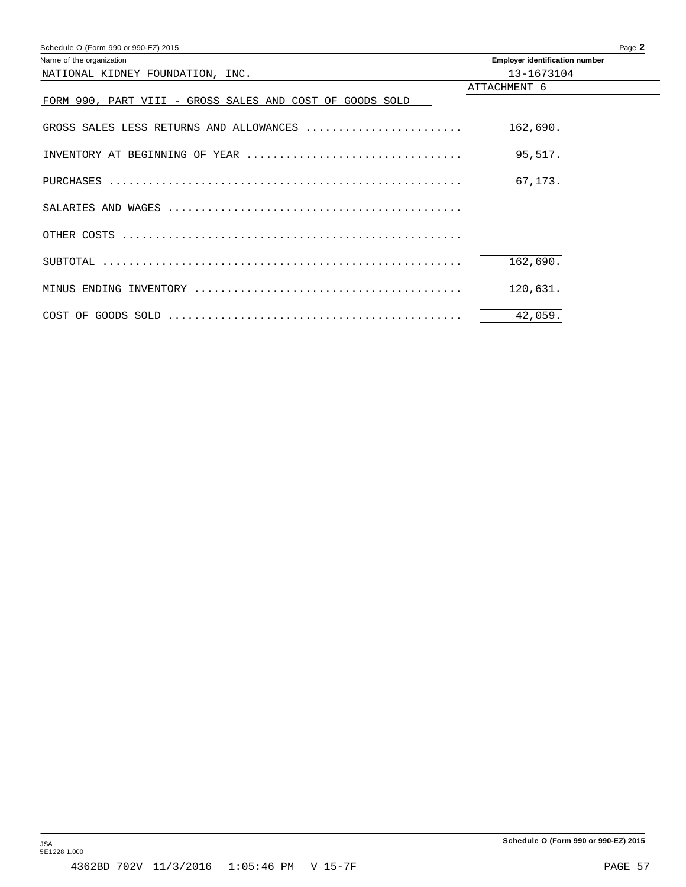Name of the organization: NATIONAL KIDNEY FOUNDATION, INC.

Employer identification number: 13-1673104

ATTACHMENT 6

## FORM 990, PART VIII - GROSS SALES AND COST OF GOODS SOLD

| | |
|---|---|
| GROSS SALES LESS RETURNS AND ALLOWANCES | 162,690. |
| INVENTORY AT BEGINNING OF YEAR | 95,517. |
| PURCHASES | 67,173. |
| SALARIES AND WAGES | |
| OTHER COSTS | |
| SUBTOTAL | 162,690. |
| MINUS ENDING INVENTORY | 120,631. |
| COST OF GOODS SOLD | 42,059. |

JSA
5E1228 1.000

4362BD 702V 11/3/2016 1:05:46 PM V 15-7F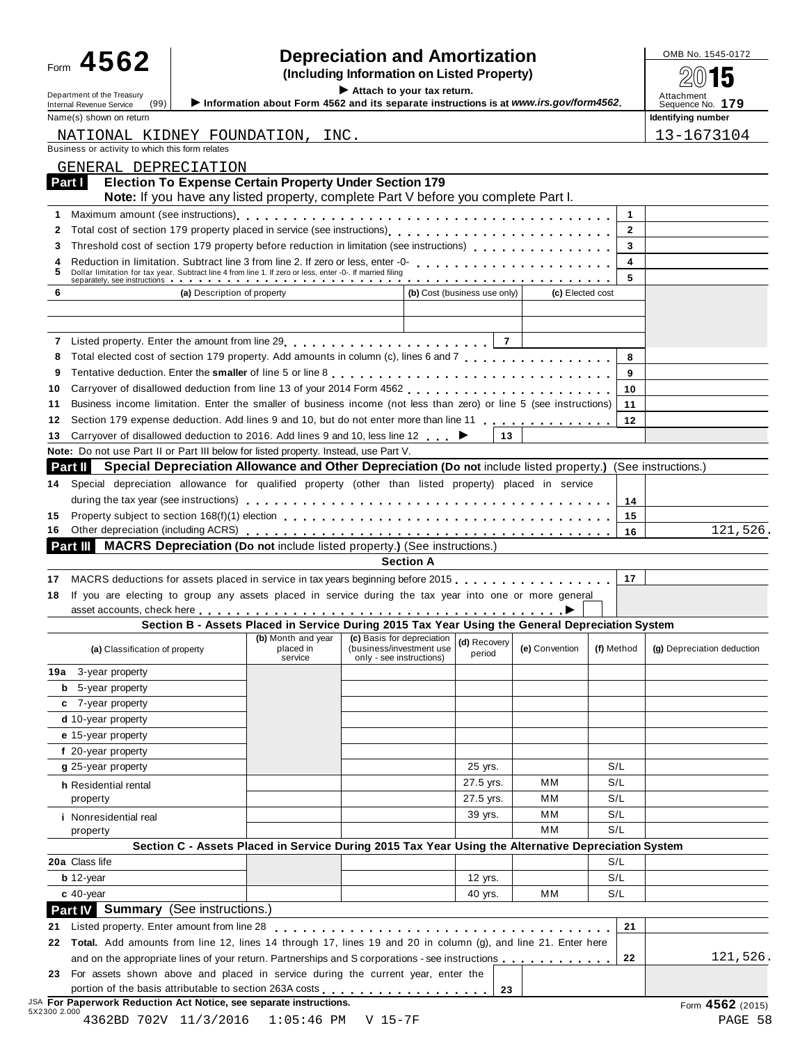# Form 4562 — Depreciation and Amortization

**(Including Information on Listed Property)**

▶ Attach to your tax return.

▶ Information about Form 4562 and its separate instructions is at *www.irs.gov/form4562*.

OMB No. 1545-0172

2015

Attachment Sequence No. 179

Department of the Treasury Internal Revenue Service (99)

Name(s) shown on return: NATIONAL KIDNEY FOUNDATION, INC.

Identifying number: 13-1673104

Business or activity to which this form relates: GENERAL DEPRECIATION

## Part I Election To Expense Certain Property Under Section 179

**Note:** If you have any listed property, complete Part V before you complete Part I.

| Line | Description | Box | Amount |
|---|---|---|---|
| 1 | Maximum amount (see instructions) | 1 | |
| 2 | Total cost of section 179 property placed in service (see instructions) | 2 | |
| 3 | Threshold cost of section 179 property before reduction in limitation (see instructions) | 3 | |
| 4 | Reduction in limitation. Subtract line 3 from line 2. If zero or less, enter -0- | 4 | |
| 5 | Dollar limitation for tax year. Subtract line 4 from line 1. If zero or less, enter -0-. If married filing separately, see instructions | 5 | |

| 6 (a) Description of property | (b) Cost (business use only) | (c) Elected cost |
|---|---|---|
| | | |
| | | |

| Line | Description | Box | Amount |
|---|---|---|---|
| 7 | Listed property. Enter the amount from line 29 | 7 | |
| 8 | Total elected cost of section 179 property. Add amounts in column (c), lines 6 and 7 | 8 | |
| 9 | Tentative deduction. Enter the **smaller** of line 5 or line 8 | 9 | |
| 10 | Carryover of disallowed deduction from line 13 of your 2014 Form 4562 | 10 | |
| 11 | Business income limitation. Enter the smaller of business income (not less than zero) or line 5 (see instructions) | 11 | |
| 12 | Section 179 expense deduction. Add lines 9 and 10, but do not enter more than line 11 | 12 | |
| 13 | Carryover of disallowed deduction to 2016. Add lines 9 and 10, less line 12 ▶ | 13 | |

**Note:** Do not use Part II or Part III below for listed property. Instead, use Part V.

## Part II Special Depreciation Allowance and Other Depreciation (Do not include listed property.) (See instructions.)

| Line | Description | Box | Amount |
|---|---|---|---|
| 14 | Special depreciation allowance for qualified property (other than listed property) placed in service during the tax year (see instructions) | 14 | |
| 15 | Property subject to section 168(f)(1) election | 15 | |
| 16 | Other depreciation (including ACRS) | 16 | 121,526. |

## Part III MACRS Depreciation (Do not include listed property.) (See instructions.)

### Section A

| Line | Description | Box | Amount |
|---|---|---|---|
| 17 | MACRS deductions for assets placed in service in tax years beginning before 2015 | 17 | |
| 18 | If you are electing to group any assets placed in service during the tax year into one or more general asset accounts, check here ▶ ☐ | | |

### Section B - Assets Placed in Service During 2015 Tax Year Using the General Depreciation System

| (a) Classification of property | (b) Month and year placed in service | (c) Basis for depreciation (business/investment use only - see instructions) | (d) Recovery period | (e) Convention | (f) Method | (g) Depreciation deduction |
|---|---|---|---|---|---|---|
| 19a 3-year property | | | | | | |
| b 5-year property | | | | | | |
| c 7-year property | | | | | | |
| d 10-year property | | | | | | |
| e 15-year property | | | | | | |
| f 20-year property | | | | | | |
| g 25-year property | | | 25 yrs. | | S/L | |
| h Residential rental property | | | 27.5 yrs. | MM | S/L | |
| | | | 27.5 yrs. | MM | S/L | |
| i Nonresidential real property | | | 39 yrs. | MM | S/L | |
| | | | | MM | S/L | |

### Section C - Assets Placed in Service During 2015 Tax Year Using the Alternative Depreciation System

| (a) Classification of property | (b) | (c) | (d) | (e) | (f) | (g) |
|---|---|---|---|---|---|---|
| 20a Class life | | | | | S/L | |
| b 12-year | | | 12 yrs. | | S/L | |
| c 40-year | | | 40 yrs. | MM | S/L | |

## Part IV Summary (See instructions.)

| Line | Description | Box | Amount |
|---|---|---|---|
| 21 | Listed property. Enter amount from line 28 | 21 | |
| 22 | **Total.** Add amounts from line 12, lines 14 through 17, lines 19 and 20 in column (g), and line 21. Enter here and on the appropriate lines of your return. Partnerships and S corporations - see instructions | 22 | 121,526. |
| 23 | For assets shown above and placed in service during the current year, enter the portion of the basis attributable to section 263A costs | 23 | |

JSA **For Paperwork Reduction Act Notice, see separate instructions.** 5X2300 2.000

Form **4562** (2015)

4362BD 702V 11/3/2016 1:05:46 PM V 15-7F PAGE 58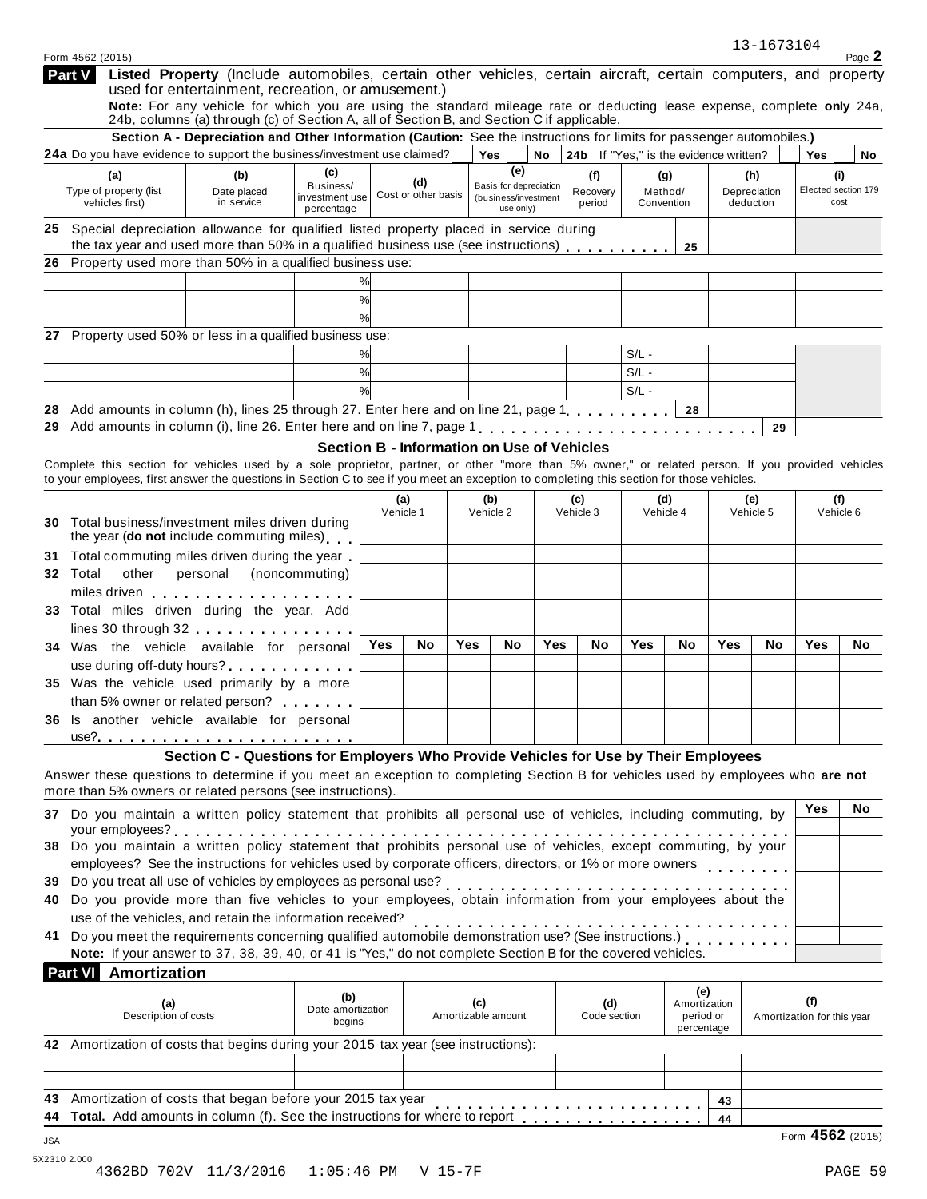13-1673104

Form 4562 (2015)

**Part V** **Listed Property** (Include automobiles, certain other vehicles, certain aircraft, certain computers, and property used for entertainment, recreation, or amusement.)

**Note:** For any vehicle for which you are using the standard mileage rate or deducting lease expense, complete **only** 24a, 24b, columns (a) through (c) of Section A, all of Section B, and Section C if applicable.

### Section A - Depreciation and Other Information (Caution: See the instructions for limits for passenger automobiles.)

**24a** Do you have evidence to support the business/investment use claimed? Yes No **24b** If "Yes," is the evidence written? Yes No

| (a) Type of property (list vehicles first) | (b) Date placed in service | (c) Business/ investment use percentage | (d) Cost or other basis | (e) Basis for depreciation (business/investment use only) | (f) Recovery period | (g) Method/ Convention | (h) Depreciation deduction | (i) Elected section 179 cost |
|---|---|---|---|---|---|---|---|---|
| **25** Special depreciation allowance for qualified listed property placed in service during the tax year and used more than 50% in a qualified business use (see instructions) | | | | | | 25 | | |
| **26** Property used more than 50% in a qualified business use: | | | | | | | | |
| | | % | | | | | | |
| | | % | | | | | | |
| | | % | | | | | | |
| **27** Property used 50% or less in a qualified business use: | | | | | | | | |
| | | % | | | | S/L - | | |
| | | % | | | | S/L - | | |
| | | % | | | | S/L - | | |
| **28** Add amounts in column (h), lines 25 through 27. Enter here and on line 21, page 1 | | | | | | 28 | | |
| **29** Add amounts in column (i), line 26. Enter here and on line 7, page 1 | | | | | | | 29 | |

### Section B - Information on Use of Vehicles

Complete this section for vehicles used by a sole proprietor, partner, or other "more than 5% owner," or related person. If you provided vehicles to your employees, first answer the questions in Section C to see if you meet an exception to completing this section for those vehicles.

| | (a) Vehicle 1 | | (b) Vehicle 2 | | (c) Vehicle 3 | | (d) Vehicle 4 | | (e) Vehicle 5 | | (f) Vehicle 6 | |
|---|---|---|---|---|---|---|---|---|---|---|---|---|
| **30** Total business/investment miles driven during the year (**do not** include commuting miles) | | | | | | | | | | | | |
| **31** Total commuting miles driven during the year | | | | | | | | | | | | |
| **32** Total other personal (noncommuting) miles driven | | | | | | | | | | | | |
| **33** Total miles driven during the year. Add lines 30 through 32 | | | | | | | | | | | | |
| | Yes | No | Yes | No | Yes | No | Yes | No | Yes | No | Yes | No |
| **34** Was the vehicle available for personal use during off-duty hours? | | | | | | | | | | | | |
| **35** Was the vehicle used primarily by a more than 5% owner or related person? | | | | | | | | | | | | |
| **36** Is another vehicle available for personal use? | | | | | | | | | | | | |

### Section C - Questions for Employers Who Provide Vehicles for Use by Their Employees

Answer these questions to determine if you meet an exception to completing Section B for vehicles used by employees who **are not** more than 5% owners or related persons (see instructions).

| | Yes | No |
|---|---|---|
| **37** Do you maintain a written policy statement that prohibits all personal use of vehicles, including commuting, by your employees? | | |
| **38** Do you maintain a written policy statement that prohibits personal use of vehicles, except commuting, by your employees? See the instructions for vehicles used by corporate officers, directors, or 1% or more owners | | |
| **39** Do you treat all use of vehicles by employees as personal use? | | |
| **40** Do you provide more than five vehicles to your employees, obtain information from your employees about the use of the vehicles, and retain the information received? | | |
| **41** Do you meet the requirements concerning qualified automobile demonstration use? (See instructions.) | | |

**Note:** If your answer to 37, 38, 39, 40, or 41 is "Yes," do not complete Section B for the covered vehicles.

**Part VI** **Amortization**

| (a) Description of costs | (b) Date amortization begins | (c) Amortizable amount | (d) Code section | (e) Amortization period or percentage | (f) Amortization for this year |
|---|---|---|---|---|---|
| **42** Amortization of costs that begins during your 2015 tax year (see instructions): | | | | | |
| | | | | | |
| | | | | | |
| **43** Amortization of costs that began before your 2015 tax year | | | | 43 | |
| **44** **Total.** Add amounts in column (f). See the instructions for where to report | | | | 44 | |

JSA Form **4562** (2015)

5X2310 2.000

4362BD 702V 11/3/2016 1:05:46 PM V 15-7F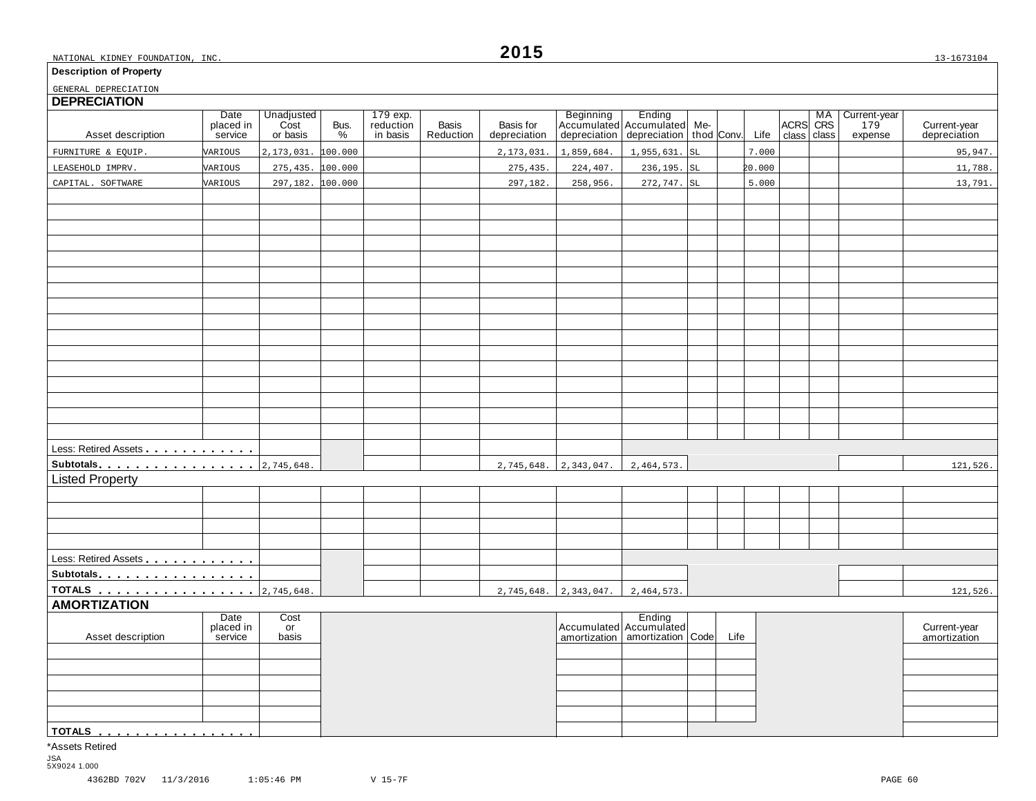NATIONAL KIDNEY FOUNDATION, INC. **2015** 13-1673104

**Description of Property**

GENERAL DEPRECIATION

## DEPRECIATION

| Asset description | Date placed in service | Unadjusted Cost or basis | Bus. % | 179 exp. reduction in basis | Basis Reduction | Basis for depreciation | Beginning Accumulated depreciation | Ending Accumulated depreciation | Method | Conv. | Life | ACRS class | MA CRS class | Current-year 179 expense | Current-year depreciation |
|---|---|---|---|---|---|---|---|---|---|---|---|---|---|---|---|
| FURNITURE & EQUIP. | VARIOUS | 2,173,031. | 100.000 | | | 2,173,031. | 1,859,684. | 1,955,631. | SL | | 7.000 | | | | 95,947. |
| LEASEHOLD IMPRV. | VARIOUS | 275,435. | 100.000 | | | 275,435. | 224,407. | 236,195. | SL | | 20.000 | | | | 11,788. |
| CAPITAL. SOFTWARE | VARIOUS | 297,182. | 100.000 | | | 297,182. | 258,956. | 272,747. | SL | | 5.000 | | | | 13,791. |
| Less: Retired Assets | | | | | | | | | | | | | | | |
| Subtotals | | 2,745,648. | | | | 2,745,648. | 2,343,047. | 2,464,573. | | | | | | | 121,526. |
| **Listed Property** | | | | | | | | | | | | | | | |
| Less: Retired Assets | | | | | | | | | | | | | | | |
| Subtotals | | | | | | | | | | | | | | | |
| **TOTALS** | | 2,745,648. | | | | 2,745,648. | 2,343,047. | 2,464,573. | | | | | | | 121,526. |

## AMORTIZATION

| Asset description | Date placed in service | Cost or basis | Accumulated amortization | Ending Accumulated amortization | Code | Life | Current-year amortization |
|---|---|---|---|---|---|---|---|
| **TOTALS** | | | | | | | |

*Assets Retired

JSA
5X9024 1.000

4362BD 702V 11/3/2016 1:05:46 PM V 15-7F PAGE 60